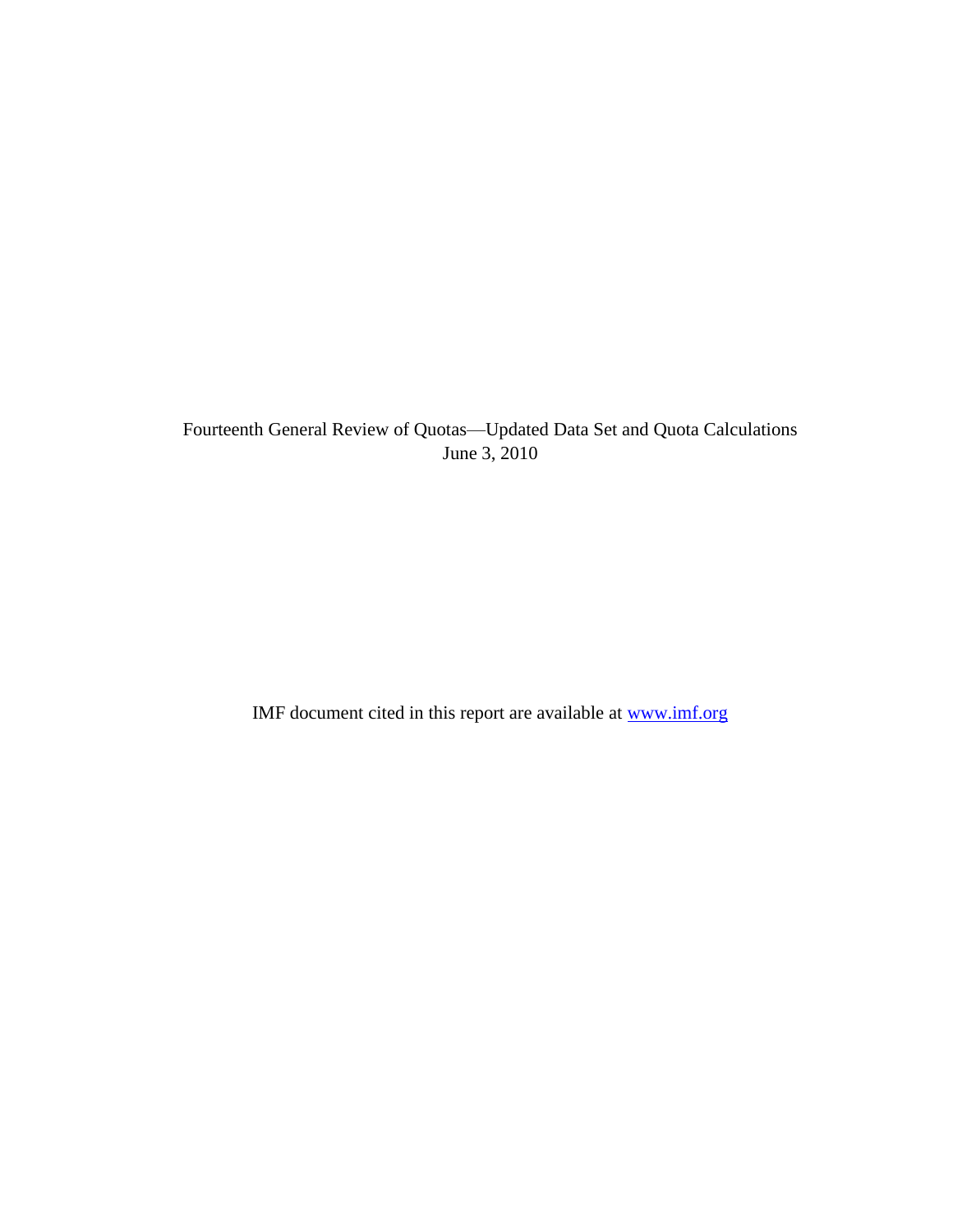Fourteenth General Review of Quotas—Updated Data Set and Quota Calculations
June 3, 2010

IMF document cited in this report are available at [www.imf.org](http://www.imf.org)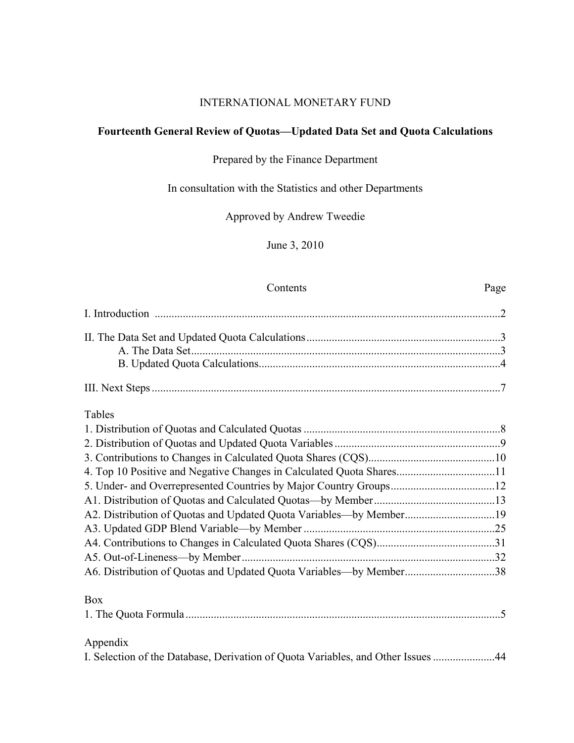INTERNATIONAL MONETARY FUND

**Fourteenth General Review of Quotas—Updated Data Set and Quota Calculations**

Prepared by the Finance Department

In consultation with the Statistics and other Departments

Approved by Andrew Tweedie

June 3, 2010

| Contents | Page |
|---|---|
| I. Introduction | 2 |
| II. The Data Set and Updated Quota Calculations | 3 |
| A. The Data Set | 3 |
| B. Updated Quota Calculations | 4 |
| III. Next Steps | 7 |
| **Tables** | |
| 1. Distribution of Quotas and Calculated Quotas | 8 |
| 2. Distribution of Quotas and Updated Quota Variables | 9 |
| 3. Contributions to Changes in Calculated Quota Shares (CQS) | 10 |
| 4. Top 10 Positive and Negative Changes in Calculated Quota Shares | 11 |
| 5. Under- and Overrepresented Countries by Major Country Groups | 12 |
| A1. Distribution of Quotas and Calculated Quotas—by Member | 13 |
| A2. Distribution of Quotas and Updated Quota Variables—by Member | 19 |
| A3. Updated GDP Blend Variable—by Member | 25 |
| A4. Contributions to Changes in Calculated Quota Shares (CQS) | 31 |
| A5. Out-of-Lineness—by Member | 32 |
| A6. Distribution of Quotas and Updated Quota Variables—by Member | 38 |
| **Box** | |
| 1. The Quota Formula | 5 |
| **Appendix** | |
| I. Selection of the Database, Derivation of Quota Variables, and Other Issues | 44 |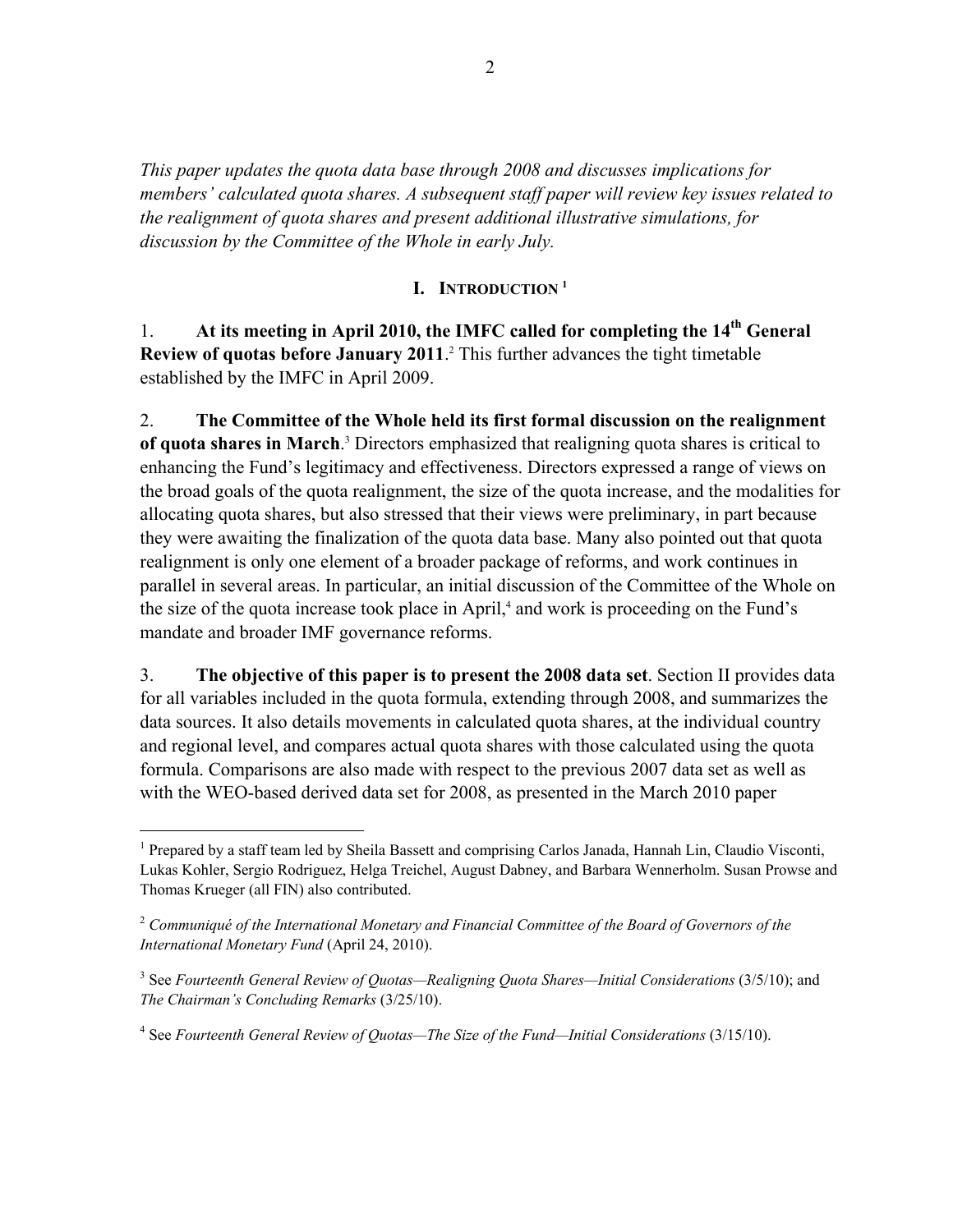*This paper updates the quota data base through 2008 and discusses implications for members' calculated quota shares. A subsequent staff paper will review key issues related to the realignment of quota shares and present additional illustrative simulations, for discussion by the Committee of the Whole in early July.*

## I. INTRODUCTION [1]

1. **At its meeting in April 2010, the IMFC called for completing the 14th General Review of quotas before January 2011**.[2] This further advances the tight timetable established by the IMFC in April 2009.

2. **The Committee of the Whole held its first formal discussion on the realignment of quota shares in March**.[3] Directors emphasized that realigning quota shares is critical to enhancing the Fund's legitimacy and effectiveness. Directors expressed a range of views on the broad goals of the quota realignment, the size of the quota increase, and the modalities for allocating quota shares, but also stressed that their views were preliminary, in part because they were awaiting the finalization of the quota data base. Many also pointed out that quota realignment is only one element of a broader package of reforms, and work continues in parallel in several areas. In particular, an initial discussion of the Committee of the Whole on the size of the quota increase took place in April,[4] and work is proceeding on the Fund's mandate and broader IMF governance reforms.

3. **The objective of this paper is to present the 2008 data set**. Section II provides data for all variables included in the quota formula, extending through 2008, and summarizes the data sources. It also details movements in calculated quota shares, at the individual country and regional level, and compares actual quota shares with those calculated using the quota formula. Comparisons are also made with respect to the previous 2007 data set as well as with the WEO-based derived data set for 2008, as presented in the March 2010 paper

---

[1] Prepared by a staff team led by Sheila Bassett and comprising Carlos Janada, Hannah Lin, Claudio Visconti, Lukas Kohler, Sergio Rodriguez, Helga Treichel, August Dabney, and Barbara Wennerholm. Susan Prowse and Thomas Krueger (all FIN) also contributed.

[2] *Communiqué of the International Monetary and Financial Committee of the Board of Governors of the International Monetary Fund* (April 24, 2010).

[3] See *Fourteenth General Review of Quotas—Realigning Quota Shares—Initial Considerations* (3/5/10); and *The Chairman's Concluding Remarks* (3/25/10).

[4] See *Fourteenth General Review of Quotas—The Size of the Fund—Initial Considerations* (3/15/10).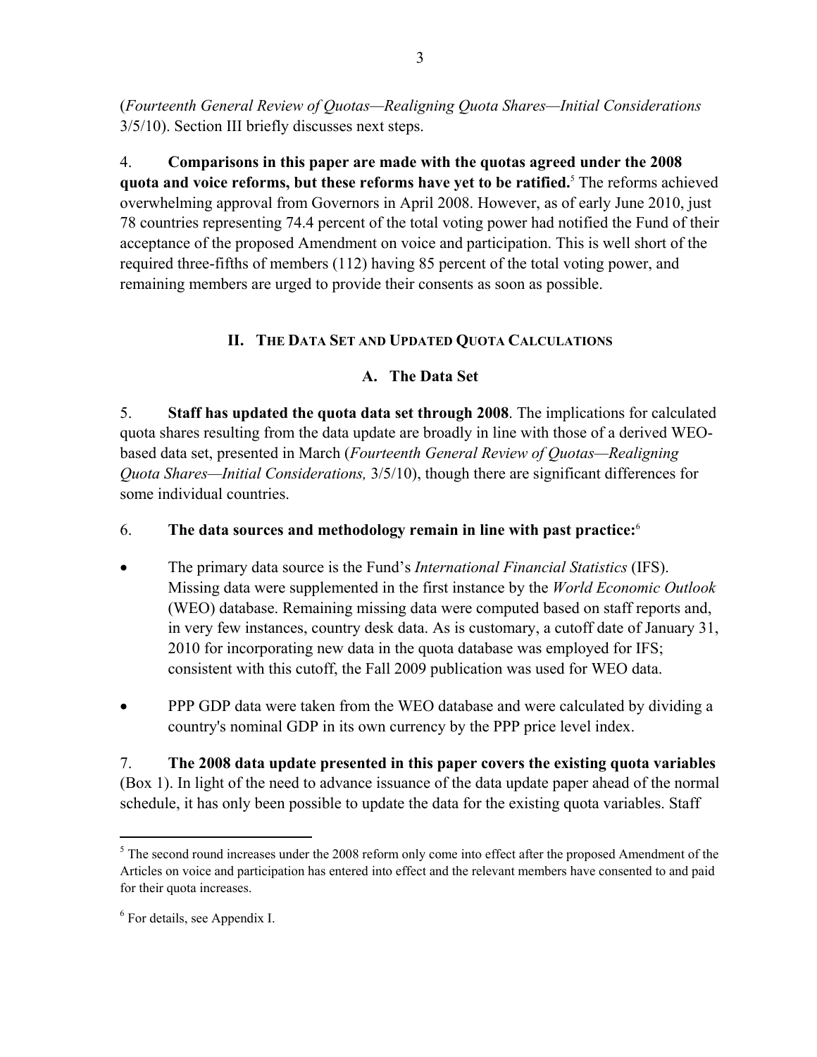(*Fourteenth General Review of Quotas—Realigning Quota Shares—Initial Considerations* 3/5/10). Section III briefly discusses next steps.

4. **Comparisons in this paper are made with the quotas agreed under the 2008 quota and voice reforms, but these reforms have yet to be ratified.**[5] The reforms achieved overwhelming approval from Governors in April 2008. However, as of early June 2010, just 78 countries representing 74.4 percent of the total voting power had notified the Fund of their acceptance of the proposed Amendment on voice and participation. This is well short of the required three-fifths of members (112) having 85 percent of the total voting power, and remaining members are urged to provide their consents as soon as possible.

## II. The Data Set and Updated Quota Calculations

### A. The Data Set

5. **Staff has updated the quota data set through 2008**. The implications for calculated quota shares resulting from the data update are broadly in line with those of a derived WEO-based data set, presented in March (*Fourteenth General Review of Quotas—Realigning Quota Shares—Initial Considerations,* 3/5/10), though there are significant differences for some individual countries.

6. **The data sources and methodology remain in line with past practice:**[6]

- The primary data source is the Fund's *International Financial Statistics* (IFS). Missing data were supplemented in the first instance by the *World Economic Outlook* (WEO) database. Remaining missing data were computed based on staff reports and, in very few instances, country desk data. As is customary, a cutoff date of January 31, 2010 for incorporating new data in the quota database was employed for IFS; consistent with this cutoff, the Fall 2009 publication was used for WEO data.

- PPP GDP data were taken from the WEO database and were calculated by dividing a country's nominal GDP in its own currency by the PPP price level index.

7. **The 2008 data update presented in this paper covers the existing quota variables** (Box 1). In light of the need to advance issuance of the data update paper ahead of the normal schedule, it has only been possible to update the data for the existing quota variables. Staff

---

[5] The second round increases under the 2008 reform only come into effect after the proposed Amendment of the Articles on voice and participation has entered into effect and the relevant members have consented to and paid for their quota increases.

[6] For details, see Appendix I.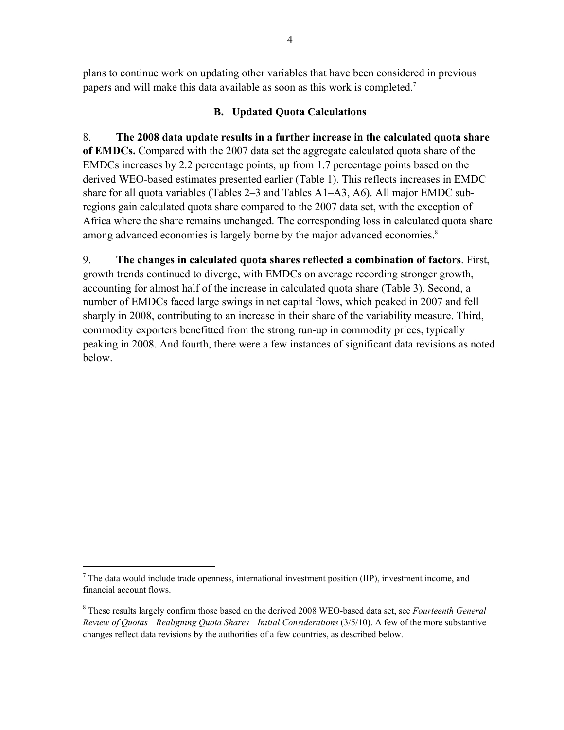plans to continue work on updating other variables that have been considered in previous papers and will make this data available as soon as this work is completed.[7]

### B. Updated Quota Calculations

8. **The 2008 data update results in a further increase in the calculated quota share of EMDCs.** Compared with the 2007 data set the aggregate calculated quota share of the EMDCs increases by 2.2 percentage points, up from 1.7 percentage points based on the derived WEO-based estimates presented earlier (Table 1). This reflects increases in EMDC share for all quota variables (Tables 2–3 and Tables A1–A3, A6). All major EMDC sub-regions gain calculated quota share compared to the 2007 data set, with the exception of Africa where the share remains unchanged. The corresponding loss in calculated quota share among advanced economies is largely borne by the major advanced economies.[8]

9. **The changes in calculated quota shares reflected a combination of factors**. First, growth trends continued to diverge, with EMDCs on average recording stronger growth, accounting for almost half of the increase in calculated quota share (Table 3). Second, a number of EMDCs faced large swings in net capital flows, which peaked in 2007 and fell sharply in 2008, contributing to an increase in their share of the variability measure. Third, commodity exporters benefitted from the strong run-up in commodity prices, typically peaking in 2008. And fourth, there were a few instances of significant data revisions as noted below.

---

[7] The data would include trade openness, international investment position (IIP), investment income, and financial account flows.

[8] These results largely confirm those based on the derived 2008 WEO-based data set, see *Fourteenth General Review of Quotas—Realigning Quota Shares—Initial Considerations* (3/5/10). A few of the more substantive changes reflect data revisions by the authorities of a few countries, as described below.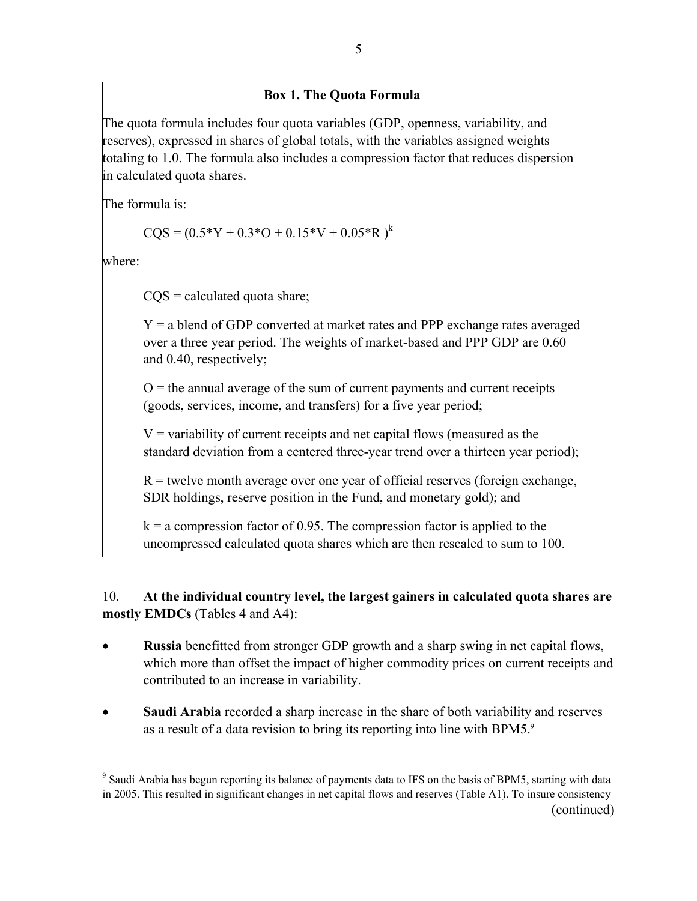**Box 1. The Quota Formula**

The quota formula includes four quota variables (GDP, openness, variability, and reserves), expressed in shares of global totals, with the variables assigned weights totaling to 1.0. The formula also includes a compression factor that reduces dispersion in calculated quota shares.

The formula is:

$$CQS = (0.5*Y + 0.3*O + 0.15*V + 0.05*R)^k$$

where:

CQS = calculated quota share;

Y = a blend of GDP converted at market rates and PPP exchange rates averaged over a three year period. The weights of market-based and PPP GDP are 0.60 and 0.40, respectively;

O = the annual average of the sum of current payments and current receipts (goods, services, income, and transfers) for a five year period;

V = variability of current receipts and net capital flows (measured as the standard deviation from a centered three-year trend over a thirteen year period);

R = twelve month average over one year of official reserves (foreign exchange, SDR holdings, reserve position in the Fund, and monetary gold); and

k = a compression factor of 0.95. The compression factor is applied to the uncompressed calculated quota shares which are then rescaled to sum to 100.

10. **At the individual country level, the largest gainers in calculated quota shares are mostly EMDCs** (Tables 4 and A4):

- **Russia** benefitted from stronger GDP growth and a sharp swing in net capital flows, which more than offset the impact of higher commodity prices on current receipts and contributed to an increase in variability.
- **Saudi Arabia** recorded a sharp increase in the share of both variability and reserves as a result of a data revision to bring its reporting into line with BPM5.[9]

---

[9] Saudi Arabia has begun reporting its balance of payments data to IFS on the basis of BPM5, starting with data in 2005. This resulted in significant changes in net capital flows and reserves (Table A1). To insure consistency (continued)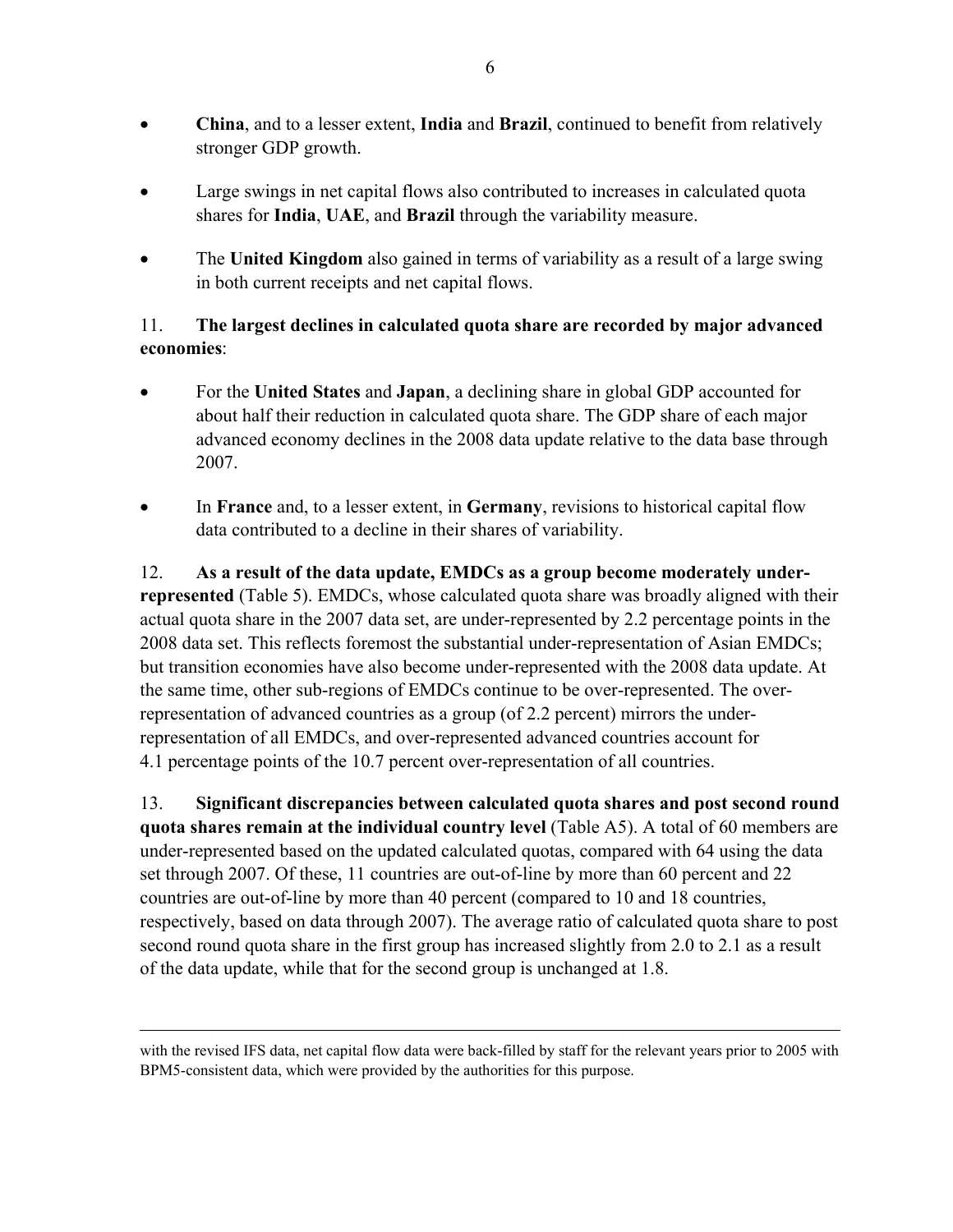- **China**, and to a lesser extent, **India** and **Brazil**, continued to benefit from relatively stronger GDP growth.
- Large swings in net capital flows also contributed to increases in calculated quota shares for **India**, **UAE**, and **Brazil** through the variability measure.
- The **United Kingdom** also gained in terms of variability as a result of a large swing in both current receipts and net capital flows.

11. **The largest declines in calculated quota share are recorded by major advanced economies**:

- For the **United States** and **Japan**, a declining share in global GDP accounted for about half their reduction in calculated quota share. The GDP share of each major advanced economy declines in the 2008 data update relative to the data base through 2007.
- In **France** and, to a lesser extent, in **Germany**, revisions to historical capital flow data contributed to a decline in their shares of variability.

12. **As a result of the data update, EMDCs as a group become moderately under-represented** (Table 5). EMDCs, whose calculated quota share was broadly aligned with their actual quota share in the 2007 data set, are under-represented by 2.2 percentage points in the 2008 data set. This reflects foremost the substantial under-representation of Asian EMDCs; but transition economies have also become under-represented with the 2008 data update. At the same time, other sub-regions of EMDCs continue to be over-represented. The over-representation of advanced countries as a group (of 2.2 percent) mirrors the under-representation of all EMDCs, and over-represented advanced countries account for 4.1 percentage points of the 10.7 percent over-representation of all countries.

13. **Significant discrepancies between calculated quota shares and post second round quota shares remain at the individual country level** (Table A5). A total of 60 members are under-represented based on the updated calculated quotas, compared with 64 using the data set through 2007. Of these, 11 countries are out-of-line by more than 60 percent and 22 countries are out-of-line by more than 40 percent (compared to 10 and 18 countries, respectively, based on data through 2007). The average ratio of calculated quota share to post second round quota share in the first group has increased slightly from 2.0 to 2.1 as a result of the data update, while that for the second group is unchanged at 1.8.

---

with the revised IFS data, net capital flow data were back-filled by staff for the relevant years prior to 2005 with BPM5-consistent data, which were provided by the authorities for this purpose.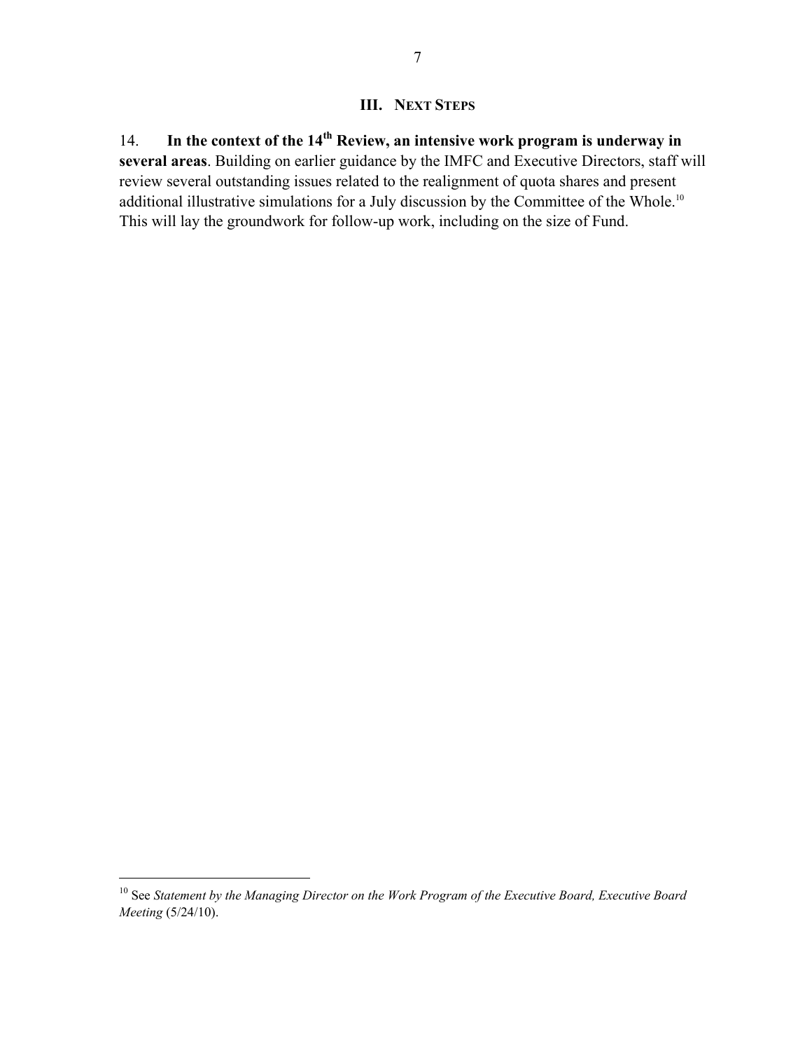## III. NEXT STEPS

14. **In the context of the 14th Review, an intensive work program is underway in several areas**. Building on earlier guidance by the IMFC and Executive Directors, staff will review several outstanding issues related to the realignment of quota shares and present additional illustrative simulations for a July discussion by the Committee of the Whole.[10] This will lay the groundwork for follow-up work, including on the size of Fund.

---

[10] See *Statement by the Managing Director on the Work Program of the Executive Board, Executive Board Meeting* (5/24/10).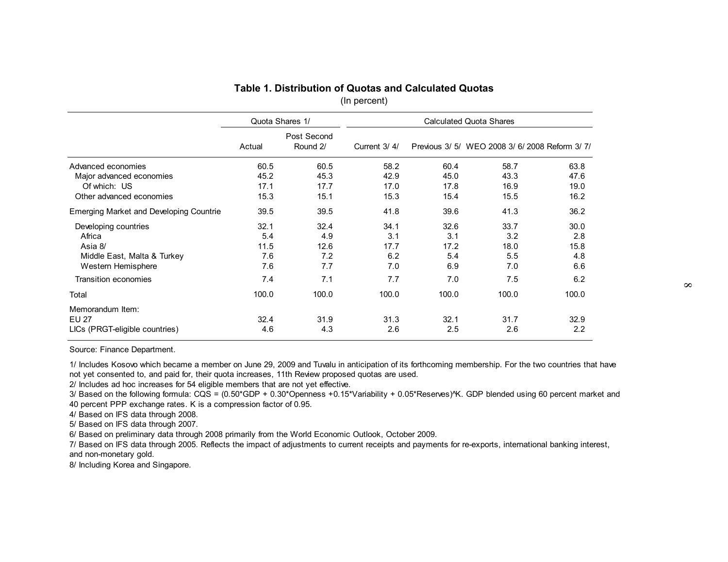## Table 1. Distribution of Quotas and Calculated Quotas

(In percent)

| | Quota Shares 1/ | | Calculated Quota Shares | | | |
|---|---|---|---|---|---|---|
| | Actual | Post Second Round 2/ | Current 3/ 4/ | Previous 3/ 5/ | WEO 2008 3/ 6/ | 2008 Reform 3/ 7/ |
| Advanced economies | 60.5 | 60.5 | 58.2 | 60.4 | 58.7 | 63.8 |
| Major advanced economies | 45.2 | 45.3 | 42.9 | 45.0 | 43.3 | 47.6 |
| Of which: US | 17.1 | 17.7 | 17.0 | 17.8 | 16.9 | 19.0 |
| Other advanced economies | 15.3 | 15.1 | 15.3 | 15.4 | 15.5 | 16.2 |
| Emerging Market and Developing Countrie | 39.5 | 39.5 | 41.8 | 39.6 | 41.3 | 36.2 |
| Developing countries | 32.1 | 32.4 | 34.1 | 32.6 | 33.7 | 30.0 |
| Africa | 5.4 | 4.9 | 3.1 | 3.1 | 3.2 | 2.8 |
| Asia 8/ | 11.5 | 12.6 | 17.7 | 17.2 | 18.0 | 15.8 |
| Middle East, Malta & Turkey | 7.6 | 7.2 | 6.2 | 5.4 | 5.5 | 4.8 |
| Western Hemisphere | 7.6 | 7.7 | 7.0 | 6.9 | 7.0 | 6.6 |
| Transition economies | 7.4 | 7.1 | 7.7 | 7.0 | 7.5 | 6.2 |
| Total | 100.0 | 100.0 | 100.0 | 100.0 | 100.0 | 100.0 |
| Memorandum Item: | | | | | | |
| EU 27 | 32.4 | 31.9 | 31.3 | 32.1 | 31.7 | 32.9 |
| LICs (PRGT-eligible countries) | 4.6 | 4.3 | 2.6 | 2.5 | 2.6 | 2.2 |

Source: Finance Department.

1/ Includes Kosovo which became a member on June 29, 2009 and Tuvalu in anticipation of its forthcoming membership. For the two countries that have not yet consented to, and paid for, their quota increases, 11th Review proposed quotas are used.

2/ Includes ad hoc increases for 54 eligible members that are not yet effective.

3/ Based on the following formula: $CQS = (0.50*GDP + 0.30*Openness + 0.15*Variability + 0.05*Reserves)^K$. GDP blended using 60 percent market and 40 percent PPP exchange rates. K is a compression factor of 0.95.

4/ Based on IFS data through 2008.

5/ Based on IFS data through 2007.

6/ Based on preliminary data through 2008 primarily from the World Economic Outlook, October 2009.

7/ Based on IFS data through 2005. Reflects the impact of adjustments to current receipts and payments for re-exports, international banking interest, and non-monetary gold.

8/ Including Korea and Singapore.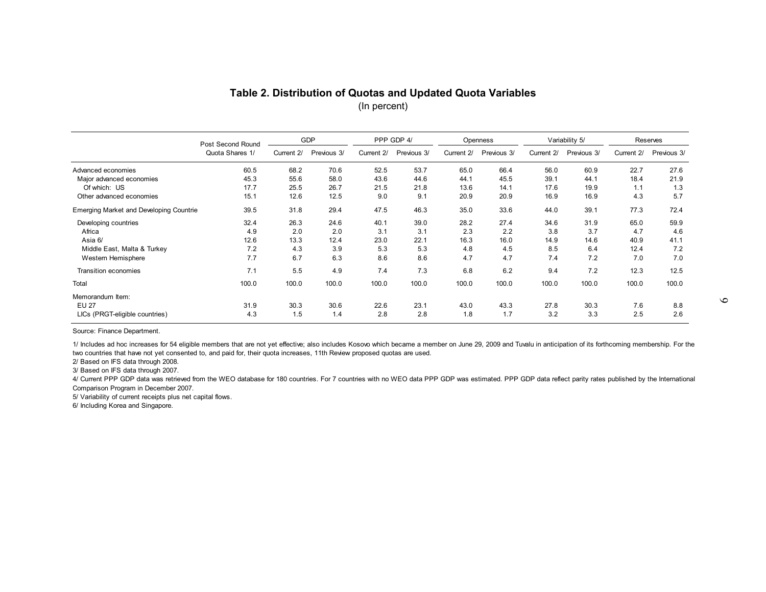## Table 2. Distribution of Quotas and Updated Quota Variables

(In percent)

| | Post Second Round Quota Shares 1/ | GDP | | PPP GDP 4/ | | Openness | | Variability 5/ | | Reserves | |
|---|---|---|---|---|---|---|---|---|---|---|---|
| | | Current 2/ | Previous 3/ | Current 2/ | Previous 3/ | Current 2/ | Previous 3/ | Current 2/ | Previous 3/ | Current 2/ | Previous 3/ |
| Advanced economies | 60.5 | 68.2 | 70.6 | 52.5 | 53.7 | 65.0 | 66.4 | 56.0 | 60.9 | 22.7 | 27.6 |
| Major advanced economies | 45.3 | 55.6 | 58.0 | 43.6 | 44.6 | 44.1 | 45.5 | 39.1 | 44.1 | 18.4 | 21.9 |
| Of which: US | 17.7 | 25.5 | 26.7 | 21.5 | 21.8 | 13.6 | 14.1 | 17.6 | 19.9 | 1.1 | 1.3 |
| Other advanced economies | 15.1 | 12.6 | 12.5 | 9.0 | 9.1 | 20.9 | 20.9 | 16.9 | 16.9 | 4.3 | 5.7 |
| Emerging Market and Developing Countrie | 39.5 | 31.8 | 29.4 | 47.5 | 46.3 | 35.0 | 33.6 | 44.0 | 39.1 | 77.3 | 72.4 |
| Developing countries | 32.4 | 26.3 | 24.6 | 40.1 | 39.0 | 28.2 | 27.4 | 34.6 | 31.9 | 65.0 | 59.9 |
| Africa | 4.9 | 2.0 | 2.0 | 3.1 | 3.1 | 2.3 | 2.2 | 3.8 | 3.7 | 4.7 | 4.6 |
| Asia 6/ | 12.6 | 13.3 | 12.4 | 23.0 | 22.1 | 16.3 | 16.0 | 14.9 | 14.6 | 40.9 | 41.1 |
| Middle East, Malta & Turkey | 7.2 | 4.3 | 3.9 | 5.3 | 5.3 | 4.8 | 4.5 | 8.5 | 6.4 | 12.4 | 7.2 |
| Western Hemisphere | 7.7 | 6.7 | 6.3 | 8.6 | 8.6 | 4.7 | 4.7 | 7.4 | 7.2 | 7.0 | 7.0 |
| Transition economies | 7.1 | 5.5 | 4.9 | 7.4 | 7.3 | 6.8 | 6.2 | 9.4 | 7.2 | 12.3 | 12.5 |
| Total | 100.0 | 100.0 | 100.0 | 100.0 | 100.0 | 100.0 | 100.0 | 100.0 | 100.0 | 100.0 | 100.0 |
| Memorandum Item: | | | | | | | | | | | |
| EU 27 | 31.9 | 30.3 | 30.6 | 22.6 | 23.1 | 43.0 | 43.3 | 27.8 | 30.3 | 7.6 | 8.8 |
| LICs (PRGT-eligible countries) | 4.3 | 1.5 | 1.4 | 2.8 | 2.8 | 1.8 | 1.7 | 3.2 | 3.3 | 2.5 | 2.6 |

Source: Finance Department.

1/ Includes ad hoc increases for 54 eligible members that are not yet effective; also includes Kosovo which became a member on June 29, 2009 and Tuvalu in anticipation of its forthcoming membership. For the two countries that have not yet consented to, and paid for, their quota increases, 11th Review proposed quotas are used.

2/ Based on IFS data through 2008.

3/ Based on IFS data through 2007.

4/ Current PPP GDP data was retrieved from the WEO database for 180 countries. For 7 countries with no WEO data PPP GDP was estimated. PPP GDP data reflect parity rates published by the International Comparison Program in December 2007.

5/ Variability of current receipts plus net capital flows.

6/ Including Korea and Singapore.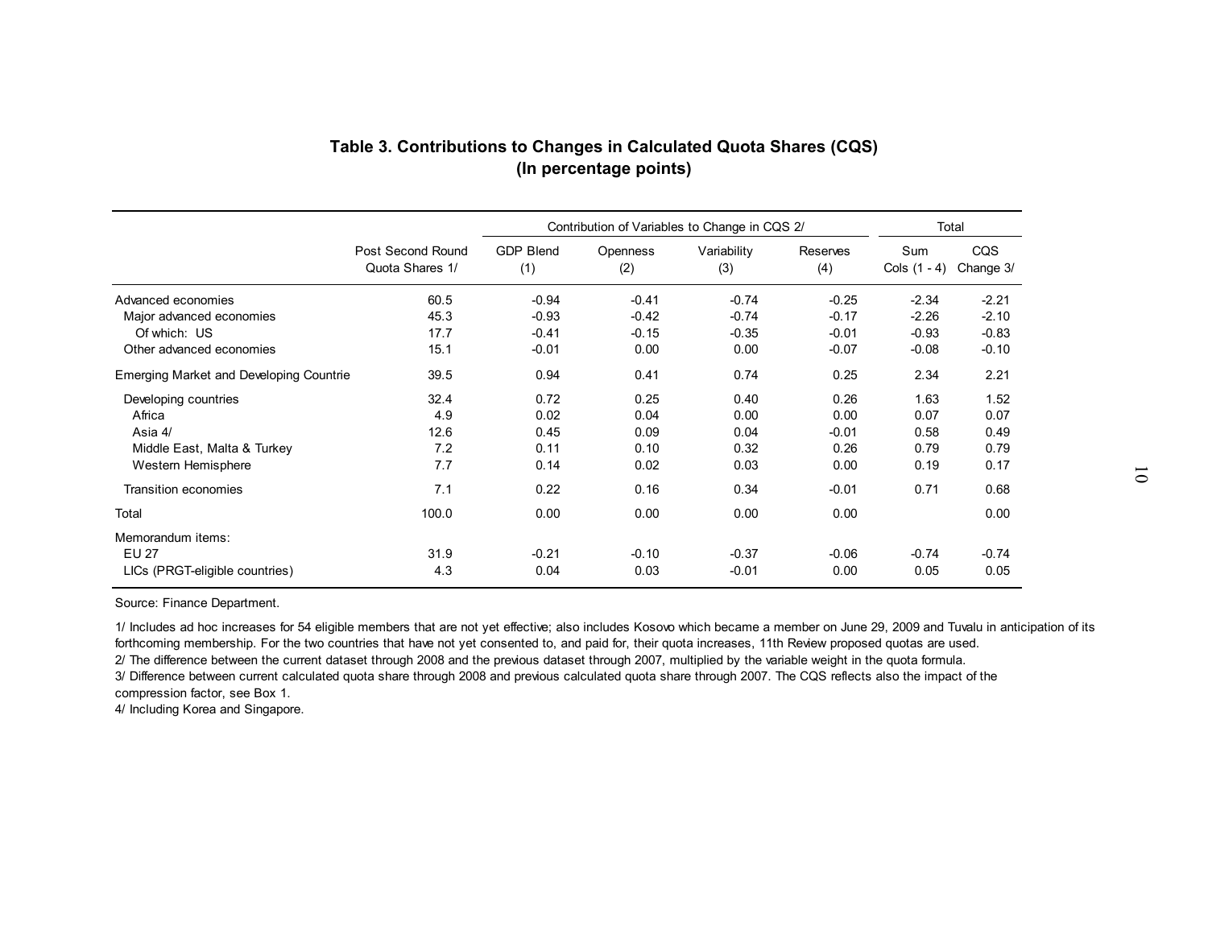## Table 3. Contributions to Changes in Calculated Quota Shares (CQS)
## (In percentage points)

| | Post Second Round Quota Shares 1/ | Contribution of Variables to Change in CQS 2/ | | | | Total | |
|---|---|---|---|---|---|---|---|
| | | GDP Blend (1) | Openness (2) | Variability (3) | Reserves (4) | Sum Cols (1 - 4) | CQS Change 3/ |
| Advanced economies | 60.5 | -0.94 | -0.41 | -0.74 | -0.25 | -2.34 | -2.21 |
| Major advanced economies | 45.3 | -0.93 | -0.42 | -0.74 | -0.17 | -2.26 | -2.10 |
| Of which: US | 17.7 | -0.41 | -0.15 | -0.35 | -0.01 | -0.93 | -0.83 |
| Other advanced economies | 15.1 | -0.01 | 0.00 | 0.00 | -0.07 | -0.08 | -0.10 |
| Emerging Market and Developing Countrie | 39.5 | 0.94 | 0.41 | 0.74 | 0.25 | 2.34 | 2.21 |
| Developing countries | 32.4 | 0.72 | 0.25 | 0.40 | 0.26 | 1.63 | 1.52 |
| Africa | 4.9 | 0.02 | 0.04 | 0.00 | 0.00 | 0.07 | 0.07 |
| Asia 4/ | 12.6 | 0.45 | 0.09 | 0.04 | -0.01 | 0.58 | 0.49 |
| Middle East, Malta & Turkey | 7.2 | 0.11 | 0.10 | 0.32 | 0.26 | 0.79 | 0.79 |
| Western Hemisphere | 7.7 | 0.14 | 0.02 | 0.03 | 0.00 | 0.19 | 0.17 |
| Transition economies | 7.1 | 0.22 | 0.16 | 0.34 | -0.01 | 0.71 | 0.68 |
| Total | 100.0 | 0.00 | 0.00 | 0.00 | 0.00 | | 0.00 |
| Memorandum items: | | | | | | | |
| EU 27 | 31.9 | -0.21 | -0.10 | -0.37 | -0.06 | -0.74 | -0.74 |
| LICs (PRGT-eligible countries) | 4.3 | 0.04 | 0.03 | -0.01 | 0.00 | 0.05 | 0.05 |

Source: Finance Department.

1/ Includes ad hoc increases for 54 eligible members that are not yet effective; also includes Kosovo which became a member on June 29, 2009 and Tuvalu in anticipation of its forthcoming membership. For the two countries that have not yet consented to, and paid for, their quota increases, 11th Review proposed quotas are used.

2/ The difference between the current dataset through 2008 and the previous dataset through 2007, multiplied by the variable weight in the quota formula.

3/ Difference between current calculated quota share through 2008 and previous calculated quota share through 2007. The CQS reflects also the impact of the compression factor, see Box 1.

4/ Including Korea and Singapore.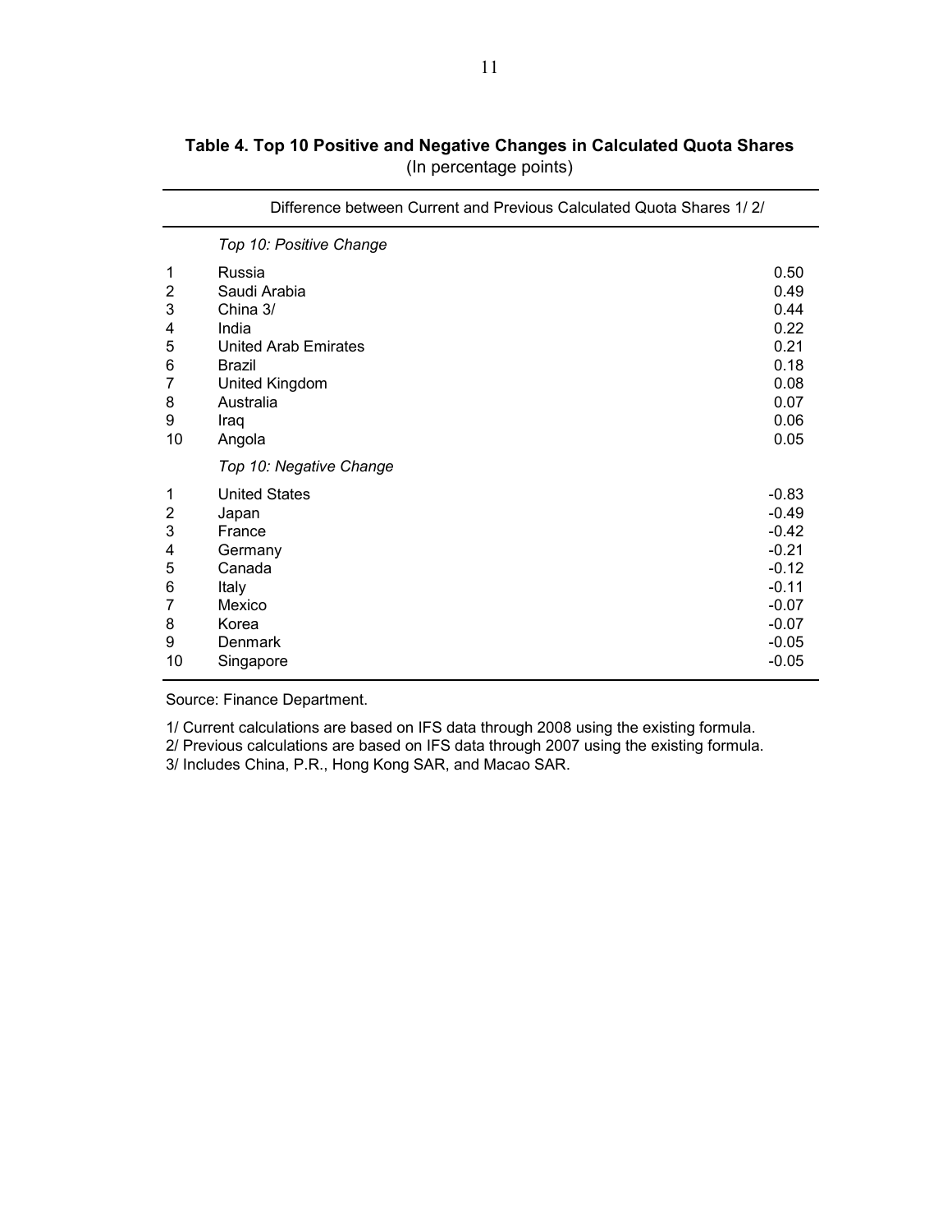**Table 4. Top 10 Positive and Negative Changes in Calculated Quota Shares**
(In percentage points)

| | | Difference between Current and Previous Calculated Quota Shares 1/ 2/ |
|---|---|---|
| | *Top 10: Positive Change* | |
| 1 | Russia | 0.50 |
| 2 | Saudi Arabia | 0.49 |
| 3 | China 3/ | 0.44 |
| 4 | India | 0.22 |
| 5 | United Arab Emirates | 0.21 |
| 6 | Brazil | 0.18 |
| 7 | United Kingdom | 0.08 |
| 8 | Australia | 0.07 |
| 9 | Iraq | 0.06 |
| 10 | Angola | 0.05 |
| | *Top 10: Negative Change* | |
| 1 | United States | -0.83 |
| 2 | Japan | -0.49 |
| 3 | France | -0.42 |
| 4 | Germany | -0.21 |
| 5 | Canada | -0.12 |
| 6 | Italy | -0.11 |
| 7 | Mexico | -0.07 |
| 8 | Korea | -0.07 |
| 9 | Denmark | -0.05 |
| 10 | Singapore | -0.05 |

Source: Finance Department.

1/ Current calculations are based on IFS data through 2008 using the existing formula.
2/ Previous calculations are based on IFS data through 2007 using the existing formula.
3/ Includes China, P.R., Hong Kong SAR, and Macao SAR.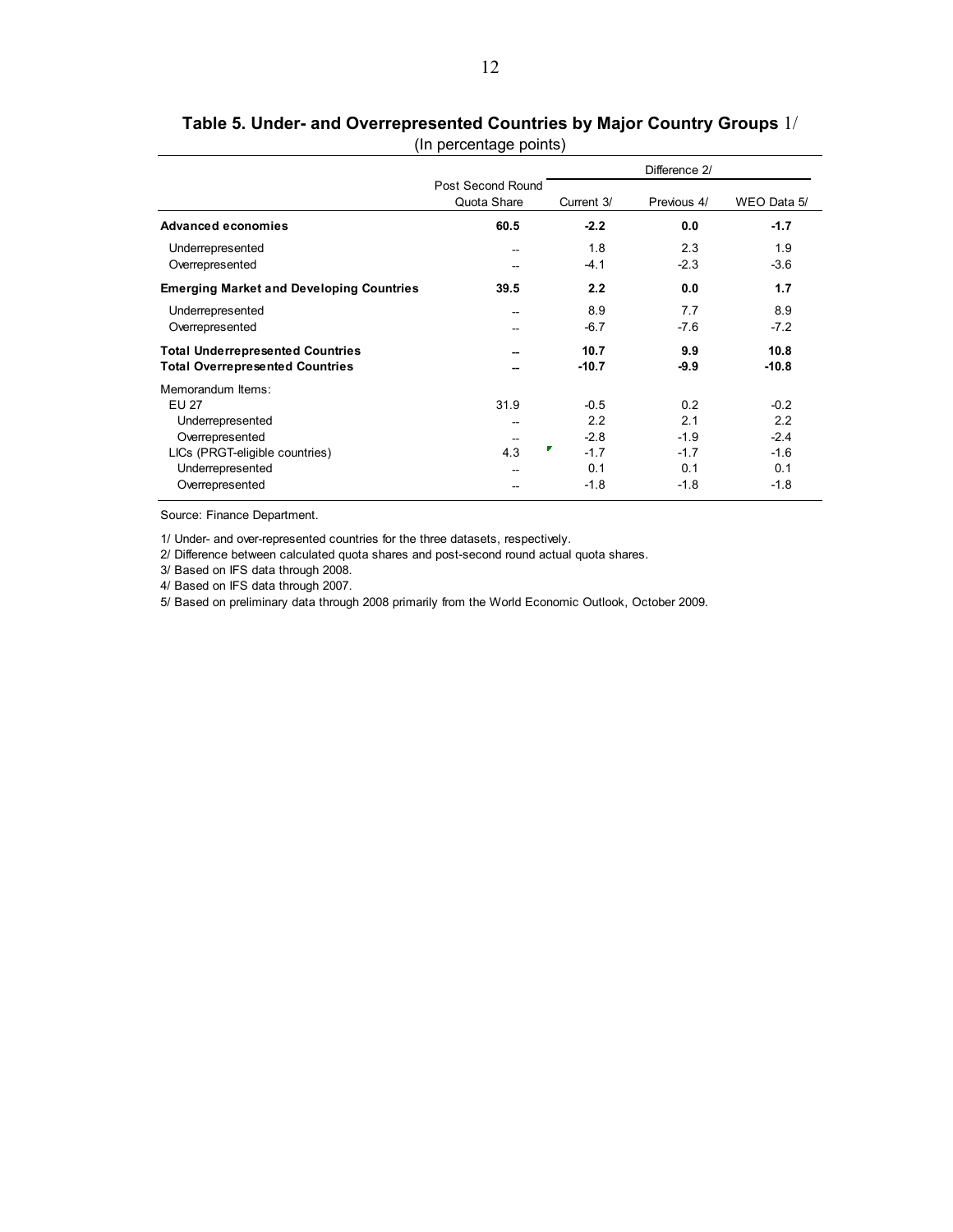## Table 5. Under- and Overrepresented Countries by Major Country Groups 1/

(In percentage points)

| | Post Second Round Quota Share | Difference 2/ | | |
|---|---|---|---|---|
| | | Current 3/ | Previous 4/ | WEO Data 5/ |
| **Advanced economies** | **60.5** | **-2.2** | **0.0** | **-1.7** |
| Underrepresented | -- | 1.8 | 2.3 | 1.9 |
| Overrepresented | -- | -4.1 | -2.3 | -3.6 |
| **Emerging Market and Developing Countries** | **39.5** | **2.2** | **0.0** | **1.7** |
| Underrepresented | -- | 8.9 | 7.7 | 8.9 |
| Overrepresented | -- | -6.7 | -7.6 | -7.2 |
| **Total Underrepresented Countries** | **--** | **10.7** | **9.9** | **10.8** |
| **Total Overrepresented Countries** | **--** | **-10.7** | **-9.9** | **-10.8** |
| Memorandum Items: | | | | |
| EU 27 | 31.9 | -0.5 | 0.2 | -0.2 |
| Underrepresented | -- | 2.2 | 2.1 | 2.2 |
| Overrepresented | -- | -2.8 | -1.9 | -2.4 |
| LICs (PRGT-eligible countries) | 4.3 | -1.7 | -1.7 | -1.6 |
| Underrepresented | -- | 0.1 | 0.1 | 0.1 |
| Overrepresented | -- | -1.8 | -1.8 | -1.8 |

Source: Finance Department.

1/ Under- and over-represented countries for the three datasets, respectively.

2/ Difference between calculated quota shares and post-second round actual quota shares.

3/ Based on IFS data through 2008.

4/ Based on IFS data through 2007.

5/ Based on preliminary data through 2008 primarily from the World Economic Outlook, October 2009.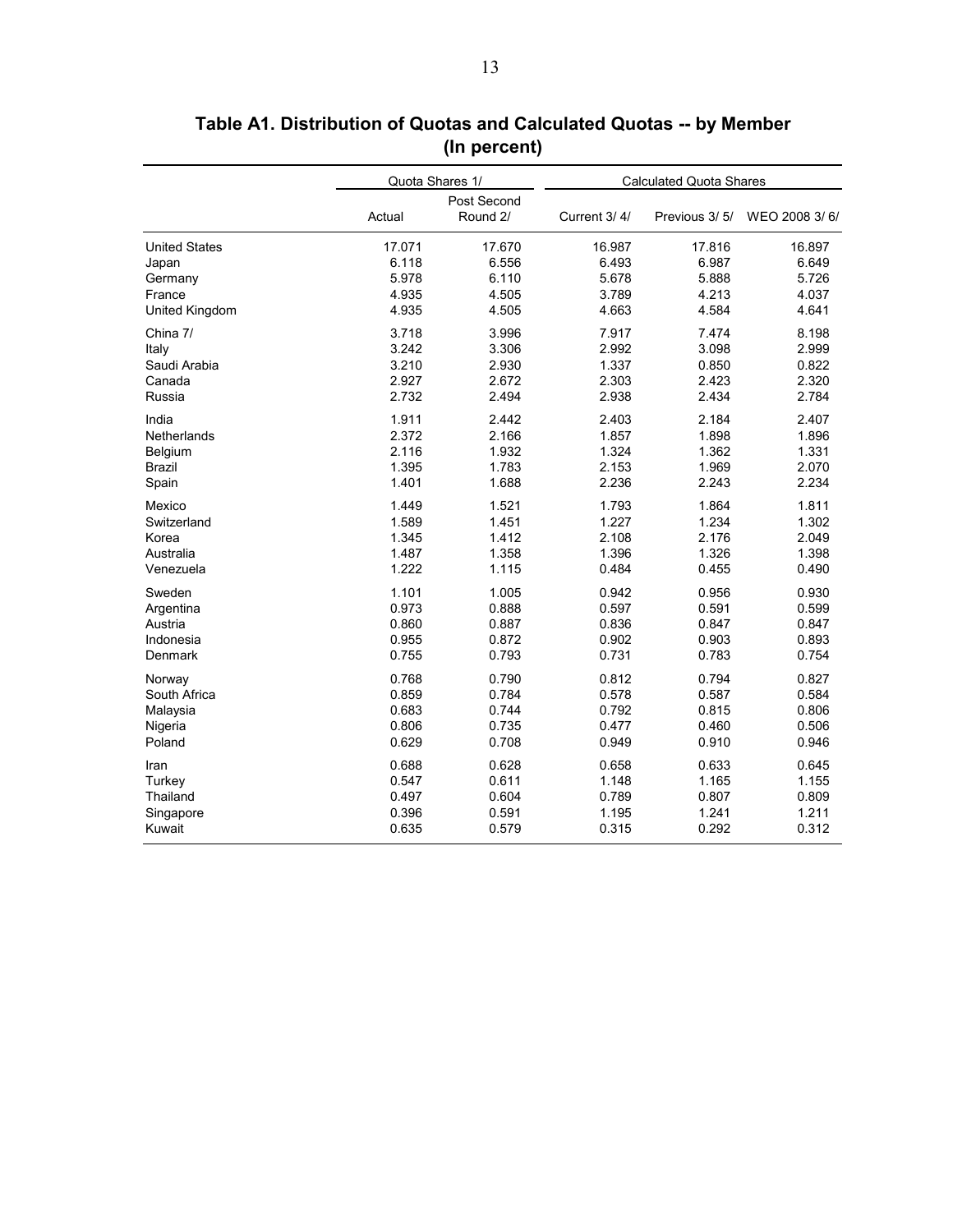## Table A1. Distribution of Quotas and Calculated Quotas -- by Member (In percent)

| | Quota Shares 1/ | | Calculated Quota Shares | | |
|---|---|---|---|---|---|
| | Actual | Post Second Round 2/ | Current 3/ 4/ | Previous 3/ 5/ | WEO 2008 3/ 6/ |
| United States | 17.071 | 17.670 | 16.987 | 17.816 | 16.897 |
| Japan | 6.118 | 6.556 | 6.493 | 6.987 | 6.649 |
| Germany | 5.978 | 6.110 | 5.678 | 5.888 | 5.726 |
| France | 4.935 | 4.505 | 3.789 | 4.213 | 4.037 |
| United Kingdom | 4.935 | 4.505 | 4.663 | 4.584 | 4.641 |
| China 7/ | 3.718 | 3.996 | 7.917 | 7.474 | 8.198 |
| Italy | 3.242 | 3.306 | 2.992 | 3.098 | 2.999 |
| Saudi Arabia | 3.210 | 2.930 | 1.337 | 0.850 | 0.822 |
| Canada | 2.927 | 2.672 | 2.303 | 2.423 | 2.320 |
| Russia | 2.732 | 2.494 | 2.938 | 2.434 | 2.784 |
| India | 1.911 | 2.442 | 2.403 | 2.184 | 2.407 |
| Netherlands | 2.372 | 2.166 | 1.857 | 1.898 | 1.896 |
| Belgium | 2.116 | 1.932 | 1.324 | 1.362 | 1.331 |
| Brazil | 1.395 | 1.783 | 2.153 | 1.969 | 2.070 |
| Spain | 1.401 | 1.688 | 2.236 | 2.243 | 2.234 |
| Mexico | 1.449 | 1.521 | 1.793 | 1.864 | 1.811 |
| Switzerland | 1.589 | 1.451 | 1.227 | 1.234 | 1.302 |
| Korea | 1.345 | 1.412 | 2.108 | 2.176 | 2.049 |
| Australia | 1.487 | 1.358 | 1.396 | 1.326 | 1.398 |
| Venezuela | 1.222 | 1.115 | 0.484 | 0.455 | 0.490 |
| Sweden | 1.101 | 1.005 | 0.942 | 0.956 | 0.930 |
| Argentina | 0.973 | 0.888 | 0.597 | 0.591 | 0.599 |
| Austria | 0.860 | 0.887 | 0.836 | 0.847 | 0.847 |
| Indonesia | 0.955 | 0.872 | 0.902 | 0.903 | 0.893 |
| Denmark | 0.755 | 0.793 | 0.731 | 0.783 | 0.754 |
| Norway | 0.768 | 0.790 | 0.812 | 0.794 | 0.827 |
| South Africa | 0.859 | 0.784 | 0.578 | 0.587 | 0.584 |
| Malaysia | 0.683 | 0.744 | 0.792 | 0.815 | 0.806 |
| Nigeria | 0.806 | 0.735 | 0.477 | 0.460 | 0.506 |
| Poland | 0.629 | 0.708 | 0.949 | 0.910 | 0.946 |
| Iran | 0.688 | 0.628 | 0.658 | 0.633 | 0.645 |
| Turkey | 0.547 | 0.611 | 1.148 | 1.165 | 1.155 |
| Thailand | 0.497 | 0.604 | 0.789 | 0.807 | 0.809 |
| Singapore | 0.396 | 0.591 | 1.195 | 1.241 | 1.211 |
| Kuwait | 0.635 | 0.579 | 0.315 | 0.292 | 0.312 |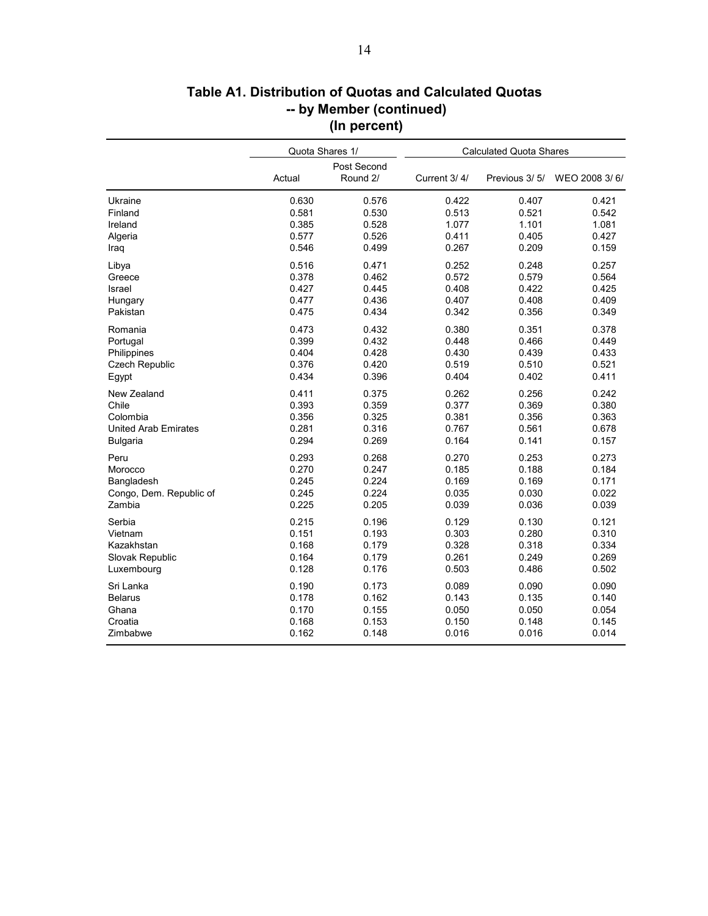# Table A1. Distribution of Quotas and Calculated Quotas -- by Member (continued) (In percent)

| | Quota Shares 1/ | | Calculated Quota Shares | | |
|---|---|---|---|---|---|
| | Actual | Post Second Round 2/ | Current 3/ 4/ | Previous 3/ 5/ | WEO 2008 3/ 6/ |
| Ukraine | 0.630 | 0.576 | 0.422 | 0.407 | 0.421 |
| Finland | 0.581 | 0.530 | 0.513 | 0.521 | 0.542 |
| Ireland | 0.385 | 0.528 | 1.077 | 1.101 | 1.081 |
| Algeria | 0.577 | 0.526 | 0.411 | 0.405 | 0.427 |
| Iraq | 0.546 | 0.499 | 0.267 | 0.209 | 0.159 |
| Libya | 0.516 | 0.471 | 0.252 | 0.248 | 0.257 |
| Greece | 0.378 | 0.462 | 0.572 | 0.579 | 0.564 |
| Israel | 0.427 | 0.445 | 0.408 | 0.422 | 0.425 |
| Hungary | 0.477 | 0.436 | 0.407 | 0.408 | 0.409 |
| Pakistan | 0.475 | 0.434 | 0.342 | 0.356 | 0.349 |
| Romania | 0.473 | 0.432 | 0.380 | 0.351 | 0.378 |
| Portugal | 0.399 | 0.432 | 0.448 | 0.466 | 0.449 |
| Philippines | 0.404 | 0.428 | 0.430 | 0.439 | 0.433 |
| Czech Republic | 0.376 | 0.420 | 0.519 | 0.510 | 0.521 |
| Egypt | 0.434 | 0.396 | 0.404 | 0.402 | 0.411 |
| New Zealand | 0.411 | 0.375 | 0.262 | 0.256 | 0.242 |
| Chile | 0.393 | 0.359 | 0.377 | 0.369 | 0.380 |
| Colombia | 0.356 | 0.325 | 0.381 | 0.356 | 0.363 |
| United Arab Emirates | 0.281 | 0.316 | 0.767 | 0.561 | 0.678 |
| Bulgaria | 0.294 | 0.269 | 0.164 | 0.141 | 0.157 |
| Peru | 0.293 | 0.268 | 0.270 | 0.253 | 0.273 |
| Morocco | 0.270 | 0.247 | 0.185 | 0.188 | 0.184 |
| Bangladesh | 0.245 | 0.224 | 0.169 | 0.169 | 0.171 |
| Congo, Dem. Republic of | 0.245 | 0.224 | 0.035 | 0.030 | 0.022 |
| Zambia | 0.225 | 0.205 | 0.039 | 0.036 | 0.039 |
| Serbia | 0.215 | 0.196 | 0.129 | 0.130 | 0.121 |
| Vietnam | 0.151 | 0.193 | 0.303 | 0.280 | 0.310 |
| Kazakhstan | 0.168 | 0.179 | 0.328 | 0.318 | 0.334 |
| Slovak Republic | 0.164 | 0.179 | 0.261 | 0.249 | 0.269 |
| Luxembourg | 0.128 | 0.176 | 0.503 | 0.486 | 0.502 |
| Sri Lanka | 0.190 | 0.173 | 0.089 | 0.090 | 0.090 |
| Belarus | 0.178 | 0.162 | 0.143 | 0.135 | 0.140 |
| Ghana | 0.170 | 0.155 | 0.050 | 0.050 | 0.054 |
| Croatia | 0.168 | 0.153 | 0.150 | 0.148 | 0.145 |
| Zimbabwe | 0.162 | 0.148 | 0.016 | 0.016 | 0.014 |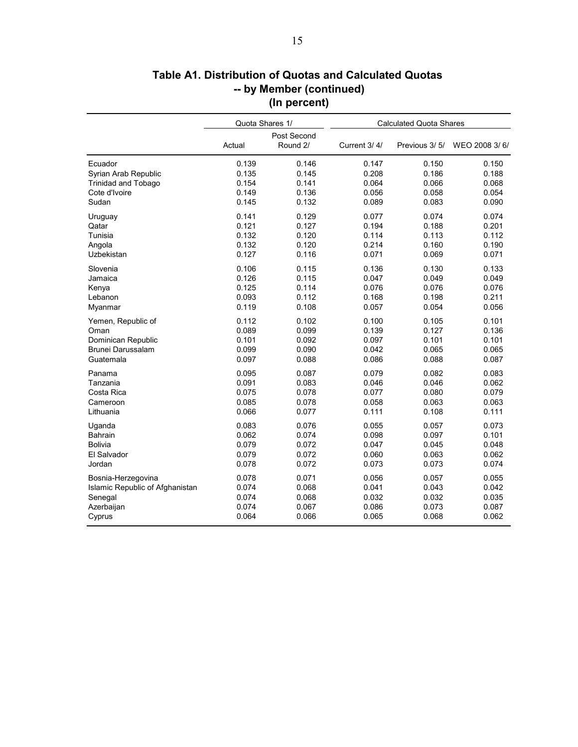# Table A1. Distribution of Quotas and Calculated Quotas -- by Member (continued) (In percent)

| | Quota Shares 1/ | | Calculated Quota Shares | | |
|---|---|---|---|---|---|
| | Actual | Post Second Round 2/ | Current 3/ 4/ | Previous 3/ 5/ | WEO 2008 3/ 6/ |
| Ecuador | 0.139 | 0.146 | 0.147 | 0.150 | 0.150 |
| Syrian Arab Republic | 0.135 | 0.145 | 0.208 | 0.186 | 0.188 |
| Trinidad and Tobago | 0.154 | 0.141 | 0.064 | 0.066 | 0.068 |
| Cote d'Ivoire | 0.149 | 0.136 | 0.056 | 0.058 | 0.054 |
| Sudan | 0.145 | 0.132 | 0.089 | 0.083 | 0.090 |
| Uruguay | 0.141 | 0.129 | 0.077 | 0.074 | 0.074 |
| Qatar | 0.121 | 0.127 | 0.194 | 0.188 | 0.201 |
| Tunisia | 0.132 | 0.120 | 0.114 | 0.113 | 0.112 |
| Angola | 0.132 | 0.120 | 0.214 | 0.160 | 0.190 |
| Uzbekistan | 0.127 | 0.116 | 0.071 | 0.069 | 0.071 |
| Slovenia | 0.106 | 0.115 | 0.136 | 0.130 | 0.133 |
| Jamaica | 0.126 | 0.115 | 0.047 | 0.049 | 0.049 |
| Kenya | 0.125 | 0.114 | 0.076 | 0.076 | 0.076 |
| Lebanon | 0.093 | 0.112 | 0.168 | 0.198 | 0.211 |
| Myanmar | 0.119 | 0.108 | 0.057 | 0.054 | 0.056 |
| Yemen, Republic of | 0.112 | 0.102 | 0.100 | 0.105 | 0.101 |
| Oman | 0.089 | 0.099 | 0.139 | 0.127 | 0.136 |
| Dominican Republic | 0.101 | 0.092 | 0.097 | 0.101 | 0.101 |
| Brunei Darussalam | 0.099 | 0.090 | 0.042 | 0.065 | 0.065 |
| Guatemala | 0.097 | 0.088 | 0.086 | 0.088 | 0.087 |
| Panama | 0.095 | 0.087 | 0.079 | 0.082 | 0.083 |
| Tanzania | 0.091 | 0.083 | 0.046 | 0.046 | 0.062 |
| Costa Rica | 0.075 | 0.078 | 0.077 | 0.080 | 0.079 |
| Cameroon | 0.085 | 0.078 | 0.058 | 0.063 | 0.063 |
| Lithuania | 0.066 | 0.077 | 0.111 | 0.108 | 0.111 |
| Uganda | 0.083 | 0.076 | 0.055 | 0.057 | 0.073 |
| Bahrain | 0.062 | 0.074 | 0.098 | 0.097 | 0.101 |
| Bolivia | 0.079 | 0.072 | 0.047 | 0.045 | 0.048 |
| El Salvador | 0.079 | 0.072 | 0.060 | 0.063 | 0.062 |
| Jordan | 0.078 | 0.072 | 0.073 | 0.073 | 0.074 |
| Bosnia-Herzegovina | 0.078 | 0.071 | 0.056 | 0.057 | 0.055 |
| Islamic Republic of Afghanistan | 0.074 | 0.068 | 0.041 | 0.043 | 0.042 |
| Senegal | 0.074 | 0.068 | 0.032 | 0.032 | 0.035 |
| Azerbaijan | 0.074 | 0.067 | 0.086 | 0.073 | 0.087 |
| Cyprus | 0.064 | 0.066 | 0.065 | 0.068 | 0.062 |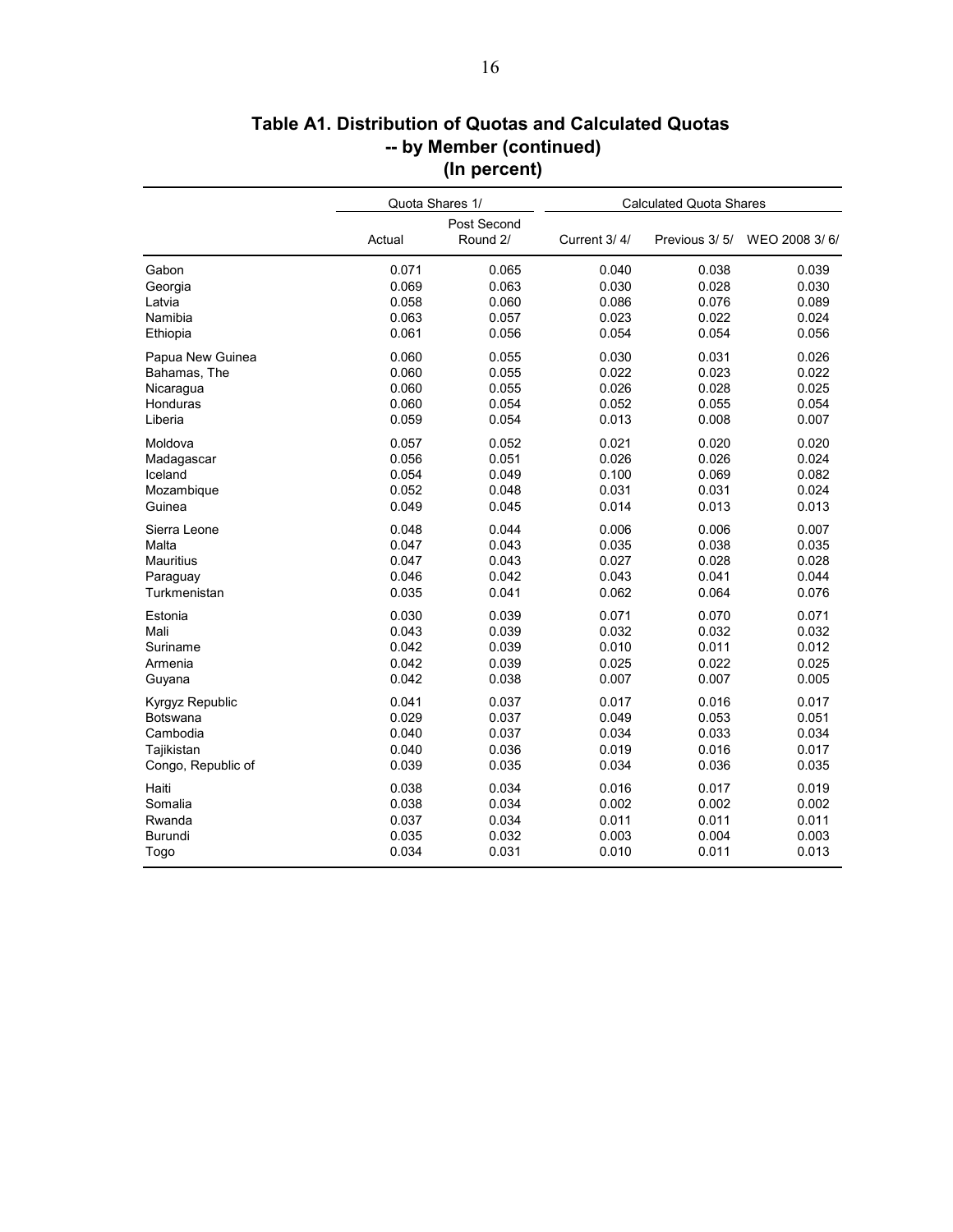## Table A1. Distribution of Quotas and Calculated Quotas -- by Member (continued) (In percent)

| | Quota Shares 1/ | | Calculated Quota Shares | | |
|---|---|---|---|---|---|
| | Actual | Post Second Round 2/ | Current 3/ 4/ | Previous 3/ 5/ | WEO 2008 3/ 6/ |
| Gabon | 0.071 | 0.065 | 0.040 | 0.038 | 0.039 |
| Georgia | 0.069 | 0.063 | 0.030 | 0.028 | 0.030 |
| Latvia | 0.058 | 0.060 | 0.086 | 0.076 | 0.089 |
| Namibia | 0.063 | 0.057 | 0.023 | 0.022 | 0.024 |
| Ethiopia | 0.061 | 0.056 | 0.054 | 0.054 | 0.056 |
| Papua New Guinea | 0.060 | 0.055 | 0.030 | 0.031 | 0.026 |
| Bahamas, The | 0.060 | 0.055 | 0.022 | 0.023 | 0.022 |
| Nicaragua | 0.060 | 0.055 | 0.026 | 0.028 | 0.025 |
| Honduras | 0.060 | 0.054 | 0.052 | 0.055 | 0.054 |
| Liberia | 0.059 | 0.054 | 0.013 | 0.008 | 0.007 |
| Moldova | 0.057 | 0.052 | 0.021 | 0.020 | 0.020 |
| Madagascar | 0.056 | 0.051 | 0.026 | 0.026 | 0.024 |
| Iceland | 0.054 | 0.049 | 0.100 | 0.069 | 0.082 |
| Mozambique | 0.052 | 0.048 | 0.031 | 0.031 | 0.024 |
| Guinea | 0.049 | 0.045 | 0.014 | 0.013 | 0.013 |
| Sierra Leone | 0.048 | 0.044 | 0.006 | 0.006 | 0.007 |
| Malta | 0.047 | 0.043 | 0.035 | 0.038 | 0.035 |
| Mauritius | 0.047 | 0.043 | 0.027 | 0.028 | 0.028 |
| Paraguay | 0.046 | 0.042 | 0.043 | 0.041 | 0.044 |
| Turkmenistan | 0.035 | 0.041 | 0.062 | 0.064 | 0.076 |
| Estonia | 0.030 | 0.039 | 0.071 | 0.070 | 0.071 |
| Mali | 0.043 | 0.039 | 0.032 | 0.032 | 0.032 |
| Suriname | 0.042 | 0.039 | 0.010 | 0.011 | 0.012 |
| Armenia | 0.042 | 0.039 | 0.025 | 0.022 | 0.025 |
| Guyana | 0.042 | 0.038 | 0.007 | 0.007 | 0.005 |
| Kyrgyz Republic | 0.041 | 0.037 | 0.017 | 0.016 | 0.017 |
| Botswana | 0.029 | 0.037 | 0.049 | 0.053 | 0.051 |
| Cambodia | 0.040 | 0.037 | 0.034 | 0.033 | 0.034 |
| Tajikistan | 0.040 | 0.036 | 0.019 | 0.016 | 0.017 |
| Congo, Republic of | 0.039 | 0.035 | 0.034 | 0.036 | 0.035 |
| Haiti | 0.038 | 0.034 | 0.016 | 0.017 | 0.019 |
| Somalia | 0.038 | 0.034 | 0.002 | 0.002 | 0.002 |
| Rwanda | 0.037 | 0.034 | 0.011 | 0.011 | 0.011 |
| Burundi | 0.035 | 0.032 | 0.003 | 0.004 | 0.003 |
| Togo | 0.034 | 0.031 | 0.010 | 0.011 | 0.013 |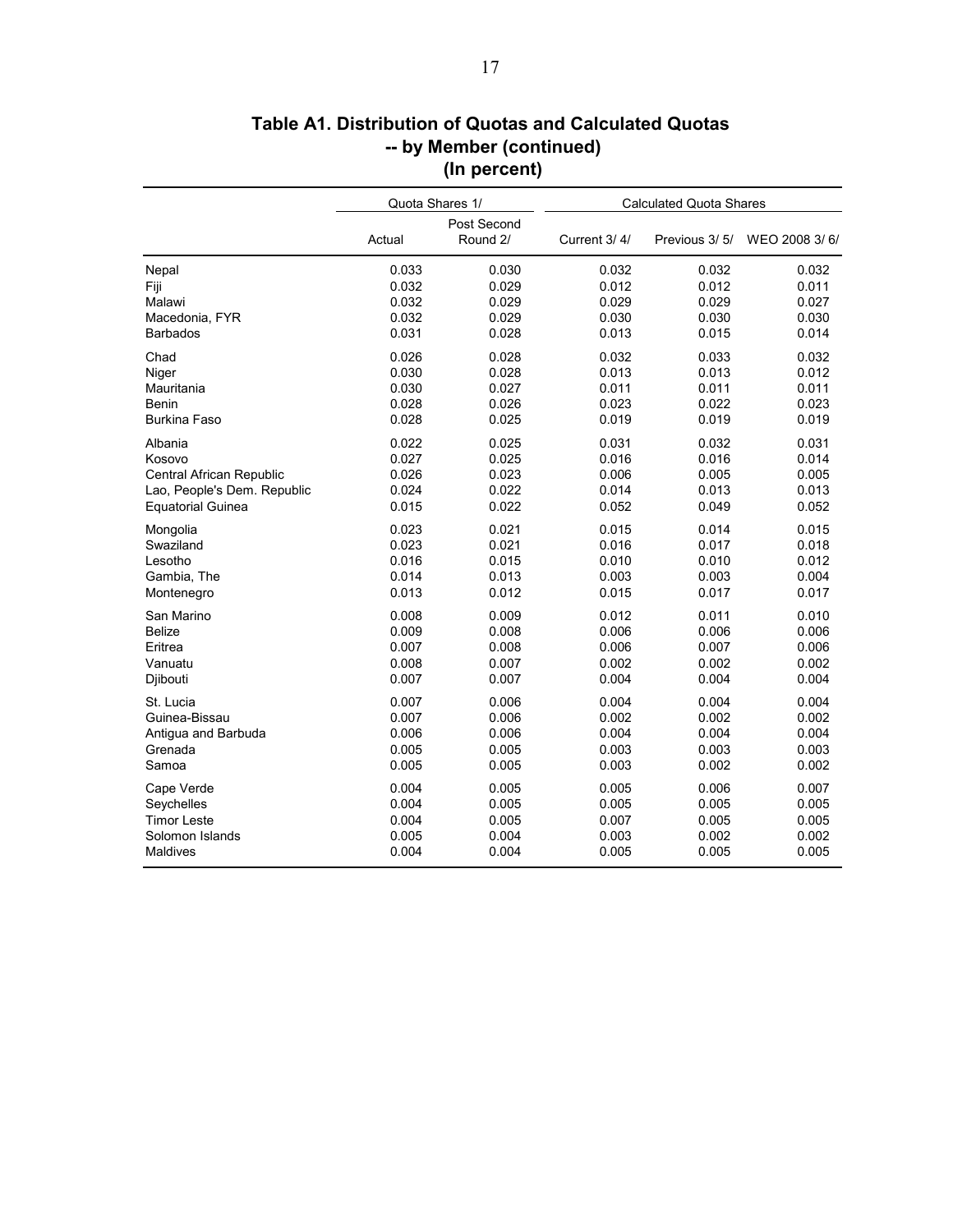## Table A1. Distribution of Quotas and Calculated Quotas -- by Member (continued) (In percent)

| | Quota Shares 1/ | | Calculated Quota Shares | | |
|---|---|---|---|---|---|
| | Actual | Post Second Round 2/ | Current 3/ 4/ | Previous 3/ 5/ | WEO 2008 3/ 6/ |
| Nepal | 0.033 | 0.030 | 0.032 | 0.032 | 0.032 |
| Fiji | 0.032 | 0.029 | 0.012 | 0.012 | 0.011 |
| Malawi | 0.032 | 0.029 | 0.029 | 0.029 | 0.027 |
| Macedonia, FYR | 0.032 | 0.029 | 0.030 | 0.030 | 0.030 |
| Barbados | 0.031 | 0.028 | 0.013 | 0.015 | 0.014 |
| Chad | 0.026 | 0.028 | 0.032 | 0.033 | 0.032 |
| Niger | 0.030 | 0.028 | 0.013 | 0.013 | 0.012 |
| Mauritania | 0.030 | 0.027 | 0.011 | 0.011 | 0.011 |
| Benin | 0.028 | 0.026 | 0.023 | 0.022 | 0.023 |
| Burkina Faso | 0.028 | 0.025 | 0.019 | 0.019 | 0.019 |
| Albania | 0.022 | 0.025 | 0.031 | 0.032 | 0.031 |
| Kosovo | 0.027 | 0.025 | 0.016 | 0.016 | 0.014 |
| Central African Republic | 0.026 | 0.023 | 0.006 | 0.005 | 0.005 |
| Lao, People's Dem. Republic | 0.024 | 0.022 | 0.014 | 0.013 | 0.013 |
| Equatorial Guinea | 0.015 | 0.022 | 0.052 | 0.049 | 0.052 |
| Mongolia | 0.023 | 0.021 | 0.015 | 0.014 | 0.015 |
| Swaziland | 0.023 | 0.021 | 0.016 | 0.017 | 0.018 |
| Lesotho | 0.016 | 0.015 | 0.010 | 0.010 | 0.012 |
| Gambia, The | 0.014 | 0.013 | 0.003 | 0.003 | 0.004 |
| Montenegro | 0.013 | 0.012 | 0.015 | 0.017 | 0.017 |
| San Marino | 0.008 | 0.009 | 0.012 | 0.011 | 0.010 |
| Belize | 0.009 | 0.008 | 0.006 | 0.006 | 0.006 |
| Eritrea | 0.007 | 0.008 | 0.006 | 0.007 | 0.006 |
| Vanuatu | 0.008 | 0.007 | 0.002 | 0.002 | 0.002 |
| Djibouti | 0.007 | 0.007 | 0.004 | 0.004 | 0.004 |
| St. Lucia | 0.007 | 0.006 | 0.004 | 0.004 | 0.004 |
| Guinea-Bissau | 0.007 | 0.006 | 0.002 | 0.002 | 0.002 |
| Antigua and Barbuda | 0.006 | 0.006 | 0.004 | 0.004 | 0.004 |
| Grenada | 0.005 | 0.005 | 0.003 | 0.003 | 0.003 |
| Samoa | 0.005 | 0.005 | 0.003 | 0.002 | 0.002 |
| Cape Verde | 0.004 | 0.005 | 0.005 | 0.006 | 0.007 |
| Seychelles | 0.004 | 0.005 | 0.005 | 0.005 | 0.005 |
| Timor Leste | 0.004 | 0.005 | 0.007 | 0.005 | 0.005 |
| Solomon Islands | 0.005 | 0.004 | 0.003 | 0.002 | 0.002 |
| Maldives | 0.004 | 0.004 | 0.005 | 0.005 | 0.005 |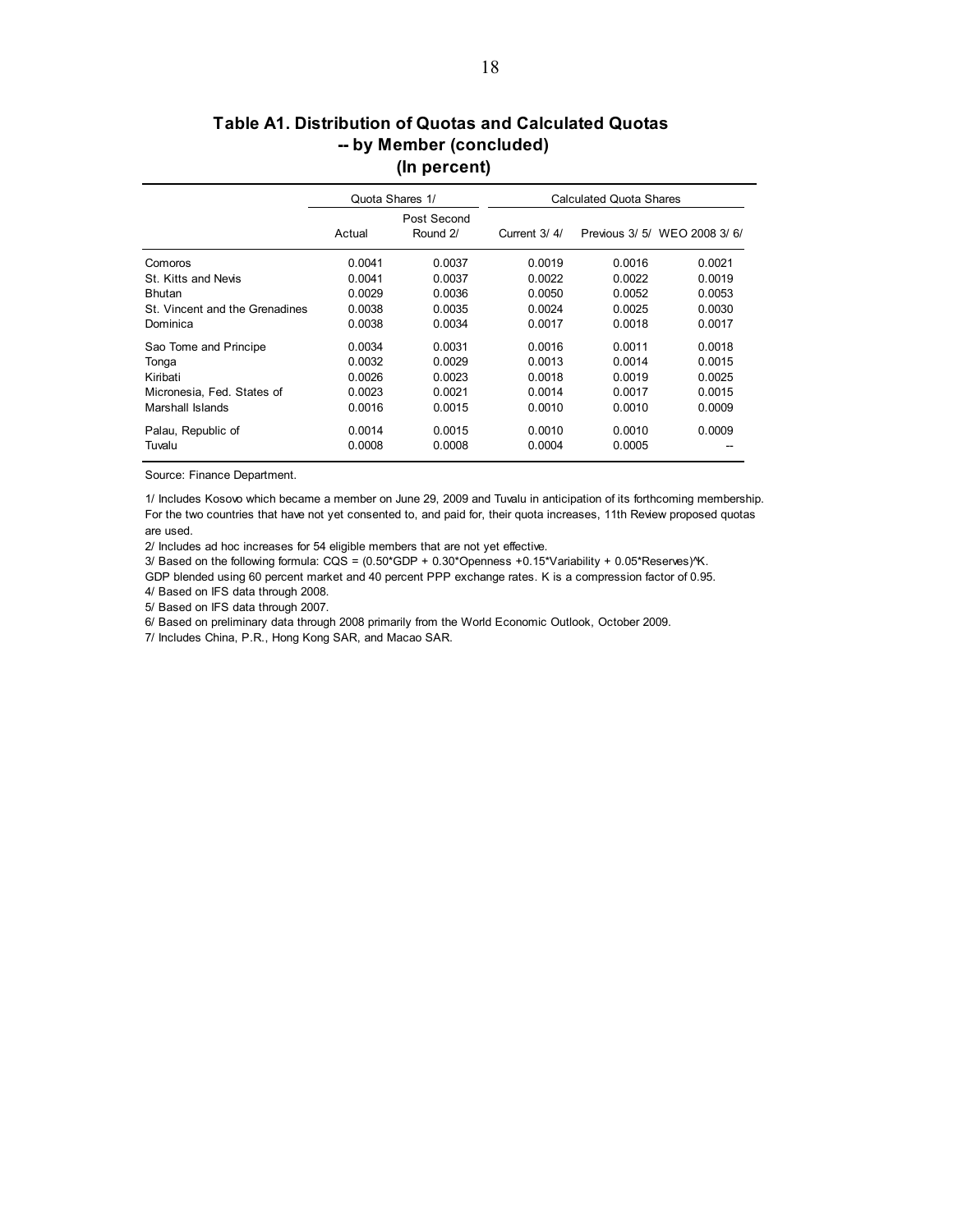## Table A1. Distribution of Quotas and Calculated Quotas -- by Member (concluded)
### (In percent)

| | Quota Shares 1/ | | Calculated Quota Shares | | |
|---|---|---|---|---|---|
| | Actual | Post Second Round 2/ | Current 3/ 4/ | Previous 3/ 5/ | WEO 2008 3/ 6/ |
| Comoros | 0.0041 | 0.0037 | 0.0019 | 0.0016 | 0.0021 |
| St. Kitts and Nevis | 0.0041 | 0.0037 | 0.0022 | 0.0022 | 0.0019 |
| Bhutan | 0.0029 | 0.0036 | 0.0050 | 0.0052 | 0.0053 |
| St. Vincent and the Grenadines | 0.0038 | 0.0035 | 0.0024 | 0.0025 | 0.0030 |
| Dominica | 0.0038 | 0.0034 | 0.0017 | 0.0018 | 0.0017 |
| Sao Tome and Principe | 0.0034 | 0.0031 | 0.0016 | 0.0011 | 0.0018 |
| Tonga | 0.0032 | 0.0029 | 0.0013 | 0.0014 | 0.0015 |
| Kiribati | 0.0026 | 0.0023 | 0.0018 | 0.0019 | 0.0025 |
| Micronesia, Fed. States of | 0.0023 | 0.0021 | 0.0014 | 0.0017 | 0.0015 |
| Marshall Islands | 0.0016 | 0.0015 | 0.0010 | 0.0010 | 0.0009 |
| Palau, Republic of | 0.0014 | 0.0015 | 0.0010 | 0.0010 | 0.0009 |
| Tuvalu | 0.0008 | 0.0008 | 0.0004 | 0.0005 | -- |

Source: Finance Department.

1/ Includes Kosovo which became a member on June 29, 2009 and Tuvalu in anticipation of its forthcoming membership. For the two countries that have not yet consented to, and paid for, their quota increases, 11th Review proposed quotas are used.

2/ Includes ad hoc increases for 54 eligible members that are not yet effective.

3/ Based on the following formula: $CQS = (0.50*GDP + 0.30*Openness + 0.15*Variability + 0.05*Reserves)^K$.
GDP blended using 60 percent market and 40 percent PPP exchange rates. K is a compression factor of 0.95.

4/ Based on IFS data through 2008.

5/ Based on IFS data through 2007.

6/ Based on preliminary data through 2008 primarily from the World Economic Outlook, October 2009.

7/ Includes China, P.R., Hong Kong SAR, and Macao SAR.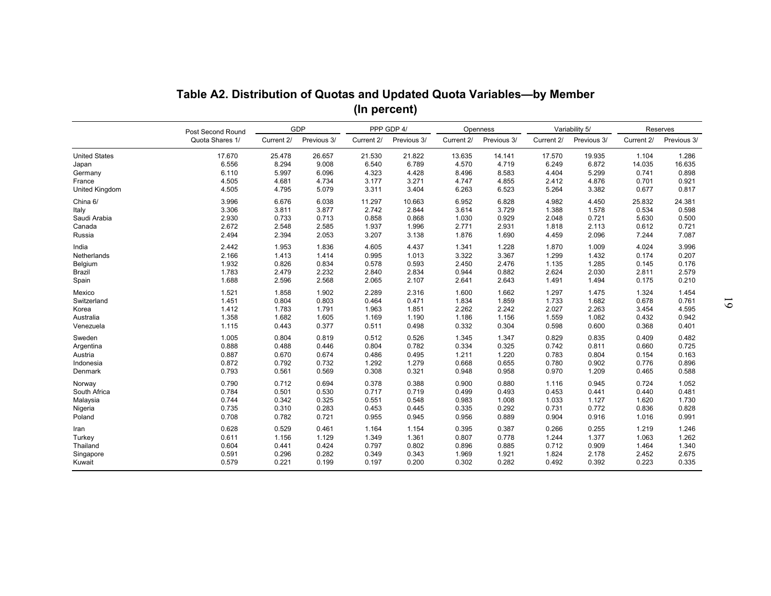# Table A2. Distribution of Quotas and Updated Quota Variables—by Member
## (In percent)

| | Post Second Round | GDP | | PPP GDP 4/ | | Openness | | Variability 5/ | | Reserves | |
|---|---|---|---|---|---|---|---|---|---|---|---|
| | Quota Shares 1/ | Current 2/ | Previous 3/ | Current 2/ | Previous 3/ | Current 2/ | Previous 3/ | Current 2/ | Previous 3/ | Current 2/ | Previous 3/ |
| United States | 17.670 | 25.478 | 26.657 | 21.530 | 21.822 | 13.635 | 14.141 | 17.570 | 19.935 | 1.104 | 1.286 |
| Japan | 6.556 | 8.294 | 9.008 | 6.540 | 6.789 | 4.570 | 4.719 | 6.249 | 6.872 | 14.035 | 16.635 |
| Germany | 6.110 | 5.997 | 6.096 | 4.323 | 4.428 | 8.496 | 8.583 | 4.404 | 5.299 | 0.741 | 0.898 |
| France | 4.505 | 4.681 | 4.734 | 3.177 | 3.271 | 4.747 | 4.855 | 2.412 | 4.876 | 0.701 | 0.921 |
| United Kingdom | 4.505 | 4.795 | 5.079 | 3.311 | 3.404 | 6.263 | 6.523 | 5.264 | 3.382 | 0.677 | 0.817 |
| China 6/ | 3.996 | 6.676 | 6.038 | 11.297 | 10.663 | 6.952 | 6.828 | 4.982 | 4.450 | 25.832 | 24.381 |
| Italy | 3.306 | 3.811 | 3.877 | 2.742 | 2.844 | 3.614 | 3.729 | 1.388 | 1.578 | 0.534 | 0.598 |
| Saudi Arabia | 2.930 | 0.733 | 0.713 | 0.858 | 0.868 | 1.030 | 0.929 | 2.048 | 0.721 | 5.630 | 0.500 |
| Canada | 2.672 | 2.548 | 2.585 | 1.937 | 1.996 | 2.771 | 2.931 | 1.818 | 2.113 | 0.612 | 0.721 |
| Russia | 2.494 | 2.394 | 2.053 | 3.207 | 3.138 | 1.876 | 1.690 | 4.459 | 2.096 | 7.244 | 7.087 |
| India | 2.442 | 1.953 | 1.836 | 4.605 | 4.437 | 1.341 | 1.228 | 1.870 | 1.009 | 4.024 | 3.996 |
| Netherlands | 2.166 | 1.413 | 1.414 | 0.995 | 1.013 | 3.322 | 3.367 | 1.299 | 1.432 | 0.174 | 0.207 |
| Belgium | 1.932 | 0.826 | 0.834 | 0.578 | 0.593 | 2.450 | 2.476 | 1.135 | 1.285 | 0.145 | 0.176 |
| Brazil | 1.783 | 2.479 | 2.232 | 2.840 | 2.834 | 0.944 | 0.882 | 2.624 | 2.030 | 2.811 | 2.579 |
| Spain | 1.688 | 2.596 | 2.568 | 2.065 | 2.107 | 2.641 | 2.643 | 1.491 | 1.494 | 0.175 | 0.210 |
| Mexico | 1.521 | 1.858 | 1.902 | 2.289 | 2.316 | 1.600 | 1.662 | 1.297 | 1.475 | 1.324 | 1.454 |
| Switzerland | 1.451 | 0.804 | 0.803 | 0.464 | 0.471 | 1.834 | 1.859 | 1.733 | 1.682 | 0.678 | 0.761 |
| Korea | 1.412 | 1.783 | 1.791 | 1.963 | 1.851 | 2.262 | 2.242 | 2.027 | 2.263 | 3.454 | 4.595 |
| Australia | 1.358 | 1.682 | 1.605 | 1.169 | 1.190 | 1.186 | 1.156 | 1.559 | 1.082 | 0.432 | 0.942 |
| Venezuela | 1.115 | 0.443 | 0.377 | 0.511 | 0.498 | 0.332 | 0.304 | 0.598 | 0.600 | 0.368 | 0.401 |
| Sweden | 1.005 | 0.804 | 0.819 | 0.512 | 0.526 | 1.345 | 1.347 | 0.829 | 0.835 | 0.409 | 0.482 |
| Argentina | 0.888 | 0.488 | 0.446 | 0.804 | 0.782 | 0.334 | 0.325 | 0.742 | 0.811 | 0.660 | 0.725 |
| Austria | 0.887 | 0.670 | 0.674 | 0.486 | 0.495 | 1.211 | 1.220 | 0.783 | 0.804 | 0.154 | 0.163 |
| Indonesia | 0.872 | 0.792 | 0.732 | 1.292 | 1.279 | 0.668 | 0.655 | 0.780 | 0.902 | 0.776 | 0.896 |
| Denmark | 0.793 | 0.561 | 0.569 | 0.308 | 0.321 | 0.948 | 0.958 | 0.970 | 1.209 | 0.465 | 0.588 |
| Norway | 0.790 | 0.712 | 0.694 | 0.378 | 0.388 | 0.900 | 0.880 | 1.116 | 0.945 | 0.724 | 1.052 |
| South Africa | 0.784 | 0.501 | 0.530 | 0.717 | 0.719 | 0.499 | 0.493 | 0.453 | 0.441 | 0.440 | 0.481 |
| Malaysia | 0.744 | 0.342 | 0.325 | 0.551 | 0.548 | 0.983 | 1.008 | 1.033 | 1.127 | 1.620 | 1.730 |
| Nigeria | 0.735 | 0.310 | 0.283 | 0.453 | 0.445 | 0.335 | 0.292 | 0.731 | 0.772 | 0.836 | 0.828 |
| Poland | 0.708 | 0.782 | 0.721 | 0.955 | 0.945 | 0.956 | 0.889 | 0.904 | 0.916 | 1.016 | 0.991 |
| Iran | 0.628 | 0.529 | 0.461 | 1.164 | 1.154 | 0.395 | 0.387 | 0.266 | 0.255 | 1.219 | 1.246 |
| Turkey | 0.611 | 1.156 | 1.129 | 1.349 | 1.361 | 0.807 | 0.778 | 1.244 | 1.377 | 1.063 | 1.262 |
| Thailand | 0.604 | 0.441 | 0.424 | 0.797 | 0.802 | 0.896 | 0.885 | 0.712 | 0.909 | 1.464 | 1.340 |
| Singapore | 0.591 | 0.296 | 0.282 | 0.349 | 0.343 | 1.969 | 1.921 | 1.824 | 2.178 | 2.452 | 2.675 |
| Kuwait | 0.579 | 0.221 | 0.199 | 0.197 | 0.200 | 0.302 | 0.282 | 0.492 | 0.392 | 0.223 | 0.335 |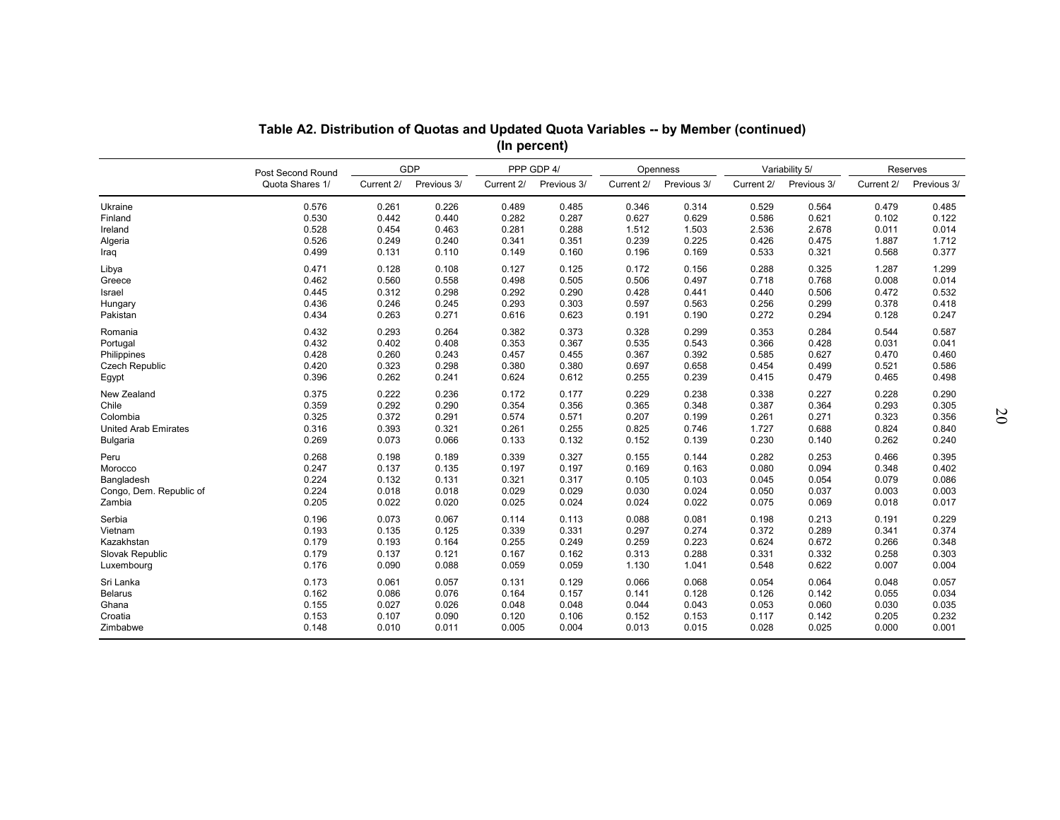## Table A2. Distribution of Quotas and Updated Quota Variables -- by Member (continued)
**(In percent)**

| | Post Second Round Quota Shares 1/ | GDP | | PPP GDP 4/ | | Openness | | Variability 5/ | | Reserves | |
|---|---|---|---|---|---|---|---|---|---|---|---|
| | | Current 2/ | Previous 3/ | Current 2/ | Previous 3/ | Current 2/ | Previous 3/ | Current 2/ | Previous 3/ | Current 2/ | Previous 3/ |
| Ukraine | 0.576 | 0.261 | 0.226 | 0.489 | 0.485 | 0.346 | 0.314 | 0.529 | 0.564 | 0.479 | 0.485 |
| Finland | 0.530 | 0.442 | 0.440 | 0.282 | 0.287 | 0.627 | 0.629 | 0.586 | 0.621 | 0.102 | 0.122 |
| Ireland | 0.528 | 0.454 | 0.463 | 0.281 | 0.288 | 1.512 | 1.503 | 2.536 | 2.678 | 0.011 | 0.014 |
| Algeria | 0.526 | 0.249 | 0.240 | 0.341 | 0.351 | 0.239 | 0.225 | 0.426 | 0.475 | 1.887 | 1.712 |
| Iraq | 0.499 | 0.131 | 0.110 | 0.149 | 0.160 | 0.196 | 0.169 | 0.533 | 0.321 | 0.568 | 0.377 |
| Libya | 0.471 | 0.128 | 0.108 | 0.127 | 0.125 | 0.172 | 0.156 | 0.288 | 0.325 | 1.287 | 1.299 |
| Greece | 0.462 | 0.560 | 0.558 | 0.498 | 0.505 | 0.506 | 0.497 | 0.718 | 0.768 | 0.008 | 0.014 |
| Israel | 0.445 | 0.312 | 0.298 | 0.292 | 0.290 | 0.428 | 0.441 | 0.440 | 0.506 | 0.472 | 0.532 |
| Hungary | 0.436 | 0.246 | 0.245 | 0.293 | 0.303 | 0.597 | 0.563 | 0.256 | 0.299 | 0.378 | 0.418 |
| Pakistan | 0.434 | 0.263 | 0.271 | 0.616 | 0.623 | 0.191 | 0.190 | 0.272 | 0.294 | 0.128 | 0.247 |
| Romania | 0.432 | 0.293 | 0.264 | 0.382 | 0.373 | 0.328 | 0.299 | 0.353 | 0.284 | 0.544 | 0.587 |
| Portugal | 0.432 | 0.402 | 0.408 | 0.353 | 0.367 | 0.535 | 0.543 | 0.366 | 0.428 | 0.031 | 0.041 |
| Philippines | 0.428 | 0.260 | 0.243 | 0.457 | 0.455 | 0.367 | 0.392 | 0.585 | 0.627 | 0.470 | 0.460 |
| Czech Republic | 0.420 | 0.323 | 0.298 | 0.380 | 0.380 | 0.697 | 0.658 | 0.454 | 0.499 | 0.521 | 0.586 |
| Egypt | 0.396 | 0.262 | 0.241 | 0.624 | 0.612 | 0.255 | 0.239 | 0.415 | 0.479 | 0.465 | 0.498 |
| New Zealand | 0.375 | 0.222 | 0.236 | 0.172 | 0.177 | 0.229 | 0.238 | 0.338 | 0.227 | 0.228 | 0.290 |
| Chile | 0.359 | 0.292 | 0.290 | 0.354 | 0.356 | 0.365 | 0.348 | 0.387 | 0.364 | 0.293 | 0.305 |
| Colombia | 0.325 | 0.372 | 0.291 | 0.574 | 0.571 | 0.207 | 0.199 | 0.261 | 0.271 | 0.323 | 0.356 |
| United Arab Emirates | 0.316 | 0.393 | 0.321 | 0.261 | 0.255 | 0.825 | 0.746 | 1.727 | 0.688 | 0.824 | 0.840 |
| Bulgaria | 0.269 | 0.073 | 0.066 | 0.133 | 0.132 | 0.152 | 0.139 | 0.230 | 0.140 | 0.262 | 0.240 |
| Peru | 0.268 | 0.198 | 0.189 | 0.339 | 0.327 | 0.155 | 0.144 | 0.282 | 0.253 | 0.466 | 0.395 |
| Morocco | 0.247 | 0.137 | 0.135 | 0.197 | 0.197 | 0.169 | 0.163 | 0.080 | 0.094 | 0.348 | 0.402 |
| Bangladesh | 0.224 | 0.132 | 0.131 | 0.321 | 0.317 | 0.105 | 0.103 | 0.045 | 0.054 | 0.079 | 0.086 |
| Congo, Dem. Republic of | 0.224 | 0.018 | 0.018 | 0.029 | 0.029 | 0.030 | 0.024 | 0.050 | 0.037 | 0.003 | 0.003 |
| Zambia | 0.205 | 0.022 | 0.020 | 0.025 | 0.024 | 0.024 | 0.022 | 0.075 | 0.069 | 0.018 | 0.017 |
| Serbia | 0.196 | 0.073 | 0.067 | 0.114 | 0.113 | 0.088 | 0.081 | 0.198 | 0.213 | 0.191 | 0.229 |
| Vietnam | 0.193 | 0.135 | 0.125 | 0.339 | 0.331 | 0.297 | 0.274 | 0.372 | 0.289 | 0.341 | 0.374 |
| Kazakhstan | 0.179 | 0.193 | 0.164 | 0.255 | 0.249 | 0.259 | 0.223 | 0.624 | 0.672 | 0.266 | 0.348 |
| Slovak Republic | 0.179 | 0.137 | 0.121 | 0.167 | 0.162 | 0.313 | 0.288 | 0.331 | 0.332 | 0.258 | 0.303 |
| Luxembourg | 0.176 | 0.090 | 0.088 | 0.059 | 0.059 | 1.130 | 1.041 | 0.548 | 0.622 | 0.007 | 0.004 |
| Sri Lanka | 0.173 | 0.061 | 0.057 | 0.131 | 0.129 | 0.066 | 0.068 | 0.054 | 0.064 | 0.048 | 0.057 |
| Belarus | 0.162 | 0.086 | 0.076 | 0.164 | 0.157 | 0.141 | 0.128 | 0.126 | 0.142 | 0.055 | 0.034 |
| Ghana | 0.155 | 0.027 | 0.026 | 0.048 | 0.048 | 0.044 | 0.043 | 0.053 | 0.060 | 0.030 | 0.035 |
| Croatia | 0.153 | 0.107 | 0.090 | 0.120 | 0.106 | 0.152 | 0.153 | 0.117 | 0.142 | 0.205 | 0.232 |
| Zimbabwe | 0.148 | 0.010 | 0.011 | 0.005 | 0.004 | 0.013 | 0.015 | 0.028 | 0.025 | 0.000 | 0.001 |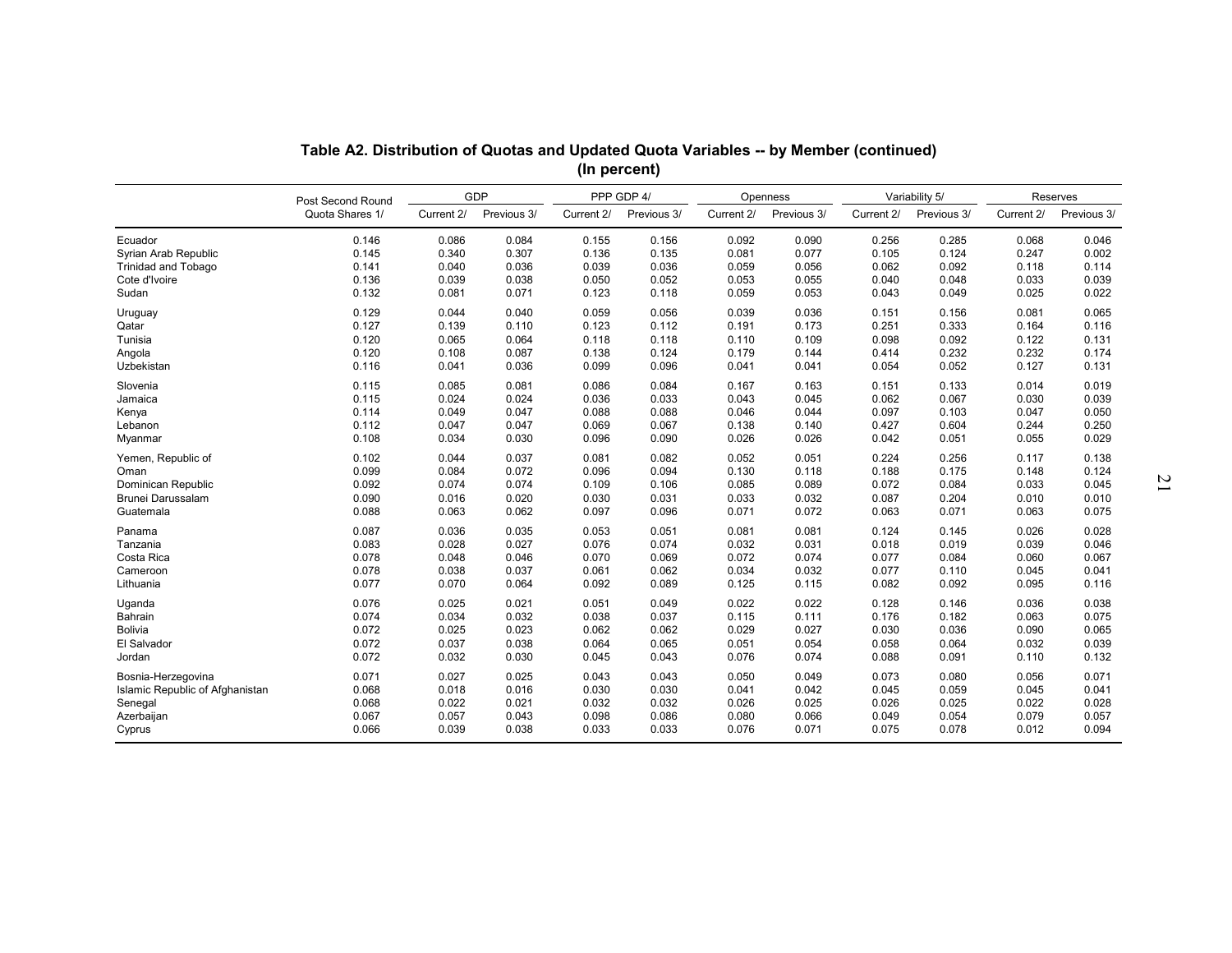**Table A2. Distribution of Quotas and Updated Quota Variables -- by Member (continued)**
**(In percent)**

| | Post Second Round Quota Shares 1/ | GDP | | PPP GDP 4/ | | Openness | | Variability 5/ | | Reserves | |
|---|---|---|---|---|---|---|---|---|---|---|---|
| | | Current 2/ | Previous 3/ | Current 2/ | Previous 3/ | Current 2/ | Previous 3/ | Current 2/ | Previous 3/ | Current 2/ | Previous 3/ |
| Ecuador | 0.146 | 0.086 | 0.084 | 0.155 | 0.156 | 0.092 | 0.090 | 0.256 | 0.285 | 0.068 | 0.046 |
| Syrian Arab Republic | 0.145 | 0.340 | 0.307 | 0.136 | 0.135 | 0.081 | 0.077 | 0.105 | 0.124 | 0.247 | 0.002 |
| Trinidad and Tobago | 0.141 | 0.040 | 0.036 | 0.039 | 0.036 | 0.059 | 0.056 | 0.062 | 0.092 | 0.118 | 0.114 |
| Cote d'Ivoire | 0.136 | 0.039 | 0.038 | 0.050 | 0.052 | 0.053 | 0.055 | 0.040 | 0.048 | 0.033 | 0.039 |
| Sudan | 0.132 | 0.081 | 0.071 | 0.123 | 0.118 | 0.059 | 0.053 | 0.043 | 0.049 | 0.025 | 0.022 |
| Uruguay | 0.129 | 0.044 | 0.040 | 0.059 | 0.056 | 0.039 | 0.036 | 0.151 | 0.156 | 0.081 | 0.065 |
| Qatar | 0.127 | 0.139 | 0.110 | 0.123 | 0.112 | 0.191 | 0.173 | 0.251 | 0.333 | 0.164 | 0.116 |
| Tunisia | 0.120 | 0.065 | 0.064 | 0.118 | 0.118 | 0.110 | 0.109 | 0.098 | 0.092 | 0.122 | 0.131 |
| Angola | 0.120 | 0.108 | 0.087 | 0.138 | 0.124 | 0.179 | 0.144 | 0.414 | 0.232 | 0.232 | 0.174 |
| Uzbekistan | 0.116 | 0.041 | 0.036 | 0.099 | 0.096 | 0.041 | 0.041 | 0.054 | 0.052 | 0.127 | 0.131 |
| Slovenia | 0.115 | 0.085 | 0.081 | 0.086 | 0.084 | 0.167 | 0.163 | 0.151 | 0.133 | 0.014 | 0.019 |
| Jamaica | 0.115 | 0.024 | 0.024 | 0.036 | 0.033 | 0.043 | 0.045 | 0.062 | 0.067 | 0.030 | 0.039 |
| Kenya | 0.114 | 0.049 | 0.047 | 0.088 | 0.088 | 0.046 | 0.044 | 0.097 | 0.103 | 0.047 | 0.050 |
| Lebanon | 0.112 | 0.047 | 0.047 | 0.069 | 0.067 | 0.138 | 0.140 | 0.427 | 0.604 | 0.244 | 0.250 |
| Myanmar | 0.108 | 0.034 | 0.030 | 0.096 | 0.090 | 0.026 | 0.026 | 0.042 | 0.051 | 0.055 | 0.029 |
| Yemen, Republic of | 0.102 | 0.044 | 0.037 | 0.081 | 0.082 | 0.052 | 0.051 | 0.224 | 0.256 | 0.117 | 0.138 |
| Oman | 0.099 | 0.084 | 0.072 | 0.096 | 0.094 | 0.130 | 0.118 | 0.188 | 0.175 | 0.148 | 0.124 |
| Dominican Republic | 0.092 | 0.074 | 0.074 | 0.109 | 0.106 | 0.085 | 0.089 | 0.072 | 0.084 | 0.033 | 0.045 |
| Brunei Darussalam | 0.090 | 0.016 | 0.020 | 0.030 | 0.031 | 0.033 | 0.032 | 0.087 | 0.204 | 0.010 | 0.010 |
| Guatemala | 0.088 | 0.063 | 0.062 | 0.097 | 0.096 | 0.071 | 0.072 | 0.063 | 0.071 | 0.063 | 0.075 |
| Panama | 0.087 | 0.036 | 0.035 | 0.053 | 0.051 | 0.081 | 0.081 | 0.124 | 0.145 | 0.026 | 0.028 |
| Tanzania | 0.083 | 0.028 | 0.027 | 0.076 | 0.074 | 0.032 | 0.031 | 0.018 | 0.019 | 0.039 | 0.046 |
| Costa Rica | 0.078 | 0.048 | 0.046 | 0.070 | 0.069 | 0.072 | 0.074 | 0.077 | 0.084 | 0.060 | 0.067 |
| Cameroon | 0.078 | 0.038 | 0.037 | 0.061 | 0.062 | 0.034 | 0.032 | 0.077 | 0.110 | 0.045 | 0.041 |
| Lithuania | 0.077 | 0.070 | 0.064 | 0.092 | 0.089 | 0.125 | 0.115 | 0.082 | 0.092 | 0.095 | 0.116 |
| Uganda | 0.076 | 0.025 | 0.021 | 0.051 | 0.049 | 0.022 | 0.022 | 0.128 | 0.146 | 0.036 | 0.038 |
| Bahrain | 0.074 | 0.034 | 0.032 | 0.038 | 0.037 | 0.115 | 0.111 | 0.176 | 0.182 | 0.063 | 0.075 |
| Bolivia | 0.072 | 0.025 | 0.023 | 0.062 | 0.062 | 0.029 | 0.027 | 0.030 | 0.036 | 0.090 | 0.065 |
| El Salvador | 0.072 | 0.037 | 0.038 | 0.064 | 0.065 | 0.051 | 0.054 | 0.058 | 0.064 | 0.032 | 0.039 |
| Jordan | 0.072 | 0.032 | 0.030 | 0.045 | 0.043 | 0.076 | 0.074 | 0.088 | 0.091 | 0.110 | 0.132 |
| Bosnia-Herzegovina | 0.071 | 0.027 | 0.025 | 0.043 | 0.043 | 0.050 | 0.049 | 0.073 | 0.080 | 0.056 | 0.071 |
| Islamic Republic of Afghanistan | 0.068 | 0.018 | 0.016 | 0.030 | 0.030 | 0.041 | 0.042 | 0.045 | 0.059 | 0.045 | 0.041 |
| Senegal | 0.068 | 0.022 | 0.021 | 0.032 | 0.032 | 0.026 | 0.025 | 0.026 | 0.025 | 0.022 | 0.028 |
| Azerbaijan | 0.067 | 0.057 | 0.043 | 0.098 | 0.086 | 0.080 | 0.066 | 0.049 | 0.054 | 0.079 | 0.057 |
| Cyprus | 0.066 | 0.039 | 0.038 | 0.033 | 0.033 | 0.076 | 0.071 | 0.075 | 0.078 | 0.012 | 0.094 |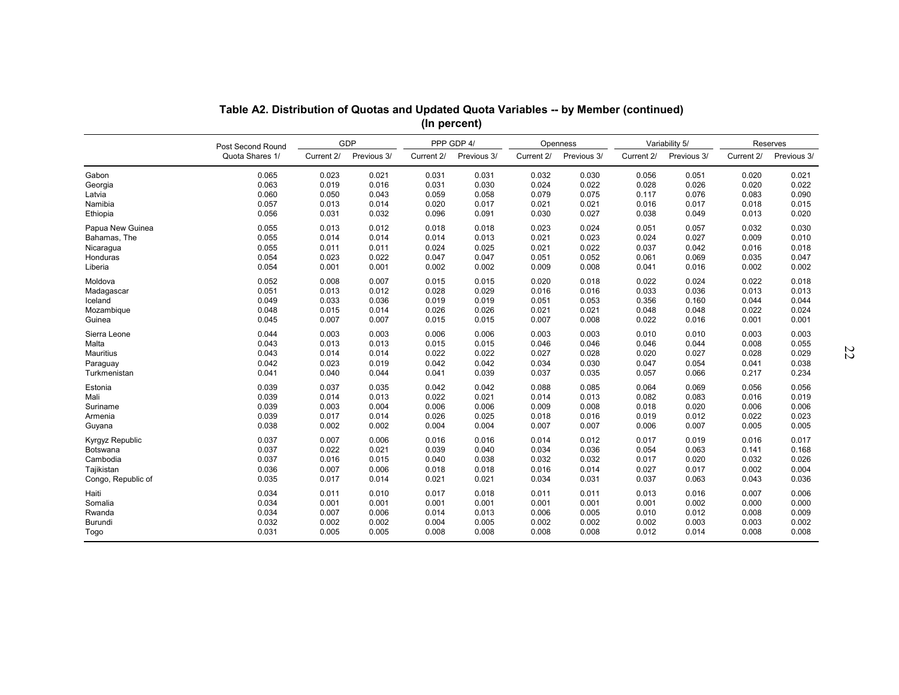**Table A2. Distribution of Quotas and Updated Quota Variables -- by Member (continued)**
**(In percent)**

| | Post Second Round Quota Shares 1/ | GDP | | PPP GDP 4/ | | Openness | | Variability 5/ | | Reserves | |
|---|---|---|---|---|---|---|---|---|---|---|---|
| | | Current 2/ | Previous 3/ | Current 2/ | Previous 3/ | Current 2/ | Previous 3/ | Current 2/ | Previous 3/ | Current 2/ | Previous 3/ |
| Gabon | 0.065 | 0.023 | 0.021 | 0.031 | 0.031 | 0.032 | 0.030 | 0.056 | 0.051 | 0.020 | 0.021 |
| Georgia | 0.063 | 0.019 | 0.016 | 0.031 | 0.030 | 0.024 | 0.022 | 0.028 | 0.026 | 0.020 | 0.022 |
| Latvia | 0.060 | 0.050 | 0.043 | 0.059 | 0.058 | 0.079 | 0.075 | 0.117 | 0.076 | 0.083 | 0.090 |
| Namibia | 0.057 | 0.013 | 0.014 | 0.020 | 0.017 | 0.021 | 0.021 | 0.016 | 0.017 | 0.018 | 0.015 |
| Ethiopia | 0.056 | 0.031 | 0.032 | 0.096 | 0.091 | 0.030 | 0.027 | 0.038 | 0.049 | 0.013 | 0.020 |
| Papua New Guinea | 0.055 | 0.013 | 0.012 | 0.018 | 0.018 | 0.023 | 0.024 | 0.051 | 0.057 | 0.032 | 0.030 |
| Bahamas, The | 0.055 | 0.014 | 0.014 | 0.014 | 0.013 | 0.021 | 0.023 | 0.024 | 0.027 | 0.009 | 0.010 |
| Nicaragua | 0.055 | 0.011 | 0.011 | 0.024 | 0.025 | 0.021 | 0.022 | 0.037 | 0.042 | 0.016 | 0.018 |
| Honduras | 0.054 | 0.023 | 0.022 | 0.047 | 0.047 | 0.051 | 0.052 | 0.061 | 0.069 | 0.035 | 0.047 |
| Liberia | 0.054 | 0.001 | 0.001 | 0.002 | 0.002 | 0.009 | 0.008 | 0.041 | 0.016 | 0.002 | 0.002 |
| Moldova | 0.052 | 0.008 | 0.007 | 0.015 | 0.015 | 0.020 | 0.018 | 0.022 | 0.024 | 0.022 | 0.018 |
| Madagascar | 0.051 | 0.013 | 0.012 | 0.028 | 0.029 | 0.016 | 0.016 | 0.033 | 0.036 | 0.013 | 0.013 |
| Iceland | 0.049 | 0.033 | 0.036 | 0.019 | 0.019 | 0.051 | 0.053 | 0.356 | 0.160 | 0.044 | 0.044 |
| Mozambique | 0.048 | 0.015 | 0.014 | 0.026 | 0.026 | 0.021 | 0.021 | 0.048 | 0.048 | 0.022 | 0.024 |
| Guinea | 0.045 | 0.007 | 0.007 | 0.015 | 0.015 | 0.007 | 0.008 | 0.022 | 0.016 | 0.001 | 0.001 |
| Sierra Leone | 0.044 | 0.003 | 0.003 | 0.006 | 0.006 | 0.003 | 0.003 | 0.010 | 0.010 | 0.003 | 0.003 |
| Malta | 0.043 | 0.013 | 0.013 | 0.015 | 0.015 | 0.046 | 0.046 | 0.046 | 0.044 | 0.008 | 0.055 |
| Mauritius | 0.043 | 0.014 | 0.014 | 0.022 | 0.022 | 0.027 | 0.028 | 0.020 | 0.027 | 0.028 | 0.029 |
| Paraguay | 0.042 | 0.023 | 0.019 | 0.042 | 0.042 | 0.034 | 0.030 | 0.047 | 0.054 | 0.041 | 0.038 |
| Turkmenistan | 0.041 | 0.040 | 0.044 | 0.041 | 0.039 | 0.037 | 0.035 | 0.057 | 0.066 | 0.217 | 0.234 |
| Estonia | 0.039 | 0.037 | 0.035 | 0.042 | 0.042 | 0.088 | 0.085 | 0.064 | 0.069 | 0.056 | 0.056 |
| Mali | 0.039 | 0.014 | 0.013 | 0.022 | 0.021 | 0.014 | 0.013 | 0.082 | 0.083 | 0.016 | 0.019 |
| Suriname | 0.039 | 0.003 | 0.004 | 0.006 | 0.006 | 0.009 | 0.008 | 0.018 | 0.020 | 0.006 | 0.006 |
| Armenia | 0.039 | 0.017 | 0.014 | 0.026 | 0.025 | 0.018 | 0.016 | 0.019 | 0.012 | 0.022 | 0.023 |
| Guyana | 0.038 | 0.002 | 0.002 | 0.004 | 0.004 | 0.007 | 0.007 | 0.006 | 0.007 | 0.005 | 0.005 |
| Kyrgyz Republic | 0.037 | 0.007 | 0.006 | 0.016 | 0.016 | 0.014 | 0.012 | 0.017 | 0.019 | 0.016 | 0.017 |
| Botswana | 0.037 | 0.022 | 0.021 | 0.039 | 0.040 | 0.034 | 0.036 | 0.054 | 0.063 | 0.141 | 0.168 |
| Cambodia | 0.037 | 0.016 | 0.015 | 0.040 | 0.038 | 0.032 | 0.032 | 0.017 | 0.020 | 0.032 | 0.026 |
| Tajikistan | 0.036 | 0.007 | 0.006 | 0.018 | 0.018 | 0.016 | 0.014 | 0.027 | 0.017 | 0.002 | 0.004 |
| Congo, Republic of | 0.035 | 0.017 | 0.014 | 0.021 | 0.021 | 0.034 | 0.031 | 0.037 | 0.063 | 0.043 | 0.036 |
| Haiti | 0.034 | 0.011 | 0.010 | 0.017 | 0.018 | 0.011 | 0.011 | 0.013 | 0.016 | 0.007 | 0.006 |
| Somalia | 0.034 | 0.001 | 0.001 | 0.001 | 0.001 | 0.001 | 0.001 | 0.001 | 0.002 | 0.000 | 0.000 |
| Rwanda | 0.034 | 0.007 | 0.006 | 0.014 | 0.013 | 0.006 | 0.005 | 0.010 | 0.012 | 0.008 | 0.009 |
| Burundi | 0.032 | 0.002 | 0.002 | 0.004 | 0.005 | 0.002 | 0.002 | 0.002 | 0.003 | 0.003 | 0.002 |
| Togo | 0.031 | 0.005 | 0.005 | 0.008 | 0.008 | 0.008 | 0.008 | 0.012 | 0.014 | 0.008 | 0.008 |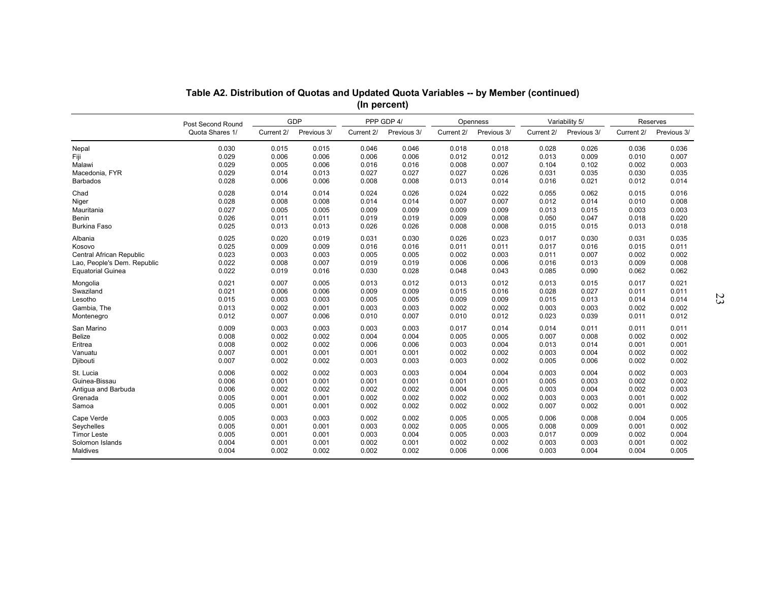## Table A2. Distribution of Quotas and Updated Quota Variables -- by Member (continued)

**(In percent)**

| | Post Second Round Quota Shares 1/ | GDP | | PPP GDP 4/ | | Openness | | Variability 5/ | | Reserves | |
|---|---|---|---|---|---|---|---|---|---|---|---|
| | | Current 2/ | Previous 3/ | Current 2/ | Previous 3/ | Current 2/ | Previous 3/ | Current 2/ | Previous 3/ | Current 2/ | Previous 3/ |
| Nepal | 0.030 | 0.015 | 0.015 | 0.046 | 0.046 | 0.018 | 0.018 | 0.028 | 0.026 | 0.036 | 0.036 |
| Fiji | 0.029 | 0.006 | 0.006 | 0.006 | 0.006 | 0.012 | 0.012 | 0.013 | 0.009 | 0.010 | 0.007 |
| Malawi | 0.029 | 0.005 | 0.006 | 0.016 | 0.016 | 0.008 | 0.007 | 0.104 | 0.102 | 0.002 | 0.003 |
| Macedonia, FYR | 0.029 | 0.014 | 0.013 | 0.027 | 0.027 | 0.027 | 0.026 | 0.031 | 0.035 | 0.030 | 0.035 |
| Barbados | 0.028 | 0.006 | 0.006 | 0.008 | 0.008 | 0.013 | 0.014 | 0.016 | 0.021 | 0.012 | 0.014 |
| Chad | 0.028 | 0.014 | 0.014 | 0.024 | 0.026 | 0.024 | 0.022 | 0.055 | 0.062 | 0.015 | 0.016 |
| Niger | 0.028 | 0.008 | 0.008 | 0.014 | 0.014 | 0.007 | 0.007 | 0.012 | 0.014 | 0.010 | 0.008 |
| Mauritania | 0.027 | 0.005 | 0.005 | 0.009 | 0.009 | 0.009 | 0.009 | 0.013 | 0.015 | 0.003 | 0.003 |
| Benin | 0.026 | 0.011 | 0.011 | 0.019 | 0.019 | 0.009 | 0.008 | 0.050 | 0.047 | 0.018 | 0.020 |
| Burkina Faso | 0.025 | 0.013 | 0.013 | 0.026 | 0.026 | 0.008 | 0.008 | 0.015 | 0.015 | 0.013 | 0.018 |
| Albania | 0.025 | 0.020 | 0.019 | 0.031 | 0.030 | 0.026 | 0.023 | 0.017 | 0.030 | 0.031 | 0.035 |
| Kosovo | 0.025 | 0.009 | 0.009 | 0.016 | 0.016 | 0.011 | 0.011 | 0.017 | 0.016 | 0.015 | 0.011 |
| Central African Republic | 0.023 | 0.003 | 0.003 | 0.005 | 0.005 | 0.002 | 0.003 | 0.011 | 0.007 | 0.002 | 0.002 |
| Lao, People's Dem. Republic | 0.022 | 0.008 | 0.007 | 0.019 | 0.019 | 0.006 | 0.006 | 0.016 | 0.013 | 0.009 | 0.008 |
| Equatorial Guinea | 0.022 | 0.019 | 0.016 | 0.030 | 0.028 | 0.048 | 0.043 | 0.085 | 0.090 | 0.062 | 0.062 |
| Mongolia | 0.021 | 0.007 | 0.005 | 0.013 | 0.012 | 0.013 | 0.012 | 0.013 | 0.015 | 0.017 | 0.021 |
| Swaziland | 0.021 | 0.006 | 0.006 | 0.009 | 0.009 | 0.015 | 0.016 | 0.028 | 0.027 | 0.011 | 0.011 |
| Lesotho | 0.015 | 0.003 | 0.003 | 0.005 | 0.005 | 0.009 | 0.009 | 0.015 | 0.013 | 0.014 | 0.014 |
| Gambia, The | 0.013 | 0.002 | 0.001 | 0.003 | 0.003 | 0.002 | 0.002 | 0.003 | 0.003 | 0.002 | 0.002 |
| Montenegro | 0.012 | 0.007 | 0.006 | 0.010 | 0.007 | 0.010 | 0.012 | 0.023 | 0.039 | 0.011 | 0.012 |
| San Marino | 0.009 | 0.003 | 0.003 | 0.003 | 0.003 | 0.017 | 0.014 | 0.014 | 0.011 | 0.011 | 0.011 |
| Belize | 0.008 | 0.002 | 0.002 | 0.004 | 0.004 | 0.005 | 0.005 | 0.007 | 0.008 | 0.002 | 0.002 |
| Eritrea | 0.008 | 0.002 | 0.002 | 0.006 | 0.006 | 0.003 | 0.004 | 0.013 | 0.014 | 0.001 | 0.001 |
| Vanuatu | 0.007 | 0.001 | 0.001 | 0.001 | 0.001 | 0.002 | 0.002 | 0.003 | 0.004 | 0.002 | 0.002 |
| Djibouti | 0.007 | 0.002 | 0.002 | 0.003 | 0.003 | 0.003 | 0.002 | 0.005 | 0.006 | 0.002 | 0.002 |
| St. Lucia | 0.006 | 0.002 | 0.002 | 0.003 | 0.003 | 0.004 | 0.004 | 0.003 | 0.004 | 0.002 | 0.003 |
| Guinea-Bissau | 0.006 | 0.001 | 0.001 | 0.001 | 0.001 | 0.001 | 0.001 | 0.005 | 0.003 | 0.002 | 0.002 |
| Antigua and Barbuda | 0.006 | 0.002 | 0.002 | 0.002 | 0.002 | 0.004 | 0.005 | 0.003 | 0.004 | 0.002 | 0.003 |
| Grenada | 0.005 | 0.001 | 0.001 | 0.002 | 0.002 | 0.002 | 0.002 | 0.003 | 0.003 | 0.001 | 0.002 |
| Samoa | 0.005 | 0.001 | 0.001 | 0.002 | 0.002 | 0.002 | 0.002 | 0.007 | 0.002 | 0.001 | 0.002 |
| Cape Verde | 0.005 | 0.003 | 0.003 | 0.002 | 0.002 | 0.005 | 0.005 | 0.006 | 0.008 | 0.004 | 0.005 |
| Seychelles | 0.005 | 0.001 | 0.001 | 0.003 | 0.002 | 0.005 | 0.005 | 0.008 | 0.009 | 0.001 | 0.002 |
| Timor Leste | 0.005 | 0.001 | 0.001 | 0.003 | 0.004 | 0.005 | 0.003 | 0.017 | 0.009 | 0.002 | 0.004 |
| Solomon Islands | 0.004 | 0.001 | 0.001 | 0.002 | 0.001 | 0.002 | 0.002 | 0.003 | 0.003 | 0.001 | 0.002 |
| Maldives | 0.004 | 0.002 | 0.002 | 0.002 | 0.002 | 0.006 | 0.006 | 0.003 | 0.004 | 0.004 | 0.005 |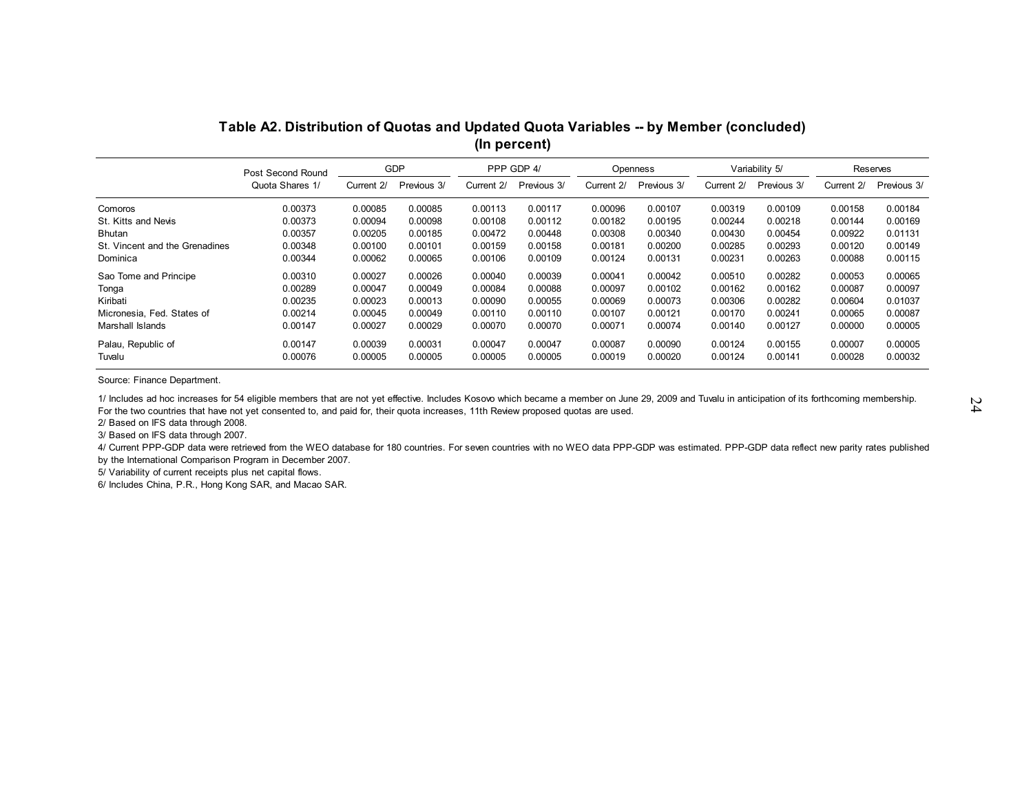## Table A2. Distribution of Quotas and Updated Quota Variables -- by Member (concluded)
(In percent)

| | Post Second Round Quota Shares 1/ | GDP | | PPP GDP 4/ | | Openness | | Variability 5/ | | Reserves | |
|---|---|---|---|---|---|---|---|---|---|---|---|
| | | Current 2/ | Previous 3/ | Current 2/ | Previous 3/ | Current 2/ | Previous 3/ | Current 2/ | Previous 3/ | Current 2/ | Previous 3/ |
| Comoros | 0.00373 | 0.00085 | 0.00085 | 0.00113 | 0.00117 | 0.00096 | 0.00107 | 0.00319 | 0.00109 | 0.00158 | 0.00184 |
| St. Kitts and Nevis | 0.00373 | 0.00094 | 0.00098 | 0.00108 | 0.00112 | 0.00182 | 0.00195 | 0.00244 | 0.00218 | 0.00144 | 0.00169 |
| Bhutan | 0.00357 | 0.00205 | 0.00185 | 0.00472 | 0.00448 | 0.00308 | 0.00340 | 0.00430 | 0.00454 | 0.00922 | 0.01131 |
| St. Vincent and the Grenadines | 0.00348 | 0.00100 | 0.00101 | 0.00159 | 0.00158 | 0.00181 | 0.00200 | 0.00285 | 0.00293 | 0.00120 | 0.00149 |
| Dominica | 0.00344 | 0.00062 | 0.00065 | 0.00106 | 0.00109 | 0.00124 | 0.00131 | 0.00231 | 0.00263 | 0.00088 | 0.00115 |
| Sao Tome and Principe | 0.00310 | 0.00027 | 0.00026 | 0.00040 | 0.00039 | 0.00041 | 0.00042 | 0.00510 | 0.00282 | 0.00053 | 0.00065 |
| Tonga | 0.00289 | 0.00047 | 0.00049 | 0.00084 | 0.00088 | 0.00097 | 0.00102 | 0.00162 | 0.00162 | 0.00087 | 0.00097 |
| Kiribati | 0.00235 | 0.00023 | 0.00013 | 0.00090 | 0.00055 | 0.00069 | 0.00073 | 0.00306 | 0.00282 | 0.00604 | 0.01037 |
| Micronesia, Fed. States of | 0.00214 | 0.00045 | 0.00049 | 0.00110 | 0.00110 | 0.00107 | 0.00121 | 0.00170 | 0.00241 | 0.00065 | 0.00087 |
| Marshall Islands | 0.00147 | 0.00027 | 0.00029 | 0.00070 | 0.00070 | 0.00071 | 0.00074 | 0.00140 | 0.00127 | 0.00000 | 0.00005 |
| Palau, Republic of | 0.00147 | 0.00039 | 0.00031 | 0.00047 | 0.00047 | 0.00087 | 0.00090 | 0.00124 | 0.00155 | 0.00007 | 0.00005 |
| Tuvalu | 0.00076 | 0.00005 | 0.00005 | 0.00005 | 0.00005 | 0.00019 | 0.00020 | 0.00124 | 0.00141 | 0.00028 | 0.00032 |

Source: Finance Department.

1/ Includes ad hoc increases for 54 eligible members that are not yet effective. Includes Kosovo which became a member on June 29, 2009 and Tuvalu in anticipation of its forthcoming membership. For the two countries that have not yet consented to, and paid for, their quota increases, 11th Review proposed quotas are used.

2/ Based on IFS data through 2008.

3/ Based on IFS data through 2007.

4/ Current PPP-GDP data were retrieved from the WEO database for 180 countries. For seven countries with no WEO data PPP-GDP was estimated. PPP-GDP data reflect new parity rates published by the International Comparison Program in December 2007.

5/ Variability of current receipts plus net capital flows.

6/ Includes China, P.R., Hong Kong SAR, and Macao SAR.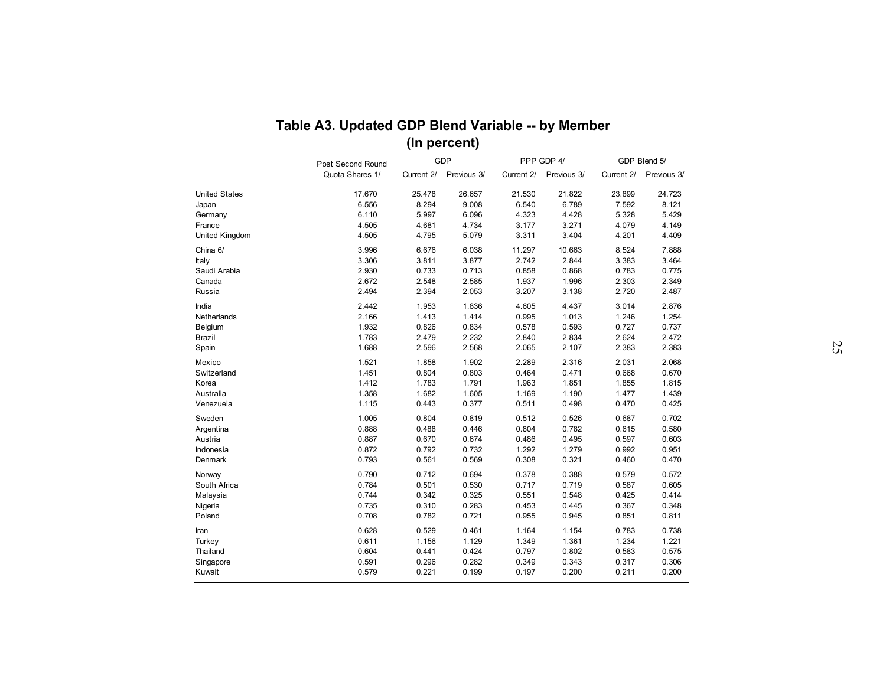# Table A3. Updated GDP Blend Variable -- by Member
## (In percent)

| | Post Second Round Quota Shares 1/ | GDP | | PPP GDP 4/ | | GDP Blend 5/ | |
|---|---|---|---|---|---|---|---|
| | | Current 2/ | Previous 3/ | Current 2/ | Previous 3/ | Current 2/ | Previous 3/ |
| United States | 17.670 | 25.478 | 26.657 | 21.530 | 21.822 | 23.899 | 24.723 |
| Japan | 6.556 | 8.294 | 9.008 | 6.540 | 6.789 | 7.592 | 8.121 |
| Germany | 6.110 | 5.997 | 6.096 | 4.323 | 4.428 | 5.328 | 5.429 |
| France | 4.505 | 4.681 | 4.734 | 3.177 | 3.271 | 4.079 | 4.149 |
| United Kingdom | 4.505 | 4.795 | 5.079 | 3.311 | 3.404 | 4.201 | 4.409 |
| China 6/ | 3.996 | 6.676 | 6.038 | 11.297 | 10.663 | 8.524 | 7.888 |
| Italy | 3.306 | 3.811 | 3.877 | 2.742 | 2.844 | 3.383 | 3.464 |
| Saudi Arabia | 2.930 | 0.733 | 0.713 | 0.858 | 0.868 | 0.783 | 0.775 |
| Canada | 2.672 | 2.548 | 2.585 | 1.937 | 1.996 | 2.303 | 2.349 |
| Russia | 2.494 | 2.394 | 2.053 | 3.207 | 3.138 | 2.720 | 2.487 |
| India | 2.442 | 1.953 | 1.836 | 4.605 | 4.437 | 3.014 | 2.876 |
| Netherlands | 2.166 | 1.413 | 1.414 | 0.995 | 1.013 | 1.246 | 1.254 |
| Belgium | 1.932 | 0.826 | 0.834 | 0.578 | 0.593 | 0.727 | 0.737 |
| Brazil | 1.783 | 2.479 | 2.232 | 2.840 | 2.834 | 2.624 | 2.472 |
| Spain | 1.688 | 2.596 | 2.568 | 2.065 | 2.107 | 2.383 | 2.383 |
| Mexico | 1.521 | 1.858 | 1.902 | 2.289 | 2.316 | 2.031 | 2.068 |
| Switzerland | 1.451 | 0.804 | 0.803 | 0.464 | 0.471 | 0.668 | 0.670 |
| Korea | 1.412 | 1.783 | 1.791 | 1.963 | 1.851 | 1.855 | 1.815 |
| Australia | 1.358 | 1.682 | 1.605 | 1.169 | 1.190 | 1.477 | 1.439 |
| Venezuela | 1.115 | 0.443 | 0.377 | 0.511 | 0.498 | 0.470 | 0.425 |
| Sweden | 1.005 | 0.804 | 0.819 | 0.512 | 0.526 | 0.687 | 0.702 |
| Argentina | 0.888 | 0.488 | 0.446 | 0.804 | 0.782 | 0.615 | 0.580 |
| Austria | 0.887 | 0.670 | 0.674 | 0.486 | 0.495 | 0.597 | 0.603 |
| Indonesia | 0.872 | 0.792 | 0.732 | 1.292 | 1.279 | 0.992 | 0.951 |
| Denmark | 0.793 | 0.561 | 0.569 | 0.308 | 0.321 | 0.460 | 0.470 |
| Norway | 0.790 | 0.712 | 0.694 | 0.378 | 0.388 | 0.579 | 0.572 |
| South Africa | 0.784 | 0.501 | 0.530 | 0.717 | 0.719 | 0.587 | 0.605 |
| Malaysia | 0.744 | 0.342 | 0.325 | 0.551 | 0.548 | 0.425 | 0.414 |
| Nigeria | 0.735 | 0.310 | 0.283 | 0.453 | 0.445 | 0.367 | 0.348 |
| Poland | 0.708 | 0.782 | 0.721 | 0.955 | 0.945 | 0.851 | 0.811 |
| Iran | 0.628 | 0.529 | 0.461 | 1.164 | 1.154 | 0.783 | 0.738 |
| Turkey | 0.611 | 1.156 | 1.129 | 1.349 | 1.361 | 1.234 | 1.221 |
| Thailand | 0.604 | 0.441 | 0.424 | 0.797 | 0.802 | 0.583 | 0.575 |
| Singapore | 0.591 | 0.296 | 0.282 | 0.349 | 0.343 | 0.317 | 0.306 |
| Kuwait | 0.579 | 0.221 | 0.199 | 0.197 | 0.200 | 0.211 | 0.200 |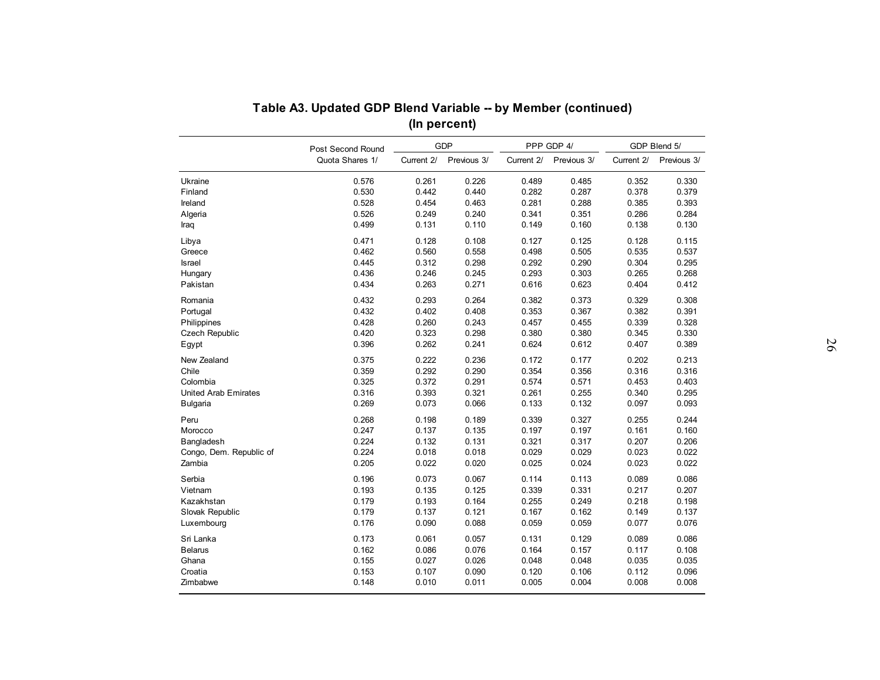## Table A3. Updated GDP Blend Variable -- by Member (continued)
**(In percent)**

| | Post Second Round Quota Shares 1/ | GDP | | PPP GDP 4/ | | GDP Blend 5/ | |
|---|---|---|---|---|---|---|---|
| | | Current 2/ | Previous 3/ | Current 2/ | Previous 3/ | Current 2/ | Previous 3/ |
| Ukraine | 0.576 | 0.261 | 0.226 | 0.489 | 0.485 | 0.352 | 0.330 |
| Finland | 0.530 | 0.442 | 0.440 | 0.282 | 0.287 | 0.378 | 0.379 |
| Ireland | 0.528 | 0.454 | 0.463 | 0.281 | 0.288 | 0.385 | 0.393 |
| Algeria | 0.526 | 0.249 | 0.240 | 0.341 | 0.351 | 0.286 | 0.284 |
| Iraq | 0.499 | 0.131 | 0.110 | 0.149 | 0.160 | 0.138 | 0.130 |
| Libya | 0.471 | 0.128 | 0.108 | 0.127 | 0.125 | 0.128 | 0.115 |
| Greece | 0.462 | 0.560 | 0.558 | 0.498 | 0.505 | 0.535 | 0.537 |
| Israel | 0.445 | 0.312 | 0.298 | 0.292 | 0.290 | 0.304 | 0.295 |
| Hungary | 0.436 | 0.246 | 0.245 | 0.293 | 0.303 | 0.265 | 0.268 |
| Pakistan | 0.434 | 0.263 | 0.271 | 0.616 | 0.623 | 0.404 | 0.412 |
| Romania | 0.432 | 0.293 | 0.264 | 0.382 | 0.373 | 0.329 | 0.308 |
| Portugal | 0.432 | 0.402 | 0.408 | 0.353 | 0.367 | 0.382 | 0.391 |
| Philippines | 0.428 | 0.260 | 0.243 | 0.457 | 0.455 | 0.339 | 0.328 |
| Czech Republic | 0.420 | 0.323 | 0.298 | 0.380 | 0.380 | 0.345 | 0.330 |
| Egypt | 0.396 | 0.262 | 0.241 | 0.624 | 0.612 | 0.407 | 0.389 |
| New Zealand | 0.375 | 0.222 | 0.236 | 0.172 | 0.177 | 0.202 | 0.213 |
| Chile | 0.359 | 0.292 | 0.290 | 0.354 | 0.356 | 0.316 | 0.316 |
| Colombia | 0.325 | 0.372 | 0.291 | 0.574 | 0.571 | 0.453 | 0.403 |
| United Arab Emirates | 0.316 | 0.393 | 0.321 | 0.261 | 0.255 | 0.340 | 0.295 |
| Bulgaria | 0.269 | 0.073 | 0.066 | 0.133 | 0.132 | 0.097 | 0.093 |
| Peru | 0.268 | 0.198 | 0.189 | 0.339 | 0.327 | 0.255 | 0.244 |
| Morocco | 0.247 | 0.137 | 0.135 | 0.197 | 0.197 | 0.161 | 0.160 |
| Bangladesh | 0.224 | 0.132 | 0.131 | 0.321 | 0.317 | 0.207 | 0.206 |
| Congo, Dem. Republic of | 0.224 | 0.018 | 0.018 | 0.029 | 0.029 | 0.023 | 0.022 |
| Zambia | 0.205 | 0.022 | 0.020 | 0.025 | 0.024 | 0.023 | 0.022 |
| Serbia | 0.196 | 0.073 | 0.067 | 0.114 | 0.113 | 0.089 | 0.086 |
| Vietnam | 0.193 | 0.135 | 0.125 | 0.339 | 0.331 | 0.217 | 0.207 |
| Kazakhstan | 0.179 | 0.193 | 0.164 | 0.255 | 0.249 | 0.218 | 0.198 |
| Slovak Republic | 0.179 | 0.137 | 0.121 | 0.167 | 0.162 | 0.149 | 0.137 |
| Luxembourg | 0.176 | 0.090 | 0.088 | 0.059 | 0.059 | 0.077 | 0.076 |
| Sri Lanka | 0.173 | 0.061 | 0.057 | 0.131 | 0.129 | 0.089 | 0.086 |
| Belarus | 0.162 | 0.086 | 0.076 | 0.164 | 0.157 | 0.117 | 0.108 |
| Ghana | 0.155 | 0.027 | 0.026 | 0.048 | 0.048 | 0.035 | 0.035 |
| Croatia | 0.153 | 0.107 | 0.090 | 0.120 | 0.106 | 0.112 | 0.096 |
| Zimbabwe | 0.148 | 0.010 | 0.011 | 0.005 | 0.004 | 0.008 | 0.008 |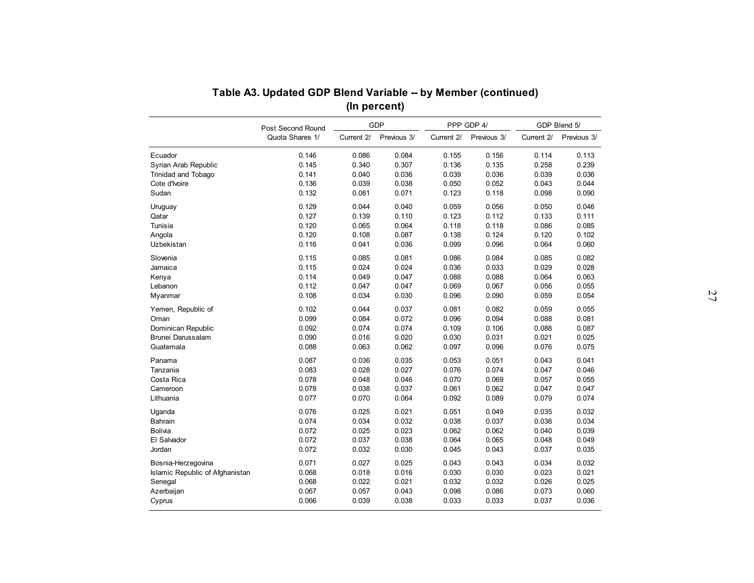## Table A3. Updated GDP Blend Variable -- by Member (continued)
## (In percent)

| | Post Second Round | GDP | | PPP GDP 4/ | | GDP Blend 5/ | |
|---|---|---|---|---|---|---|---|
| | Quota Shares 1/ | Current 2/ | Previous 3/ | Current 2/ | Previous 3/ | Current 2/ | Previous 3/ |
| Ecuador | 0.146 | 0.086 | 0.084 | 0.155 | 0.156 | 0.114 | 0.113 |
| Syrian Arab Republic | 0.145 | 0.340 | 0.307 | 0.136 | 0.135 | 0.258 | 0.239 |
| Trinidad and Tobago | 0.141 | 0.040 | 0.036 | 0.039 | 0.036 | 0.039 | 0.036 |
| Cote d'Ivoire | 0.136 | 0.039 | 0.038 | 0.050 | 0.052 | 0.043 | 0.044 |
| Sudan | 0.132 | 0.081 | 0.071 | 0.123 | 0.118 | 0.098 | 0.090 |
| Uruguay | 0.129 | 0.044 | 0.040 | 0.059 | 0.056 | 0.050 | 0.046 |
| Qatar | 0.127 | 0.139 | 0.110 | 0.123 | 0.112 | 0.133 | 0.111 |
| Tunisia | 0.120 | 0.065 | 0.064 | 0.118 | 0.118 | 0.086 | 0.085 |
| Angola | 0.120 | 0.108 | 0.087 | 0.138 | 0.124 | 0.120 | 0.102 |
| Uzbekistan | 0.116 | 0.041 | 0.036 | 0.099 | 0.096 | 0.064 | 0.060 |
| Slovenia | 0.115 | 0.085 | 0.081 | 0.086 | 0.084 | 0.085 | 0.082 |
| Jamaica | 0.115 | 0.024 | 0.024 | 0.036 | 0.033 | 0.029 | 0.028 |
| Kenya | 0.114 | 0.049 | 0.047 | 0.088 | 0.088 | 0.064 | 0.063 |
| Lebanon | 0.112 | 0.047 | 0.047 | 0.069 | 0.067 | 0.056 | 0.055 |
| Myanmar | 0.108 | 0.034 | 0.030 | 0.096 | 0.090 | 0.059 | 0.054 |
| Yemen, Republic of | 0.102 | 0.044 | 0.037 | 0.081 | 0.082 | 0.059 | 0.055 |
| Oman | 0.099 | 0.084 | 0.072 | 0.096 | 0.094 | 0.088 | 0.081 |
| Dominican Republic | 0.092 | 0.074 | 0.074 | 0.109 | 0.106 | 0.088 | 0.087 |
| Brunei Darussalam | 0.090 | 0.016 | 0.020 | 0.030 | 0.031 | 0.021 | 0.025 |
| Guatemala | 0.088 | 0.063 | 0.062 | 0.097 | 0.096 | 0.076 | 0.075 |
| Panama | 0.087 | 0.036 | 0.035 | 0.053 | 0.051 | 0.043 | 0.041 |
| Tanzania | 0.083 | 0.028 | 0.027 | 0.076 | 0.074 | 0.047 | 0.046 |
| Costa Rica | 0.078 | 0.048 | 0.046 | 0.070 | 0.069 | 0.057 | 0.055 |
| Cameroon | 0.078 | 0.038 | 0.037 | 0.061 | 0.062 | 0.047 | 0.047 |
| Lithuania | 0.077 | 0.070 | 0.064 | 0.092 | 0.089 | 0.079 | 0.074 |
| Uganda | 0.076 | 0.025 | 0.021 | 0.051 | 0.049 | 0.035 | 0.032 |
| Bahrain | 0.074 | 0.034 | 0.032 | 0.038 | 0.037 | 0.036 | 0.034 |
| Bolivia | 0.072 | 0.025 | 0.023 | 0.062 | 0.062 | 0.040 | 0.039 |
| El Salvador | 0.072 | 0.037 | 0.038 | 0.064 | 0.065 | 0.048 | 0.049 |
| Jordan | 0.072 | 0.032 | 0.030 | 0.045 | 0.043 | 0.037 | 0.035 |
| Bosnia-Herzegovina | 0.071 | 0.027 | 0.025 | 0.043 | 0.043 | 0.034 | 0.032 |
| Islamic Republic of Afghanistan | 0.068 | 0.018 | 0.016 | 0.030 | 0.030 | 0.023 | 0.021 |
| Senegal | 0.068 | 0.022 | 0.021 | 0.032 | 0.032 | 0.026 | 0.025 |
| Azerbaijan | 0.067 | 0.057 | 0.043 | 0.098 | 0.086 | 0.073 | 0.060 |
| Cyprus | 0.066 | 0.039 | 0.038 | 0.033 | 0.033 | 0.037 | 0.036 |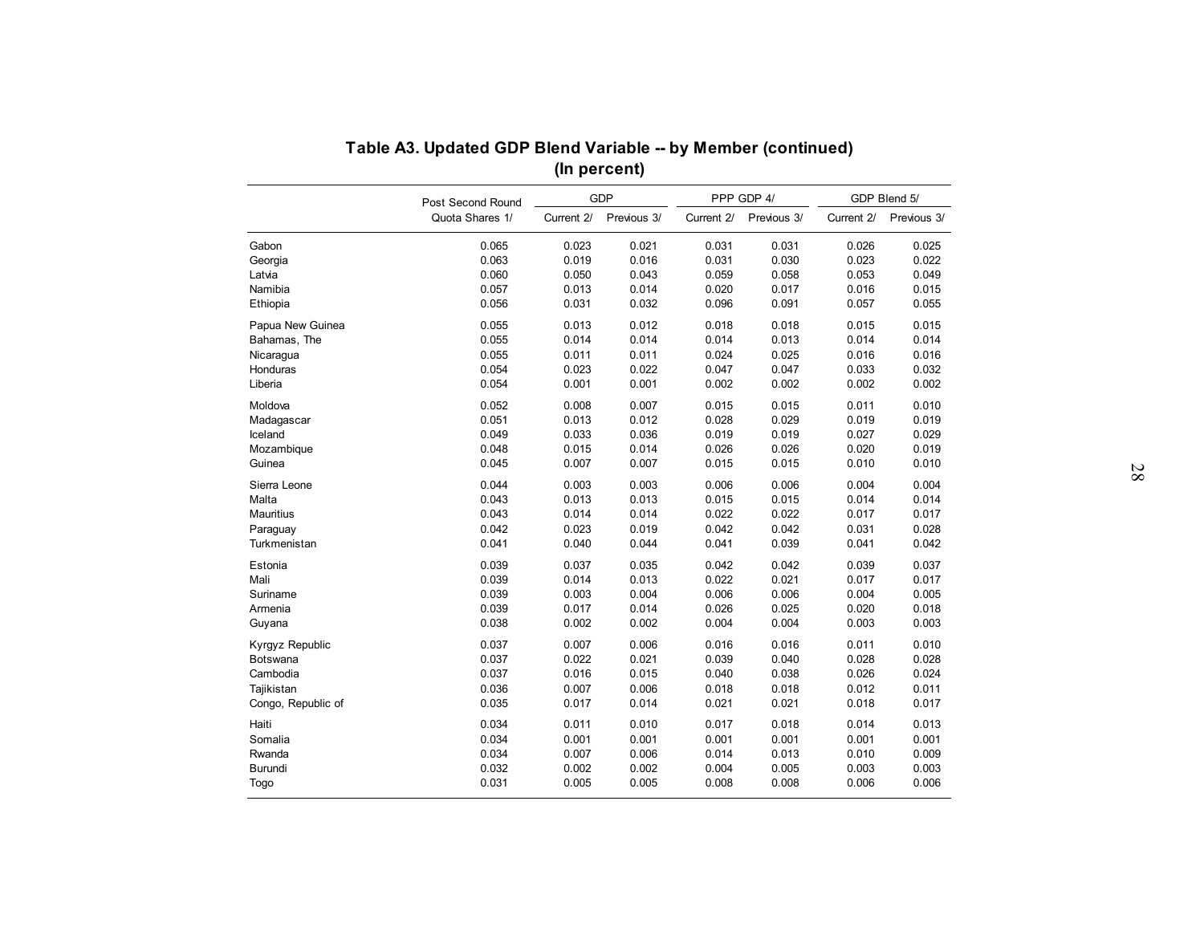**Table A3. Updated GDP Blend Variable -- by Member (continued)**
**(In percent)**

| | Post Second Round | GDP | | PPP GDP 4/ | | GDP Blend 5/ | |
|---|---|---|---|---|---|---|---|
| | Quota Shares 1/ | Current 2/ | Previous 3/ | Current 2/ | Previous 3/ | Current 2/ | Previous 3/ |
| Gabon | 0.065 | 0.023 | 0.021 | 0.031 | 0.031 | 0.026 | 0.025 |
| Georgia | 0.063 | 0.019 | 0.016 | 0.031 | 0.030 | 0.023 | 0.022 |
| Latvia | 0.060 | 0.050 | 0.043 | 0.059 | 0.058 | 0.053 | 0.049 |
| Namibia | 0.057 | 0.013 | 0.014 | 0.020 | 0.017 | 0.016 | 0.015 |
| Ethiopia | 0.056 | 0.031 | 0.032 | 0.096 | 0.091 | 0.057 | 0.055 |
| Papua New Guinea | 0.055 | 0.013 | 0.012 | 0.018 | 0.018 | 0.015 | 0.015 |
| Bahamas, The | 0.055 | 0.014 | 0.014 | 0.014 | 0.013 | 0.014 | 0.014 |
| Nicaragua | 0.055 | 0.011 | 0.011 | 0.024 | 0.025 | 0.016 | 0.016 |
| Honduras | 0.054 | 0.023 | 0.022 | 0.047 | 0.047 | 0.033 | 0.032 |
| Liberia | 0.054 | 0.001 | 0.001 | 0.002 | 0.002 | 0.002 | 0.002 |
| Moldova | 0.052 | 0.008 | 0.007 | 0.015 | 0.015 | 0.011 | 0.010 |
| Madagascar | 0.051 | 0.013 | 0.012 | 0.028 | 0.029 | 0.019 | 0.019 |
| Iceland | 0.049 | 0.033 | 0.036 | 0.019 | 0.019 | 0.027 | 0.029 |
| Mozambique | 0.048 | 0.015 | 0.014 | 0.026 | 0.026 | 0.020 | 0.019 |
| Guinea | 0.045 | 0.007 | 0.007 | 0.015 | 0.015 | 0.010 | 0.010 |
| Sierra Leone | 0.044 | 0.003 | 0.003 | 0.006 | 0.006 | 0.004 | 0.004 |
| Malta | 0.043 | 0.013 | 0.013 | 0.015 | 0.015 | 0.014 | 0.014 |
| Mauritius | 0.043 | 0.014 | 0.014 | 0.022 | 0.022 | 0.017 | 0.017 |
| Paraguay | 0.042 | 0.023 | 0.019 | 0.042 | 0.042 | 0.031 | 0.028 |
| Turkmenistan | 0.041 | 0.040 | 0.044 | 0.041 | 0.039 | 0.041 | 0.042 |
| Estonia | 0.039 | 0.037 | 0.035 | 0.042 | 0.042 | 0.039 | 0.037 |
| Mali | 0.039 | 0.014 | 0.013 | 0.022 | 0.021 | 0.017 | 0.017 |
| Suriname | 0.039 | 0.003 | 0.004 | 0.006 | 0.006 | 0.004 | 0.005 |
| Armenia | 0.039 | 0.017 | 0.014 | 0.026 | 0.025 | 0.020 | 0.018 |
| Guyana | 0.038 | 0.002 | 0.002 | 0.004 | 0.004 | 0.003 | 0.003 |
| Kyrgyz Republic | 0.037 | 0.007 | 0.006 | 0.016 | 0.016 | 0.011 | 0.010 |
| Botswana | 0.037 | 0.022 | 0.021 | 0.039 | 0.040 | 0.028 | 0.028 |
| Cambodia | 0.037 | 0.016 | 0.015 | 0.040 | 0.038 | 0.026 | 0.024 |
| Tajikistan | 0.036 | 0.007 | 0.006 | 0.018 | 0.018 | 0.012 | 0.011 |
| Congo, Republic of | 0.035 | 0.017 | 0.014 | 0.021 | 0.021 | 0.018 | 0.017 |
| Haiti | 0.034 | 0.011 | 0.010 | 0.017 | 0.018 | 0.014 | 0.013 |
| Somalia | 0.034 | 0.001 | 0.001 | 0.001 | 0.001 | 0.001 | 0.001 |
| Rwanda | 0.034 | 0.007 | 0.006 | 0.014 | 0.013 | 0.010 | 0.009 |
| Burundi | 0.032 | 0.002 | 0.002 | 0.004 | 0.005 | 0.003 | 0.003 |
| Togo | 0.031 | 0.005 | 0.005 | 0.008 | 0.008 | 0.006 | 0.006 |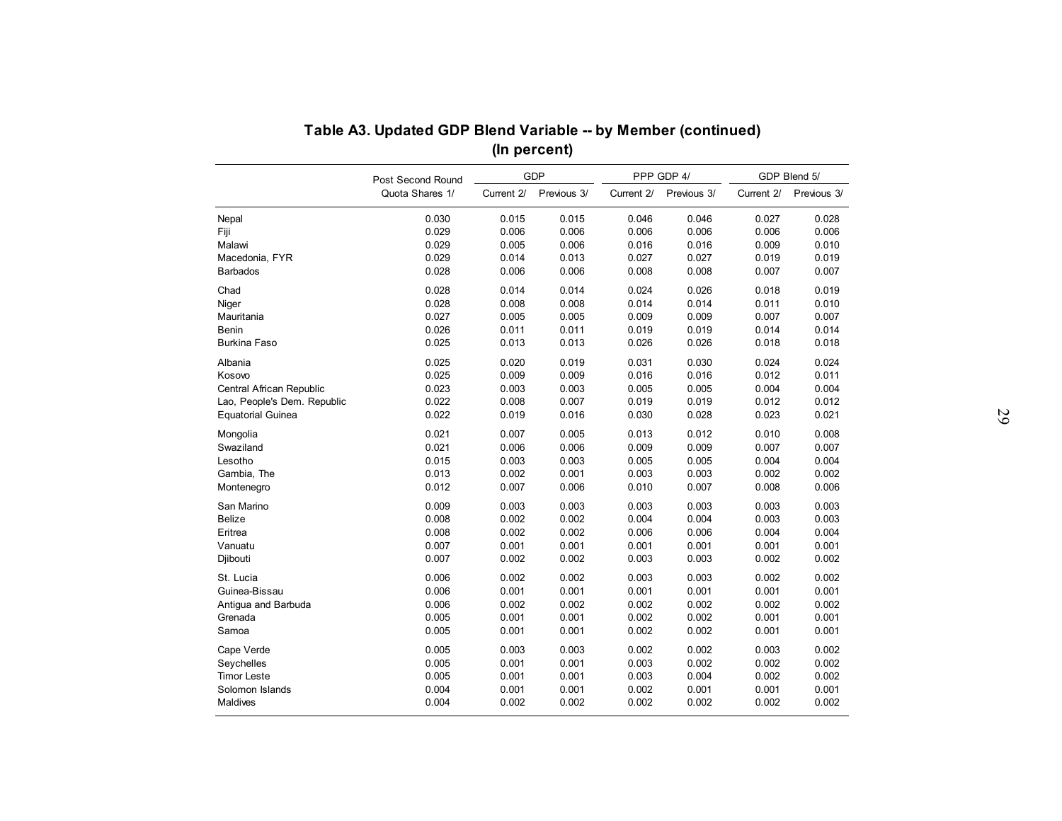## Table A3. Updated GDP Blend Variable -- by Member (continued)
### (In percent)

| | Post Second Round | GDP | | PPP GDP 4/ | | GDP Blend 5/ | |
|---|---|---|---|---|---|---|---|
| | Quota Shares 1/ | Current 2/ | Previous 3/ | Current 2/ | Previous 3/ | Current 2/ | Previous 3/ |
| Nepal | 0.030 | 0.015 | 0.015 | 0.046 | 0.046 | 0.027 | 0.028 |
| Fiji | 0.029 | 0.006 | 0.006 | 0.006 | 0.006 | 0.006 | 0.006 |
| Malawi | 0.029 | 0.005 | 0.006 | 0.016 | 0.016 | 0.009 | 0.010 |
| Macedonia, FYR | 0.029 | 0.014 | 0.013 | 0.027 | 0.027 | 0.019 | 0.019 |
| Barbados | 0.028 | 0.006 | 0.006 | 0.008 | 0.008 | 0.007 | 0.007 |
| Chad | 0.028 | 0.014 | 0.014 | 0.024 | 0.026 | 0.018 | 0.019 |
| Niger | 0.028 | 0.008 | 0.008 | 0.014 | 0.014 | 0.011 | 0.010 |
| Mauritania | 0.027 | 0.005 | 0.005 | 0.009 | 0.009 | 0.007 | 0.007 |
| Benin | 0.026 | 0.011 | 0.011 | 0.019 | 0.019 | 0.014 | 0.014 |
| Burkina Faso | 0.025 | 0.013 | 0.013 | 0.026 | 0.026 | 0.018 | 0.018 |
| Albania | 0.025 | 0.020 | 0.019 | 0.031 | 0.030 | 0.024 | 0.024 |
| Kosovo | 0.025 | 0.009 | 0.009 | 0.016 | 0.016 | 0.012 | 0.011 |
| Central African Republic | 0.023 | 0.003 | 0.003 | 0.005 | 0.005 | 0.004 | 0.004 |
| Lao, People's Dem. Republic | 0.022 | 0.008 | 0.007 | 0.019 | 0.019 | 0.012 | 0.012 |
| Equatorial Guinea | 0.022 | 0.019 | 0.016 | 0.030 | 0.028 | 0.023 | 0.021 |
| Mongolia | 0.021 | 0.007 | 0.005 | 0.013 | 0.012 | 0.010 | 0.008 |
| Swaziland | 0.021 | 0.006 | 0.006 | 0.009 | 0.009 | 0.007 | 0.007 |
| Lesotho | 0.015 | 0.003 | 0.003 | 0.005 | 0.005 | 0.004 | 0.004 |
| Gambia, The | 0.013 | 0.002 | 0.001 | 0.003 | 0.003 | 0.002 | 0.002 |
| Montenegro | 0.012 | 0.007 | 0.006 | 0.010 | 0.007 | 0.008 | 0.006 |
| San Marino | 0.009 | 0.003 | 0.003 | 0.003 | 0.003 | 0.003 | 0.003 |
| Belize | 0.008 | 0.002 | 0.002 | 0.004 | 0.004 | 0.003 | 0.003 |
| Eritrea | 0.008 | 0.002 | 0.002 | 0.006 | 0.006 | 0.004 | 0.004 |
| Vanuatu | 0.007 | 0.001 | 0.001 | 0.001 | 0.001 | 0.001 | 0.001 |
| Djibouti | 0.007 | 0.002 | 0.002 | 0.003 | 0.003 | 0.002 | 0.002 |
| St. Lucia | 0.006 | 0.002 | 0.002 | 0.003 | 0.003 | 0.002 | 0.002 |
| Guinea-Bissau | 0.006 | 0.001 | 0.001 | 0.001 | 0.001 | 0.001 | 0.001 |
| Antigua and Barbuda | 0.006 | 0.002 | 0.002 | 0.002 | 0.002 | 0.002 | 0.002 |
| Grenada | 0.005 | 0.001 | 0.001 | 0.002 | 0.002 | 0.001 | 0.001 |
| Samoa | 0.005 | 0.001 | 0.001 | 0.002 | 0.002 | 0.001 | 0.001 |
| Cape Verde | 0.005 | 0.003 | 0.003 | 0.002 | 0.002 | 0.003 | 0.002 |
| Seychelles | 0.005 | 0.001 | 0.001 | 0.003 | 0.002 | 0.002 | 0.002 |
| Timor Leste | 0.005 | 0.001 | 0.001 | 0.003 | 0.004 | 0.002 | 0.002 |
| Solomon Islands | 0.004 | 0.001 | 0.001 | 0.002 | 0.001 | 0.001 | 0.001 |
| Maldives | 0.004 | 0.002 | 0.002 | 0.002 | 0.002 | 0.002 | 0.002 |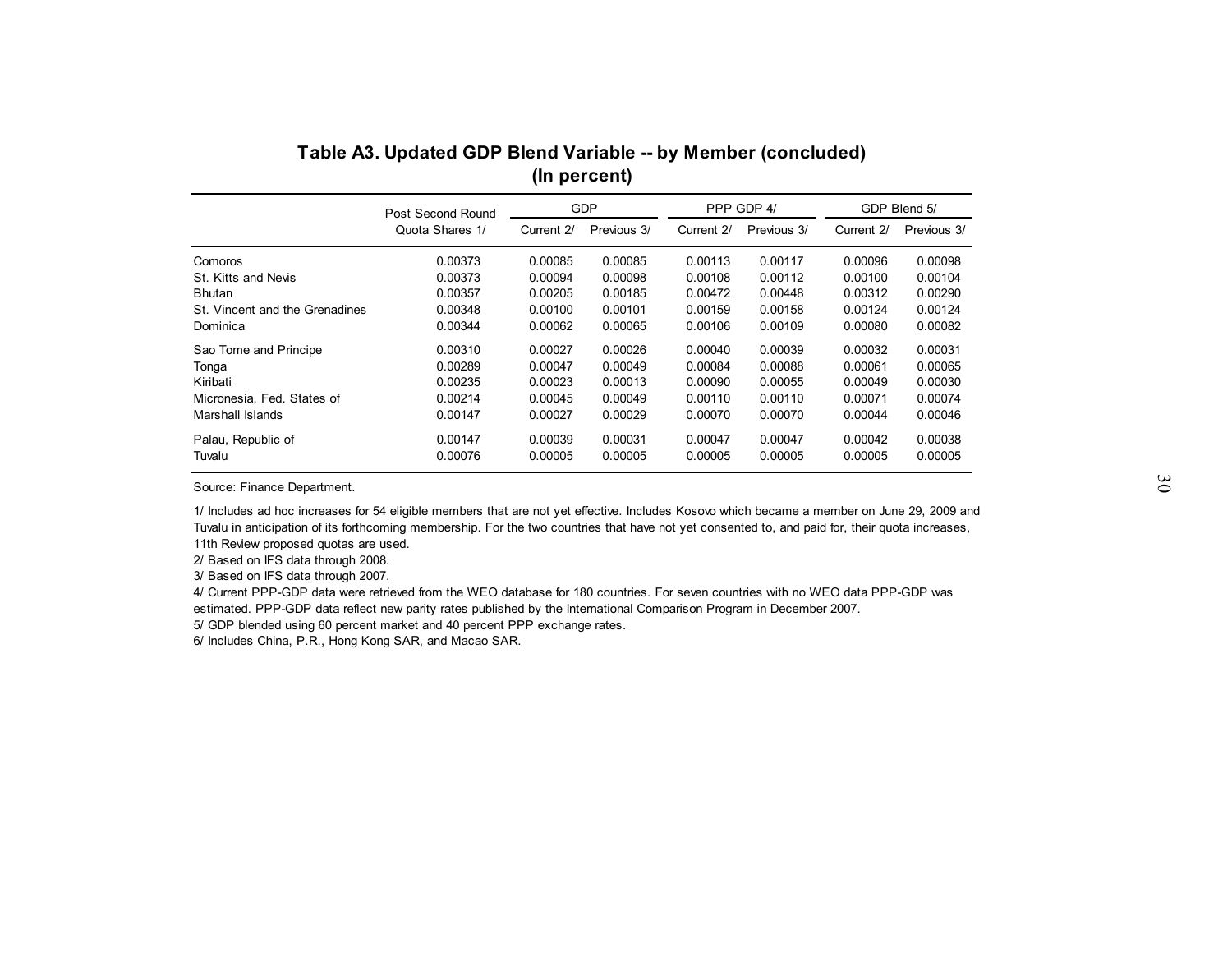## Table A3. Updated GDP Blend Variable -- by Member (concluded)
### (In percent)

| | Post Second Round Quota Shares 1/ | GDP | | PPP GDP 4/ | | GDP Blend 5/ | |
|---|---|---|---|---|---|---|---|
| | | Current 2/ | Previous 3/ | Current 2/ | Previous 3/ | Current 2/ | Previous 3/ |
| Comoros | 0.00373 | 0.00085 | 0.00085 | 0.00113 | 0.00117 | 0.00096 | 0.00098 |
| St. Kitts and Nevis | 0.00373 | 0.00094 | 0.00098 | 0.00108 | 0.00112 | 0.00100 | 0.00104 |
| Bhutan | 0.00357 | 0.00205 | 0.00185 | 0.00472 | 0.00448 | 0.00312 | 0.00290 |
| St. Vincent and the Grenadines | 0.00348 | 0.00100 | 0.00101 | 0.00159 | 0.00158 | 0.00124 | 0.00124 |
| Dominica | 0.00344 | 0.00062 | 0.00065 | 0.00106 | 0.00109 | 0.00080 | 0.00082 |
| Sao Tome and Principe | 0.00310 | 0.00027 | 0.00026 | 0.00040 | 0.00039 | 0.00032 | 0.00031 |
| Tonga | 0.00289 | 0.00047 | 0.00049 | 0.00084 | 0.00088 | 0.00061 | 0.00065 |
| Kiribati | 0.00235 | 0.00023 | 0.00013 | 0.00090 | 0.00055 | 0.00049 | 0.00030 |
| Micronesia, Fed. States of | 0.00214 | 0.00045 | 0.00049 | 0.00110 | 0.00110 | 0.00071 | 0.00074 |
| Marshall Islands | 0.00147 | 0.00027 | 0.00029 | 0.00070 | 0.00070 | 0.00044 | 0.00046 |
| Palau, Republic of | 0.00147 | 0.00039 | 0.00031 | 0.00047 | 0.00047 | 0.00042 | 0.00038 |
| Tuvalu | 0.00076 | 0.00005 | 0.00005 | 0.00005 | 0.00005 | 0.00005 | 0.00005 |

Source: Finance Department.

1/ Includes ad hoc increases for 54 eligible members that are not yet effective. Includes Kosovo which became a member on June 29, 2009 and Tuvalu in anticipation of its forthcoming membership. For the two countries that have not yet consented to, and paid for, their quota increases, 11th Review proposed quotas are used.

2/ Based on IFS data through 2008.

3/ Based on IFS data through 2007.

4/ Current PPP-GDP data were retrieved from the WEO database for 180 countries. For seven countries with no WEO data PPP-GDP was estimated. PPP-GDP data reflect new parity rates published by the International Comparison Program in December 2007.

5/ GDP blended using 60 percent market and 40 percent PPP exchange rates.

6/ Includes China, P.R., Hong Kong SAR, and Macao SAR.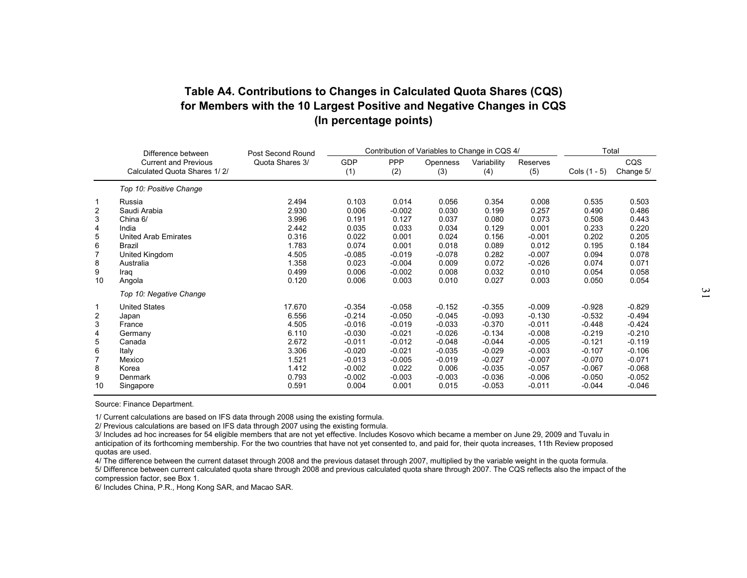## Table A4. Contributions to Changes in Calculated Quota Shares (CQS) for Members with the 10 Largest Positive and Negative Changes in CQS (In percentage points)

| | Difference between Current and Previous Calculated Quota Shares 1/ 2/ | Post Second Round Quota Shares 3/ | Contribution of Variables to Change in CQS 4/ | | | | | Total | |
|---|---|---|---|---|---|---|---|---|---|
| | | | GDP (1) | PPP (2) | Openness (3) | Variability (4) | Reserves (5) | Cols (1 - 5) | CQS Change 5/ |
| | *Top 10: Positive Change* | | | | | | | | |
| 1 | Russia | 2.494 | 0.103 | 0.014 | 0.056 | 0.354 | 0.008 | 0.535 | 0.503 |
| 2 | Saudi Arabia | 2.930 | 0.006 | -0.002 | 0.030 | 0.199 | 0.257 | 0.490 | 0.486 |
| 3 | China 6/ | 3.996 | 0.191 | 0.127 | 0.037 | 0.080 | 0.073 | 0.508 | 0.443 |
| 4 | India | 2.442 | 0.035 | 0.033 | 0.034 | 0.129 | 0.001 | 0.233 | 0.220 |
| 5 | United Arab Emirates | 0.316 | 0.022 | 0.001 | 0.024 | 0.156 | -0.001 | 0.202 | 0.205 |
| 6 | Brazil | 1.783 | 0.074 | 0.001 | 0.018 | 0.089 | 0.012 | 0.195 | 0.184 |
| 7 | United Kingdom | 4.505 | -0.085 | -0.019 | -0.078 | 0.282 | -0.007 | 0.094 | 0.078 |
| 8 | Australia | 1.358 | 0.023 | -0.004 | 0.009 | 0.072 | -0.026 | 0.074 | 0.071 |
| 9 | Iraq | 0.499 | 0.006 | -0.002 | 0.008 | 0.032 | 0.010 | 0.054 | 0.058 |
| 10 | Angola | 0.120 | 0.006 | 0.003 | 0.010 | 0.027 | 0.003 | 0.050 | 0.054 |
| | *Top 10: Negative Change* | | | | | | | | |
| 1 | United States | 17.670 | -0.354 | -0.058 | -0.152 | -0.355 | -0.009 | -0.928 | -0.829 |
| 2 | Japan | 6.556 | -0.214 | -0.050 | -0.045 | -0.093 | -0.130 | -0.532 | -0.494 |
| 3 | France | 4.505 | -0.016 | -0.019 | -0.033 | -0.370 | -0.011 | -0.448 | -0.424 |
| 4 | Germany | 6.110 | -0.030 | -0.021 | -0.026 | -0.134 | -0.008 | -0.219 | -0.210 |
| 5 | Canada | 2.672 | -0.011 | -0.012 | -0.048 | -0.044 | -0.005 | -0.121 | -0.119 |
| 6 | Italy | 3.306 | -0.020 | -0.021 | -0.035 | -0.029 | -0.003 | -0.107 | -0.106 |
| 7 | Mexico | 1.521 | -0.013 | -0.005 | -0.019 | -0.027 | -0.007 | -0.070 | -0.071 |
| 8 | Korea | 1.412 | -0.002 | 0.022 | 0.006 | -0.035 | -0.057 | -0.067 | -0.068 |
| 9 | Denmark | 0.793 | -0.002 | -0.003 | -0.003 | -0.036 | -0.006 | -0.050 | -0.052 |
| 10 | Singapore | 0.591 | 0.004 | 0.001 | 0.015 | -0.053 | -0.011 | -0.044 | -0.046 |

Source: Finance Department.

1/ Current calculations are based on IFS data through 2008 using the existing formula.

2/ Previous calculations are based on IFS data through 2007 using the existing formula.

3/ Includes ad hoc increases for 54 eligible members that are not yet effective. Includes Kosovo which became a member on June 29, 2009 and Tuvalu in anticipation of its forthcoming membership. For the two countries that have not yet consented to, and paid for, their quota increases, 11th Review proposed quotas are used.

4/ The difference between the current dataset through 2008 and the previous dataset through 2007, multiplied by the variable weight in the quota formula.

5/ Difference between current calculated quota share through 2008 and previous calculated quota share through 2007. The CQS reflects also the impact of the compression factor, see Box 1.

6/ Includes China, P.R., Hong Kong SAR, and Macao SAR.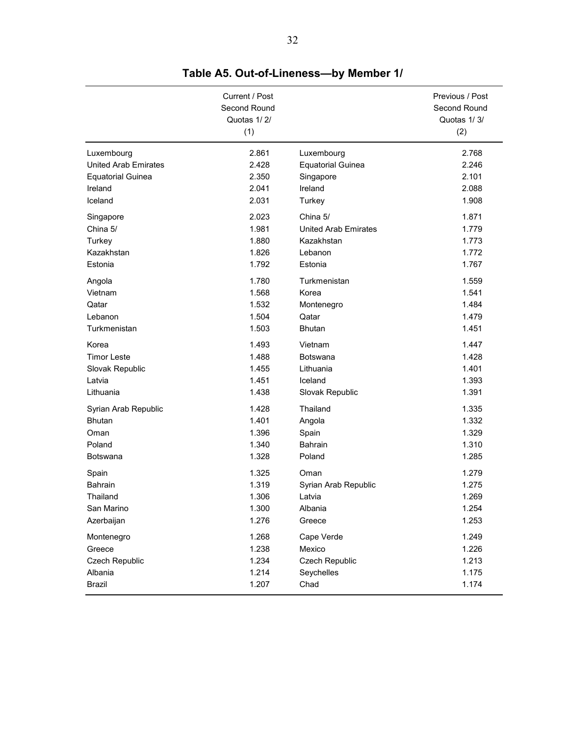# Table A5. Out-of-Lineness—by Member 1/

| | Current / Post Second Round Quotas 1/ 2/ (1) | | Previous / Post Second Round Quotas 1/ 3/ (2) |
|---|---|---|---|
| Luxembourg | 2.861 | Luxembourg | 2.768 |
| United Arab Emirates | 2.428 | Equatorial Guinea | 2.246 |
| Equatorial Guinea | 2.350 | Singapore | 2.101 |
| Ireland | 2.041 | Ireland | 2.088 |
| Iceland | 2.031 | Turkey | 1.908 |
| Singapore | 2.023 | China 5/ | 1.871 |
| China 5/ | 1.981 | United Arab Emirates | 1.779 |
| Turkey | 1.880 | Kazakhstan | 1.773 |
| Kazakhstan | 1.826 | Lebanon | 1.772 |
| Estonia | 1.792 | Estonia | 1.767 |
| Angola | 1.780 | Turkmenistan | 1.559 |
| Vietnam | 1.568 | Korea | 1.541 |
| Qatar | 1.532 | Montenegro | 1.484 |
| Lebanon | 1.504 | Qatar | 1.479 |
| Turkmenistan | 1.503 | Bhutan | 1.451 |
| Korea | 1.493 | Vietnam | 1.447 |
| Timor Leste | 1.488 | Botswana | 1.428 |
| Slovak Republic | 1.455 | Lithuania | 1.401 |
| Latvia | 1.451 | Iceland | 1.393 |
| Lithuania | 1.438 | Slovak Republic | 1.391 |
| Syrian Arab Republic | 1.428 | Thailand | 1.335 |
| Bhutan | 1.401 | Angola | 1.332 |
| Oman | 1.396 | Spain | 1.329 |
| Poland | 1.340 | Bahrain | 1.310 |
| Botswana | 1.328 | Poland | 1.285 |
| Spain | 1.325 | Oman | 1.279 |
| Bahrain | 1.319 | Syrian Arab Republic | 1.275 |
| Thailand | 1.306 | Latvia | 1.269 |
| San Marino | 1.300 | Albania | 1.254 |
| Azerbaijan | 1.276 | Greece | 1.253 |
| Montenegro | 1.268 | Cape Verde | 1.249 |
| Greece | 1.238 | Mexico | 1.226 |
| Czech Republic | 1.234 | Czech Republic | 1.213 |
| Albania | 1.214 | Seychelles | 1.175 |
| Brazil | 1.207 | Chad | 1.174 |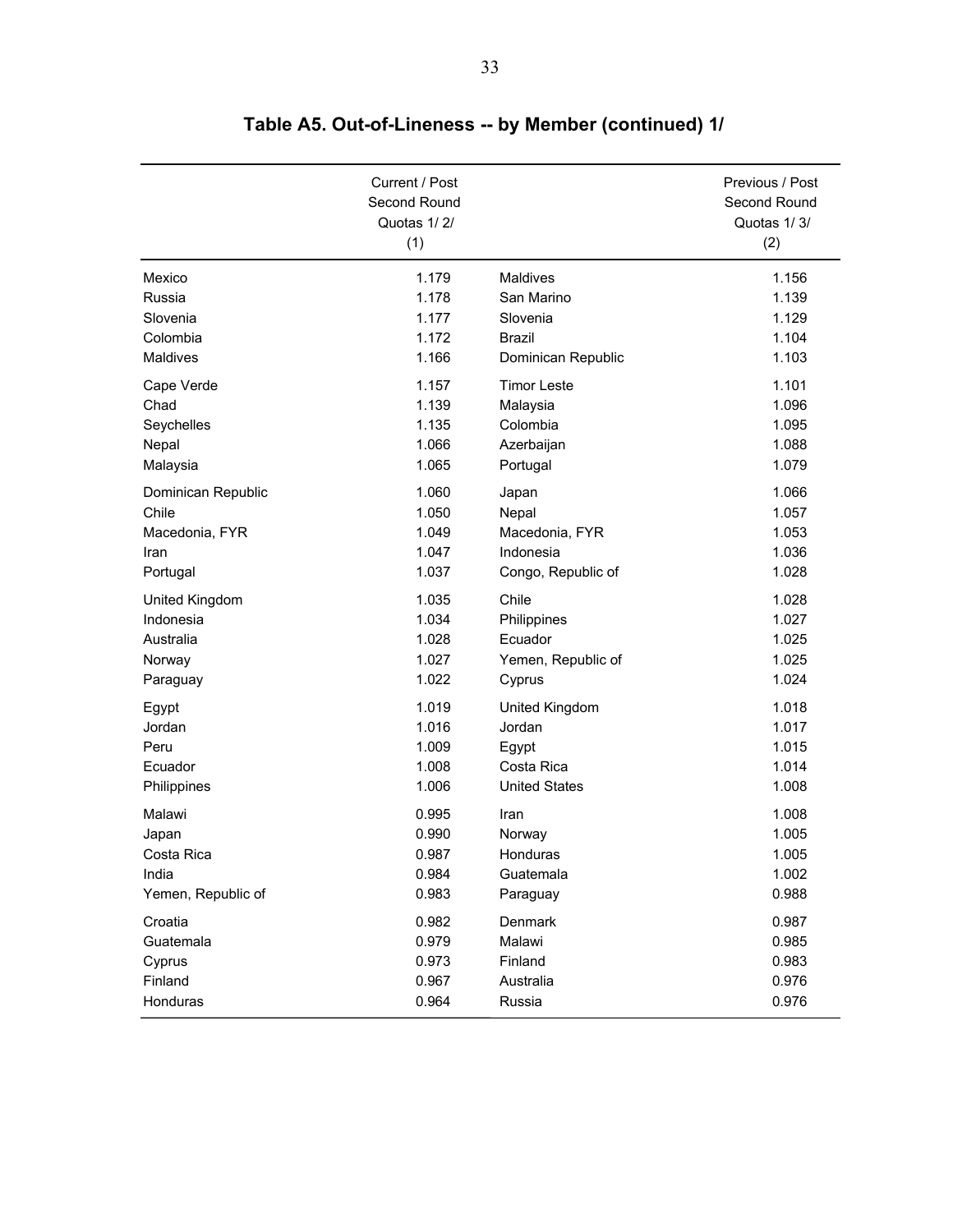## Table A5. Out-of-Lineness -- by Member (continued) 1/

| | Current / Post Second Round Quotas 1/ 2/ (1) | | Previous / Post Second Round Quotas 1/ 3/ (2) |
|---|---|---|---|
| Mexico | 1.179 | Maldives | 1.156 |
| Russia | 1.178 | San Marino | 1.139 |
| Slovenia | 1.177 | Slovenia | 1.129 |
| Colombia | 1.172 | Brazil | 1.104 |
| Maldives | 1.166 | Dominican Republic | 1.103 |
| Cape Verde | 1.157 | Timor Leste | 1.101 |
| Chad | 1.139 | Malaysia | 1.096 |
| Seychelles | 1.135 | Colombia | 1.095 |
| Nepal | 1.066 | Azerbaijan | 1.088 |
| Malaysia | 1.065 | Portugal | 1.079 |
| Dominican Republic | 1.060 | Japan | 1.066 |
| Chile | 1.050 | Nepal | 1.057 |
| Macedonia, FYR | 1.049 | Macedonia, FYR | 1.053 |
| Iran | 1.047 | Indonesia | 1.036 |
| Portugal | 1.037 | Congo, Republic of | 1.028 |
| United Kingdom | 1.035 | Chile | 1.028 |
| Indonesia | 1.034 | Philippines | 1.027 |
| Australia | 1.028 | Ecuador | 1.025 |
| Norway | 1.027 | Yemen, Republic of | 1.025 |
| Paraguay | 1.022 | Cyprus | 1.024 |
| Egypt | 1.019 | United Kingdom | 1.018 |
| Jordan | 1.016 | Jordan | 1.017 |
| Peru | 1.009 | Egypt | 1.015 |
| Ecuador | 1.008 | Costa Rica | 1.014 |
| Philippines | 1.006 | United States | 1.008 |
| Malawi | 0.995 | Iran | 1.008 |
| Japan | 0.990 | Norway | 1.005 |
| Costa Rica | 0.987 | Honduras | 1.005 |
| India | 0.984 | Guatemala | 1.002 |
| Yemen, Republic of | 0.983 | Paraguay | 0.988 |
| Croatia | 0.982 | Denmark | 0.987 |
| Guatemala | 0.979 | Malawi | 0.985 |
| Cyprus | 0.973 | Finland | 0.983 |
| Finland | 0.967 | Australia | 0.976 |
| Honduras | 0.964 | Russia | 0.976 |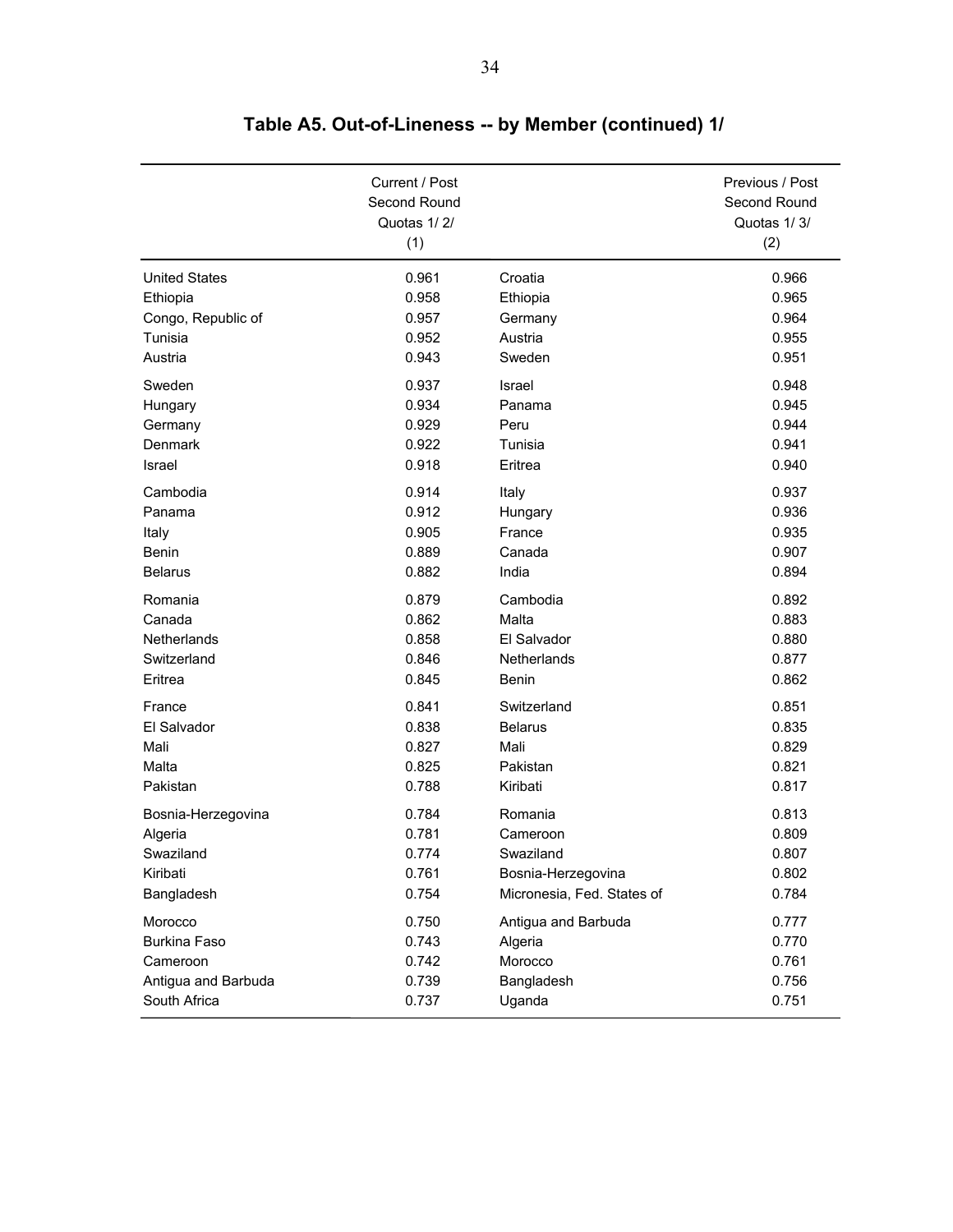## Table A5. Out-of-Lineness -- by Member (continued) 1/

| | Current / Post Second Round Quotas 1/ 2/ (1) | | Previous / Post Second Round Quotas 1/ 3/ (2) |
|---|---|---|---|
| United States | 0.961 | Croatia | 0.966 |
| Ethiopia | 0.958 | Ethiopia | 0.965 |
| Congo, Republic of | 0.957 | Germany | 0.964 |
| Tunisia | 0.952 | Austria | 0.955 |
| Austria | 0.943 | Sweden | 0.951 |
| Sweden | 0.937 | Israel | 0.948 |
| Hungary | 0.934 | Panama | 0.945 |
| Germany | 0.929 | Peru | 0.944 |
| Denmark | 0.922 | Tunisia | 0.941 |
| Israel | 0.918 | Eritrea | 0.940 |
| Cambodia | 0.914 | Italy | 0.937 |
| Panama | 0.912 | Hungary | 0.936 |
| Italy | 0.905 | France | 0.935 |
| Benin | 0.889 | Canada | 0.907 |
| Belarus | 0.882 | India | 0.894 |
| Romania | 0.879 | Cambodia | 0.892 |
| Canada | 0.862 | Malta | 0.883 |
| Netherlands | 0.858 | El Salvador | 0.880 |
| Switzerland | 0.846 | Netherlands | 0.877 |
| Eritrea | 0.845 | Benin | 0.862 |
| France | 0.841 | Switzerland | 0.851 |
| El Salvador | 0.838 | Belarus | 0.835 |
| Mali | 0.827 | Mali | 0.829 |
| Malta | 0.825 | Pakistan | 0.821 |
| Pakistan | 0.788 | Kiribati | 0.817 |
| Bosnia-Herzegovina | 0.784 | Romania | 0.813 |
| Algeria | 0.781 | Cameroon | 0.809 |
| Swaziland | 0.774 | Swaziland | 0.807 |
| Kiribati | 0.761 | Bosnia-Herzegovina | 0.802 |
| Bangladesh | 0.754 | Micronesia, Fed. States of | 0.784 |
| Morocco | 0.750 | Antigua and Barbuda | 0.777 |
| Burkina Faso | 0.743 | Algeria | 0.770 |
| Cameroon | 0.742 | Morocco | 0.761 |
| Antigua and Barbuda | 0.739 | Bangladesh | 0.756 |
| South Africa | 0.737 | Uganda | 0.751 |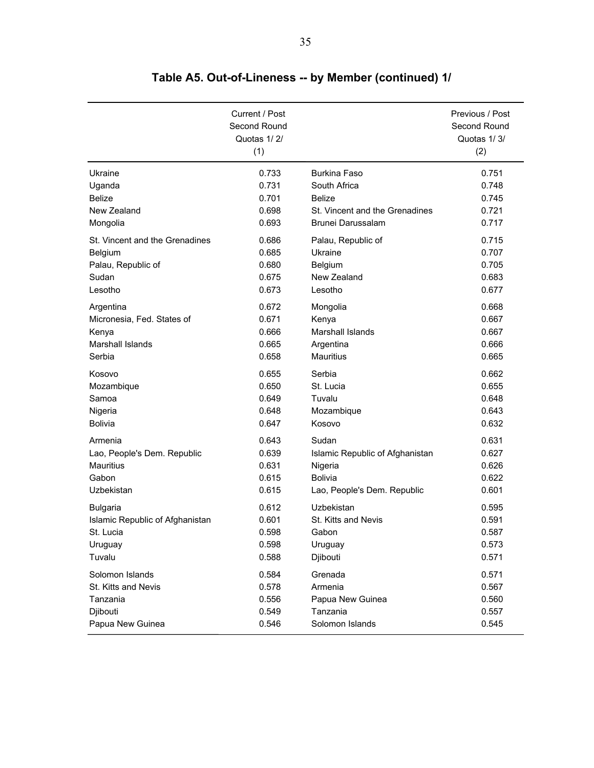## Table A5. Out-of-Lineness -- by Member (continued) 1/

| | Current / Post Second Round Quotas 1/ 2/ (1) | | Previous / Post Second Round Quotas 1/ 3/ (2) |
|---|---|---|---|
| Ukraine | 0.733 | Burkina Faso | 0.751 |
| Uganda | 0.731 | South Africa | 0.748 |
| Belize | 0.701 | Belize | 0.745 |
| New Zealand | 0.698 | St. Vincent and the Grenadines | 0.721 |
| Mongolia | 0.693 | Brunei Darussalam | 0.717 |
| St. Vincent and the Grenadines | 0.686 | Palau, Republic of | 0.715 |
| Belgium | 0.685 | Ukraine | 0.707 |
| Palau, Republic of | 0.680 | Belgium | 0.705 |
| Sudan | 0.675 | New Zealand | 0.683 |
| Lesotho | 0.673 | Lesotho | 0.677 |
| Argentina | 0.672 | Mongolia | 0.668 |
| Micronesia, Fed. States of | 0.671 | Kenya | 0.667 |
| Kenya | 0.666 | Marshall Islands | 0.667 |
| Marshall Islands | 0.665 | Argentina | 0.666 |
| Serbia | 0.658 | Mauritius | 0.665 |
| Kosovo | 0.655 | Serbia | 0.662 |
| Mozambique | 0.650 | St. Lucia | 0.655 |
| Samoa | 0.649 | Tuvalu | 0.648 |
| Nigeria | 0.648 | Mozambique | 0.643 |
| Bolivia | 0.647 | Kosovo | 0.632 |
| Armenia | 0.643 | Sudan | 0.631 |
| Lao, People's Dem. Republic | 0.639 | Islamic Republic of Afghanistan | 0.627 |
| Mauritius | 0.631 | Nigeria | 0.626 |
| Gabon | 0.615 | Bolivia | 0.622 |
| Uzbekistan | 0.615 | Lao, People's Dem. Republic | 0.601 |
| Bulgaria | 0.612 | Uzbekistan | 0.595 |
| Islamic Republic of Afghanistan | 0.601 | St. Kitts and Nevis | 0.591 |
| St. Lucia | 0.598 | Gabon | 0.587 |
| Uruguay | 0.598 | Uruguay | 0.573 |
| Tuvalu | 0.588 | Djibouti | 0.571 |
| Solomon Islands | 0.584 | Grenada | 0.571 |
| St. Kitts and Nevis | 0.578 | Armenia | 0.567 |
| Tanzania | 0.556 | Papua New Guinea | 0.560 |
| Djibouti | 0.549 | Tanzania | 0.557 |
| Papua New Guinea | 0.546 | Solomon Islands | 0.545 |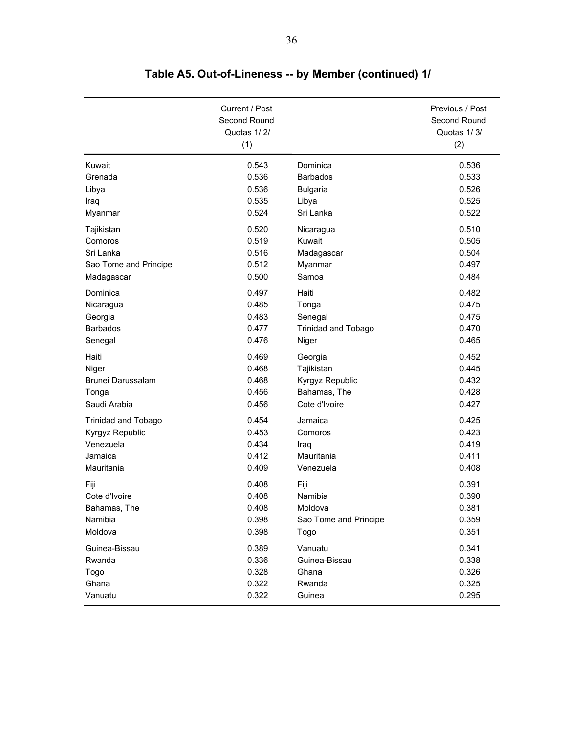# Table A5. Out-of-Lineness -- by Member (continued) 1/

| | Current / Post Second Round Quotas 1/ 2/ (1) | | Previous / Post Second Round Quotas 1/ 3/ (2) |
|---|---|---|---|
| Kuwait | 0.543 | Dominica | 0.536 |
| Grenada | 0.536 | Barbados | 0.533 |
| Libya | 0.536 | Bulgaria | 0.526 |
| Iraq | 0.535 | Libya | 0.525 |
| Myanmar | 0.524 | Sri Lanka | 0.522 |
| Tajikistan | 0.520 | Nicaragua | 0.510 |
| Comoros | 0.519 | Kuwait | 0.505 |
| Sri Lanka | 0.516 | Madagascar | 0.504 |
| Sao Tome and Principe | 0.512 | Myanmar | 0.497 |
| Madagascar | 0.500 | Samoa | 0.484 |
| Dominica | 0.497 | Haiti | 0.482 |
| Nicaragua | 0.485 | Tonga | 0.475 |
| Georgia | 0.483 | Senegal | 0.475 |
| Barbados | 0.477 | Trinidad and Tobago | 0.470 |
| Senegal | 0.476 | Niger | 0.465 |
| Haiti | 0.469 | Georgia | 0.452 |
| Niger | 0.468 | Tajikistan | 0.445 |
| Brunei Darussalam | 0.468 | Kyrgyz Republic | 0.432 |
| Tonga | 0.456 | Bahamas, The | 0.428 |
| Saudi Arabia | 0.456 | Cote d'Ivoire | 0.427 |
| Trinidad and Tobago | 0.454 | Jamaica | 0.425 |
| Kyrgyz Republic | 0.453 | Comoros | 0.423 |
| Venezuela | 0.434 | Iraq | 0.419 |
| Jamaica | 0.412 | Mauritania | 0.411 |
| Mauritania | 0.409 | Venezuela | 0.408 |
| Fiji | 0.408 | Fiji | 0.391 |
| Cote d'Ivoire | 0.408 | Namibia | 0.390 |
| Bahamas, The | 0.408 | Moldova | 0.381 |
| Namibia | 0.398 | Sao Tome and Principe | 0.359 |
| Moldova | 0.398 | Togo | 0.351 |
| Guinea-Bissau | 0.389 | Vanuatu | 0.341 |
| Rwanda | 0.336 | Guinea-Bissau | 0.338 |
| Togo | 0.328 | Ghana | 0.326 |
| Ghana | 0.322 | Rwanda | 0.325 |
| Vanuatu | 0.322 | Guinea | 0.295 |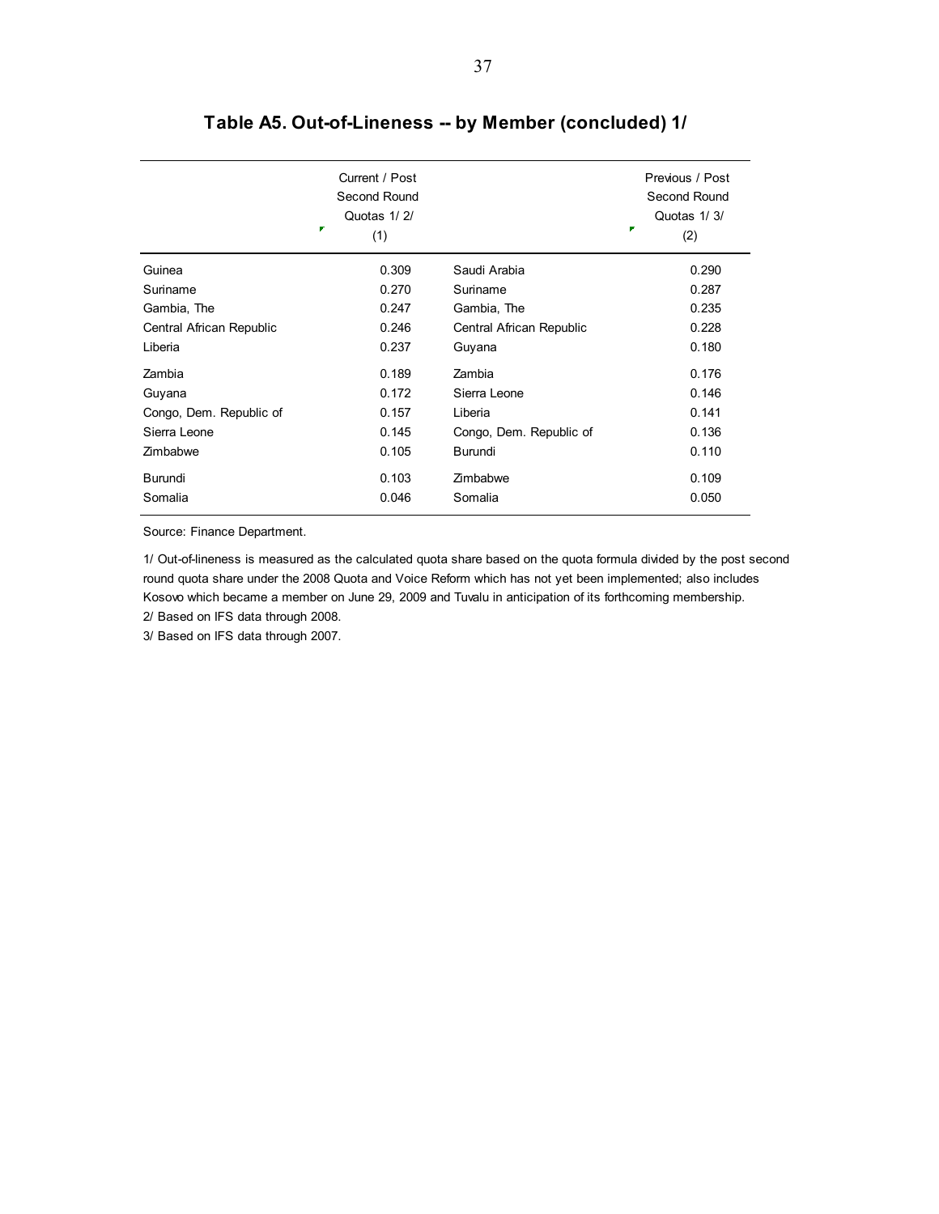## Table A5. Out-of-Lineness -- by Member (concluded) 1/

| | Current / Post Second Round Quotas 1/ 2/ (1) | | Previous / Post Second Round Quotas 1/ 3/ (2) |
|---|---|---|---|
| Guinea | 0.309 | Saudi Arabia | 0.290 |
| Suriname | 0.270 | Suriname | 0.287 |
| Gambia, The | 0.247 | Gambia, The | 0.235 |
| Central African Republic | 0.246 | Central African Republic | 0.228 |
| Liberia | 0.237 | Guyana | 0.180 |
| Zambia | 0.189 | Zambia | 0.176 |
| Guyana | 0.172 | Sierra Leone | 0.146 |
| Congo, Dem. Republic of | 0.157 | Liberia | 0.141 |
| Sierra Leone | 0.145 | Congo, Dem. Republic of | 0.136 |
| Zimbabwe | 0.105 | Burundi | 0.110 |
| Burundi | 0.103 | Zimbabwe | 0.109 |
| Somalia | 0.046 | Somalia | 0.050 |

Source: Finance Department.

1/ Out-of-lineness is measured as the calculated quota share based on the quota formula divided by the post second round quota share under the 2008 Quota and Voice Reform which has not yet been implemented; also includes Kosovo which became a member on June 29, 2009 and Tuvalu in anticipation of its forthcoming membership.

2/ Based on IFS data through 2008.

3/ Based on IFS data through 2007.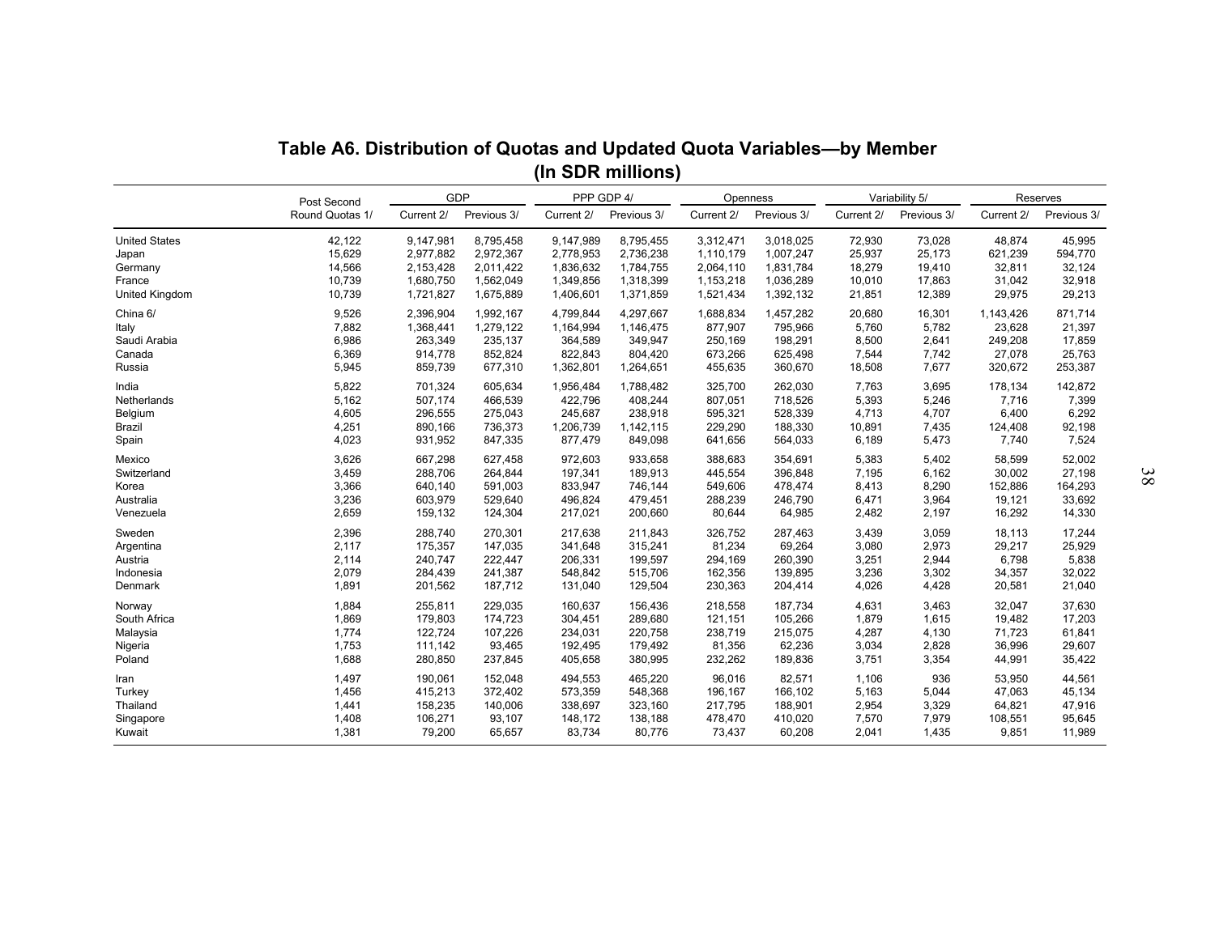# Table A6. Distribution of Quotas and Updated Quota Variables—by Member
## (In SDR millions)

| | Post Second Round Quotas 1/ | GDP | | PPP GDP 4/ | | Openness | | Variability 5/ | | Reserves | |
|---|---|---|---|---|---|---|---|---|---|---|---|
| | | Current 2/ | Previous 3/ | Current 2/ | Previous 3/ | Current 2/ | Previous 3/ | Current 2/ | Previous 3/ | Current 2/ | Previous 3/ |
| United States | 42,122 | 9,147,981 | 8,795,458 | 9,147,989 | 8,795,455 | 3,312,471 | 3,018,025 | 72,930 | 73,028 | 48,874 | 45,995 |
| Japan | 15,629 | 2,977,882 | 2,972,367 | 2,778,953 | 2,736,238 | 1,110,179 | 1,007,247 | 25,937 | 25,173 | 621,239 | 594,770 |
| Germany | 14,566 | 2,153,428 | 2,011,422 | 1,836,632 | 1,784,755 | 2,064,110 | 1,831,784 | 18,279 | 19,410 | 32,811 | 32,124 |
| France | 10,739 | 1,680,750 | 1,562,049 | 1,349,856 | 1,318,399 | 1,153,218 | 1,036,289 | 10,010 | 17,863 | 31,042 | 32,918 |
| United Kingdom | 10,739 | 1,721,827 | 1,675,889 | 1,406,601 | 1,371,859 | 1,521,434 | 1,392,132 | 21,851 | 12,389 | 29,975 | 29,213 |
| China 6/ | 9,526 | 2,396,904 | 1,992,167 | 4,799,844 | 4,297,667 | 1,688,834 | 1,457,282 | 20,680 | 16,301 | 1,143,426 | 871,714 |
| Italy | 7,882 | 1,368,441 | 1,279,122 | 1,164,994 | 1,146,475 | 877,907 | 795,966 | 5,760 | 5,782 | 23,628 | 21,397 |
| Saudi Arabia | 6,986 | 263,349 | 235,137 | 364,589 | 349,947 | 250,169 | 198,291 | 8,500 | 2,641 | 249,208 | 17,859 |
| Canada | 6,369 | 914,778 | 852,824 | 822,843 | 804,420 | 673,266 | 625,498 | 7,544 | 7,742 | 27,078 | 25,763 |
| Russia | 5,945 | 859,739 | 677,310 | 1,362,801 | 1,264,651 | 455,635 | 360,670 | 18,508 | 7,677 | 320,672 | 253,387 |
| India | 5,822 | 701,324 | 605,634 | 1,956,484 | 1,788,482 | 325,700 | 262,030 | 7,763 | 3,695 | 178,134 | 142,872 |
| Netherlands | 5,162 | 507,174 | 466,539 | 422,796 | 408,244 | 807,051 | 718,526 | 5,393 | 5,246 | 7,716 | 7,399 |
| Belgium | 4,605 | 296,555 | 275,043 | 245,687 | 238,918 | 595,321 | 528,339 | 4,713 | 4,707 | 6,400 | 6,292 |
| Brazil | 4,251 | 890,166 | 736,373 | 1,206,739 | 1,142,115 | 229,290 | 188,330 | 10,891 | 7,435 | 124,408 | 92,198 |
| Spain | 4,023 | 931,952 | 847,335 | 877,479 | 849,098 | 641,656 | 564,033 | 6,189 | 5,473 | 7,740 | 7,524 |
| Mexico | 3,626 | 667,298 | 627,458 | 972,603 | 933,658 | 388,683 | 354,691 | 5,383 | 5,402 | 58,599 | 52,002 |
| Switzerland | 3,459 | 288,706 | 264,844 | 197,341 | 189,913 | 445,554 | 396,848 | 7,195 | 6,162 | 30,002 | 27,198 |
| Korea | 3,366 | 640,140 | 591,003 | 833,947 | 746,144 | 549,606 | 478,474 | 8,413 | 8,290 | 152,886 | 164,293 |
| Australia | 3,236 | 603,979 | 529,640 | 496,824 | 479,451 | 288,239 | 246,790 | 6,471 | 3,964 | 19,121 | 33,692 |
| Venezuela | 2,659 | 159,132 | 124,304 | 217,021 | 200,660 | 80,644 | 64,985 | 2,482 | 2,197 | 16,292 | 14,330 |
| Sweden | 2,396 | 288,740 | 270,301 | 217,638 | 211,843 | 326,752 | 287,463 | 3,439 | 3,059 | 18,113 | 17,244 |
| Argentina | 2,117 | 175,357 | 147,035 | 341,648 | 315,241 | 81,234 | 69,264 | 3,080 | 2,973 | 29,217 | 25,929 |
| Austria | 2,114 | 240,747 | 222,447 | 206,331 | 199,597 | 294,169 | 260,390 | 3,251 | 2,944 | 6,798 | 5,838 |
| Indonesia | 2,079 | 284,439 | 241,387 | 548,842 | 515,706 | 162,356 | 139,895 | 3,236 | 3,302 | 34,357 | 32,022 |
| Denmark | 1,891 | 201,562 | 187,712 | 131,040 | 129,504 | 230,363 | 204,414 | 4,026 | 4,428 | 20,581 | 21,040 |
| Norway | 1,884 | 255,811 | 229,035 | 160,637 | 156,436 | 218,558 | 187,734 | 4,631 | 3,463 | 32,047 | 37,630 |
| South Africa | 1,869 | 179,803 | 174,723 | 304,451 | 289,680 | 121,151 | 105,266 | 1,879 | 1,615 | 19,482 | 17,203 |
| Malaysia | 1,774 | 122,724 | 107,226 | 234,031 | 220,758 | 238,719 | 215,075 | 4,287 | 4,130 | 71,723 | 61,841 |
| Nigeria | 1,753 | 111,142 | 93,465 | 192,495 | 179,492 | 81,356 | 62,236 | 3,034 | 2,828 | 36,996 | 29,607 |
| Poland | 1,688 | 280,850 | 237,845 | 405,658 | 380,995 | 232,262 | 189,836 | 3,751 | 3,354 | 44,991 | 35,422 |
| Iran | 1,497 | 190,061 | 152,048 | 494,553 | 465,220 | 96,016 | 82,571 | 1,106 | 936 | 53,950 | 44,561 |
| Turkey | 1,456 | 415,213 | 372,402 | 573,359 | 548,368 | 196,167 | 166,102 | 5,163 | 5,044 | 47,063 | 45,134 |
| Thailand | 1,441 | 158,235 | 140,006 | 338,697 | 323,160 | 217,795 | 188,901 | 2,954 | 3,329 | 64,821 | 47,916 |
| Singapore | 1,408 | 106,271 | 93,107 | 148,172 | 138,188 | 478,470 | 410,020 | 7,570 | 7,979 | 108,551 | 95,645 |
| Kuwait | 1,381 | 79,200 | 65,657 | 83,734 | 80,776 | 73,437 | 60,208 | 2,041 | 1,435 | 9,851 | 11,989 |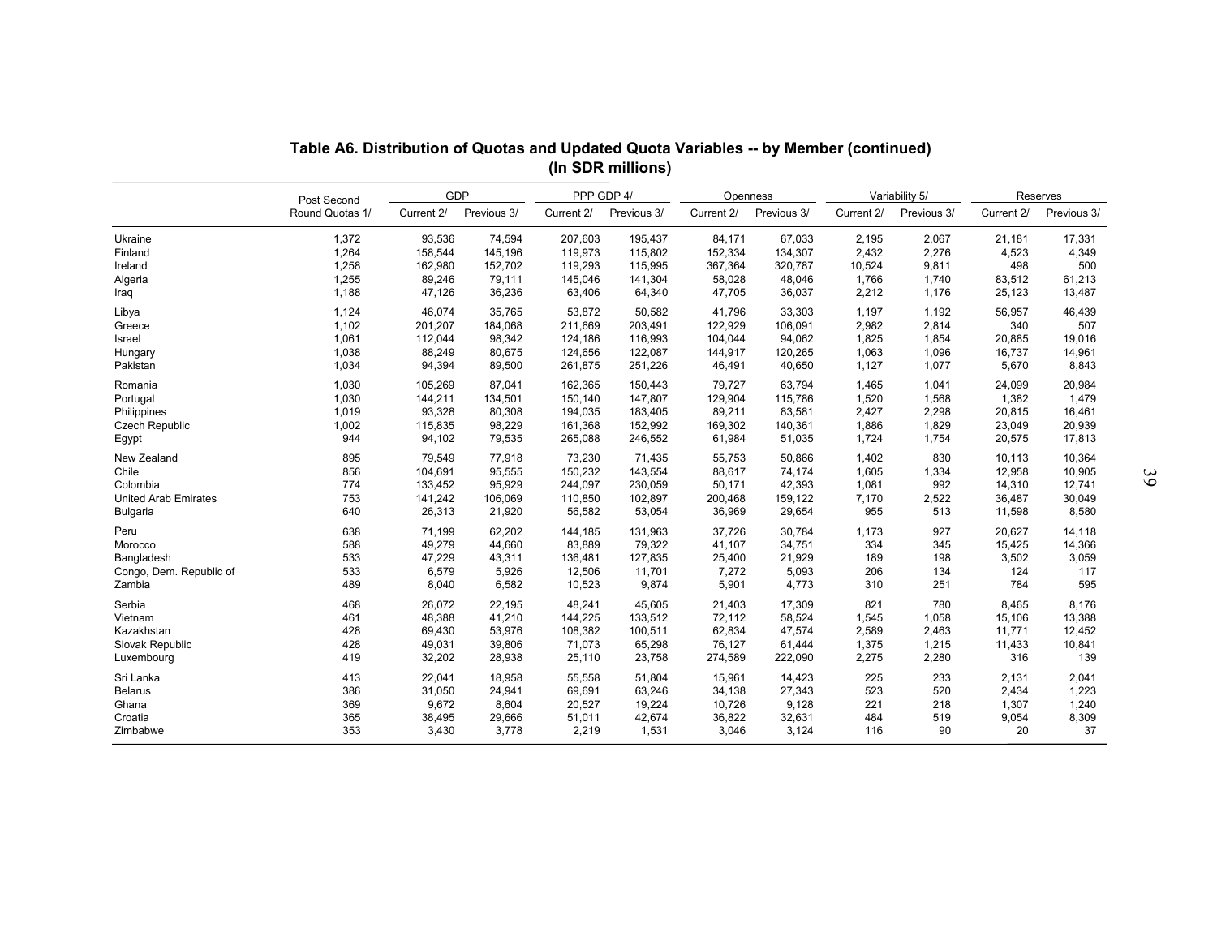## Table A6. Distribution of Quotas and Updated Quota Variables -- by Member (continued)
### (In SDR millions)

| | Post Second | GDP | | PPP GDP 4/ | | Openness | | Variability 5/ | | Reserves | |
|---|---|---|---|---|---|---|---|---|---|---|---|
| | Round Quotas 1/ | Current 2/ | Previous 3/ | Current 2/ | Previous 3/ | Current 2/ | Previous 3/ | Current 2/ | Previous 3/ | Current 2/ | Previous 3/ |
| Ukraine | 1,372 | 93,536 | 74,594 | 207,603 | 195,437 | 84,171 | 67,033 | 2,195 | 2,067 | 21,181 | 17,331 |
| Finland | 1,264 | 158,544 | 145,196 | 119,973 | 115,802 | 152,334 | 134,307 | 2,432 | 2,276 | 4,523 | 4,349 |
| Ireland | 1,258 | 162,980 | 152,702 | 119,293 | 115,995 | 367,364 | 320,787 | 10,524 | 9,811 | 498 | 500 |
| Algeria | 1,255 | 89,246 | 79,111 | 145,046 | 141,304 | 58,028 | 48,046 | 1,766 | 1,740 | 83,512 | 61,213 |
| Iraq | 1,188 | 47,126 | 36,236 | 63,406 | 64,340 | 47,705 | 36,037 | 2,212 | 1,176 | 25,123 | 13,487 |
| Libya | 1,124 | 46,074 | 35,765 | 53,872 | 50,582 | 41,796 | 33,303 | 1,197 | 1,192 | 56,957 | 46,439 |
| Greece | 1,102 | 201,207 | 184,068 | 211,669 | 203,491 | 122,929 | 106,091 | 2,982 | 2,814 | 340 | 507 |
| Israel | 1,061 | 112,044 | 98,342 | 124,186 | 116,993 | 104,044 | 94,062 | 1,825 | 1,854 | 20,885 | 19,016 |
| Hungary | 1,038 | 88,249 | 80,675 | 124,656 | 122,087 | 144,917 | 120,265 | 1,063 | 1,096 | 16,737 | 14,961 |
| Pakistan | 1,034 | 94,394 | 89,500 | 261,875 | 251,226 | 46,491 | 40,650 | 1,127 | 1,077 | 5,670 | 8,843 |
| Romania | 1,030 | 105,269 | 87,041 | 162,365 | 150,443 | 79,727 | 63,794 | 1,465 | 1,041 | 24,099 | 20,984 |
| Portugal | 1,030 | 144,211 | 134,501 | 150,140 | 147,807 | 129,904 | 115,786 | 1,520 | 1,568 | 1,382 | 1,479 |
| Philippines | 1,019 | 93,328 | 80,308 | 194,035 | 183,405 | 89,211 | 83,581 | 2,427 | 2,298 | 20,815 | 16,461 |
| Czech Republic | 1,002 | 115,835 | 98,229 | 161,368 | 152,992 | 169,302 | 140,361 | 1,886 | 1,829 | 23,049 | 20,939 |
| Egypt | 944 | 94,102 | 79,535 | 265,088 | 246,552 | 61,984 | 51,035 | 1,724 | 1,754 | 20,575 | 17,813 |
| New Zealand | 895 | 79,549 | 77,918 | 73,230 | 71,435 | 55,753 | 50,866 | 1,402 | 830 | 10,113 | 10,364 |
| Chile | 856 | 104,691 | 95,555 | 150,232 | 143,554 | 88,617 | 74,174 | 1,605 | 1,334 | 12,958 | 10,905 |
| Colombia | 774 | 133,452 | 95,929 | 244,097 | 230,059 | 50,171 | 42,393 | 1,081 | 992 | 14,310 | 12,741 |
| United Arab Emirates | 753 | 141,242 | 106,069 | 110,850 | 102,897 | 200,468 | 159,122 | 7,170 | 2,522 | 36,487 | 30,049 |
| Bulgaria | 640 | 26,313 | 21,920 | 56,582 | 53,054 | 36,969 | 29,654 | 955 | 513 | 11,598 | 8,580 |
| Peru | 638 | 71,199 | 62,202 | 144,185 | 131,963 | 37,726 | 30,784 | 1,173 | 927 | 20,627 | 14,118 |
| Morocco | 588 | 49,279 | 44,660 | 83,889 | 79,322 | 41,107 | 34,751 | 334 | 345 | 15,425 | 14,366 |
| Bangladesh | 533 | 47,229 | 43,311 | 136,481 | 127,835 | 25,400 | 21,929 | 189 | 198 | 3,502 | 3,059 |
| Congo, Dem. Republic of | 533 | 6,579 | 5,926 | 12,506 | 11,701 | 7,272 | 5,093 | 206 | 134 | 124 | 117 |
| Zambia | 489 | 8,040 | 6,582 | 10,523 | 9,874 | 5,901 | 4,773 | 310 | 251 | 784 | 595 |
| Serbia | 468 | 26,072 | 22,195 | 48,241 | 45,605 | 21,403 | 17,309 | 821 | 780 | 8,465 | 8,176 |
| Vietnam | 461 | 48,388 | 41,210 | 144,225 | 133,512 | 72,112 | 58,524 | 1,545 | 1,058 | 15,106 | 13,388 |
| Kazakhstan | 428 | 69,430 | 53,976 | 108,382 | 100,511 | 62,834 | 47,574 | 2,589 | 2,463 | 11,771 | 12,452 |
| Slovak Republic | 428 | 49,031 | 39,806 | 71,073 | 65,298 | 76,127 | 61,444 | 1,375 | 1,215 | 11,433 | 10,841 |
| Luxembourg | 419 | 32,202 | 28,938 | 25,110 | 23,758 | 274,589 | 222,090 | 2,275 | 2,280 | 316 | 139 |
| Sri Lanka | 413 | 22,041 | 18,958 | 55,558 | 51,804 | 15,961 | 14,423 | 225 | 233 | 2,131 | 2,041 |
| Belarus | 386 | 31,050 | 24,941 | 69,691 | 63,246 | 34,138 | 27,343 | 523 | 520 | 2,434 | 1,223 |
| Ghana | 369 | 9,672 | 8,604 | 20,527 | 19,224 | 10,726 | 9,128 | 221 | 218 | 1,307 | 1,240 |
| Croatia | 365 | 38,495 | 29,666 | 51,011 | 42,674 | 36,822 | 32,631 | 484 | 519 | 9,054 | 8,309 |
| Zimbabwe | 353 | 3,430 | 3,778 | 2,219 | 1,531 | 3,046 | 3,124 | 116 | 90 | 20 | 37 |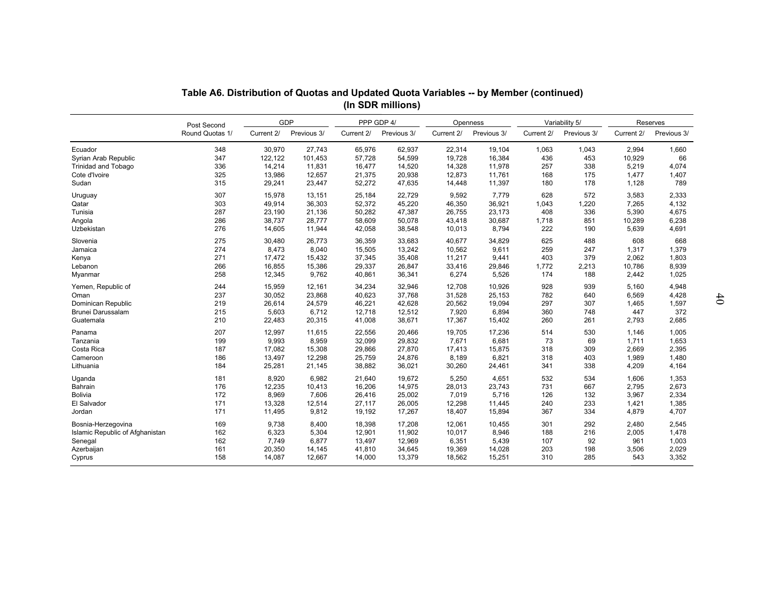**Table A6. Distribution of Quotas and Updated Quota Variables -- by Member (continued)**
**(In SDR millions)**

| | Post Second | GDP | | PPP GDP 4/ | | Openness | | Variability 5/ | | Reserves | |
|---|---|---|---|---|---|---|---|---|---|---|---|
| | Round Quotas 1/ | Current 2/ | Previous 3/ | Current 2/ | Previous 3/ | Current 2/ | Previous 3/ | Current 2/ | Previous 3/ | Current 2/ | Previous 3/ |
| Ecuador | 348 | 30,970 | 27,743 | 65,976 | 62,937 | 22,314 | 19,104 | 1,063 | 1,043 | 2,994 | 1,660 |
| Syrian Arab Republic | 347 | 122,122 | 101,453 | 57,728 | 54,599 | 19,728 | 16,384 | 436 | 453 | 10,929 | 66 |
| Trinidad and Tobago | 336 | 14,214 | 11,831 | 16,477 | 14,520 | 14,328 | 11,978 | 257 | 338 | 5,219 | 4,074 |
| Cote d'Ivoire | 325 | 13,986 | 12,657 | 21,375 | 20,938 | 12,873 | 11,761 | 168 | 175 | 1,477 | 1,407 |
| Sudan | 315 | 29,241 | 23,447 | 52,272 | 47,635 | 14,448 | 11,397 | 180 | 178 | 1,128 | 789 |
| Uruguay | 307 | 15,978 | 13,151 | 25,184 | 22,729 | 9,592 | 7,779 | 628 | 572 | 3,583 | 2,333 |
| Qatar | 303 | 49,914 | 36,303 | 52,372 | 45,220 | 46,350 | 36,921 | 1,043 | 1,220 | 7,265 | 4,132 |
| Tunisia | 287 | 23,190 | 21,136 | 50,282 | 47,387 | 26,755 | 23,173 | 408 | 336 | 5,390 | 4,675 |
| Angola | 286 | 38,737 | 28,777 | 58,609 | 50,078 | 43,418 | 30,687 | 1,718 | 851 | 10,289 | 6,238 |
| Uzbekistan | 276 | 14,605 | 11,944 | 42,058 | 38,548 | 10,013 | 8,794 | 222 | 190 | 5,639 | 4,691 |
| Slovenia | 275 | 30,480 | 26,773 | 36,359 | 33,683 | 40,677 | 34,829 | 625 | 488 | 608 | 668 |
| Jamaica | 274 | 8,473 | 8,040 | 15,505 | 13,242 | 10,562 | 9,611 | 259 | 247 | 1,317 | 1,379 |
| Kenya | 271 | 17,472 | 15,432 | 37,345 | 35,408 | 11,217 | 9,441 | 403 | 379 | 2,062 | 1,803 |
| Lebanon | 266 | 16,855 | 15,386 | 29,337 | 26,847 | 33,416 | 29,846 | 1,772 | 2,213 | 10,786 | 8,939 |
| Myanmar | 258 | 12,345 | 9,762 | 40,861 | 36,341 | 6,274 | 5,526 | 174 | 188 | 2,442 | 1,025 |
| Yemen, Republic of | 244 | 15,959 | 12,161 | 34,234 | 32,946 | 12,708 | 10,926 | 928 | 939 | 5,160 | 4,948 |
| Oman | 237 | 30,052 | 23,868 | 40,623 | 37,768 | 31,528 | 25,153 | 782 | 640 | 6,569 | 4,428 |
| Dominican Republic | 219 | 26,614 | 24,579 | 46,221 | 42,628 | 20,562 | 19,094 | 297 | 307 | 1,465 | 1,597 |
| Brunei Darussalam | 215 | 5,603 | 6,712 | 12,718 | 12,512 | 7,920 | 6,894 | 360 | 748 | 447 | 372 |
| Guatemala | 210 | 22,483 | 20,315 | 41,008 | 38,671 | 17,367 | 15,402 | 260 | 261 | 2,793 | 2,685 |
| Panama | 207 | 12,997 | 11,615 | 22,556 | 20,466 | 19,705 | 17,236 | 514 | 530 | 1,146 | 1,005 |
| Tanzania | 199 | 9,993 | 8,959 | 32,099 | 29,832 | 7,671 | 6,681 | 73 | 69 | 1,711 | 1,653 |
| Costa Rica | 187 | 17,082 | 15,308 | 29,866 | 27,870 | 17,413 | 15,875 | 318 | 309 | 2,669 | 2,395 |
| Cameroon | 186 | 13,497 | 12,298 | 25,759 | 24,876 | 8,189 | 6,821 | 318 | 403 | 1,989 | 1,480 |
| Lithuania | 184 | 25,281 | 21,145 | 38,882 | 36,021 | 30,260 | 24,461 | 341 | 338 | 4,209 | 4,164 |
| Uganda | 181 | 8,920 | 6,982 | 21,640 | 19,672 | 5,250 | 4,651 | 532 | 534 | 1,606 | 1,353 |
| Bahrain | 176 | 12,235 | 10,413 | 16,206 | 14,975 | 28,013 | 23,743 | 731 | 667 | 2,795 | 2,673 |
| Bolivia | 172 | 8,969 | 7,606 | 26,416 | 25,002 | 7,019 | 5,716 | 126 | 132 | 3,967 | 2,334 |
| El Salvador | 171 | 13,328 | 12,514 | 27,117 | 26,005 | 12,298 | 11,445 | 240 | 233 | 1,421 | 1,385 |
| Jordan | 171 | 11,495 | 9,812 | 19,192 | 17,267 | 18,407 | 15,894 | 367 | 334 | 4,879 | 4,707 |
| Bosnia-Herzegovina | 169 | 9,738 | 8,400 | 18,398 | 17,208 | 12,061 | 10,455 | 301 | 292 | 2,480 | 2,545 |
| Islamic Republic of Afghanistan | 162 | 6,323 | 5,304 | 12,901 | 11,902 | 10,017 | 8,946 | 188 | 216 | 2,005 | 1,478 |
| Senegal | 162 | 7,749 | 6,877 | 13,497 | 12,969 | 6,351 | 5,439 | 107 | 92 | 961 | 1,003 |
| Azerbaijan | 161 | 20,350 | 14,145 | 41,810 | 34,645 | 19,369 | 14,028 | 203 | 198 | 3,506 | 2,029 |
| Cyprus | 158 | 14,087 | 12,667 | 14,000 | 13,379 | 18,562 | 15,251 | 310 | 285 | 543 | 3,352 |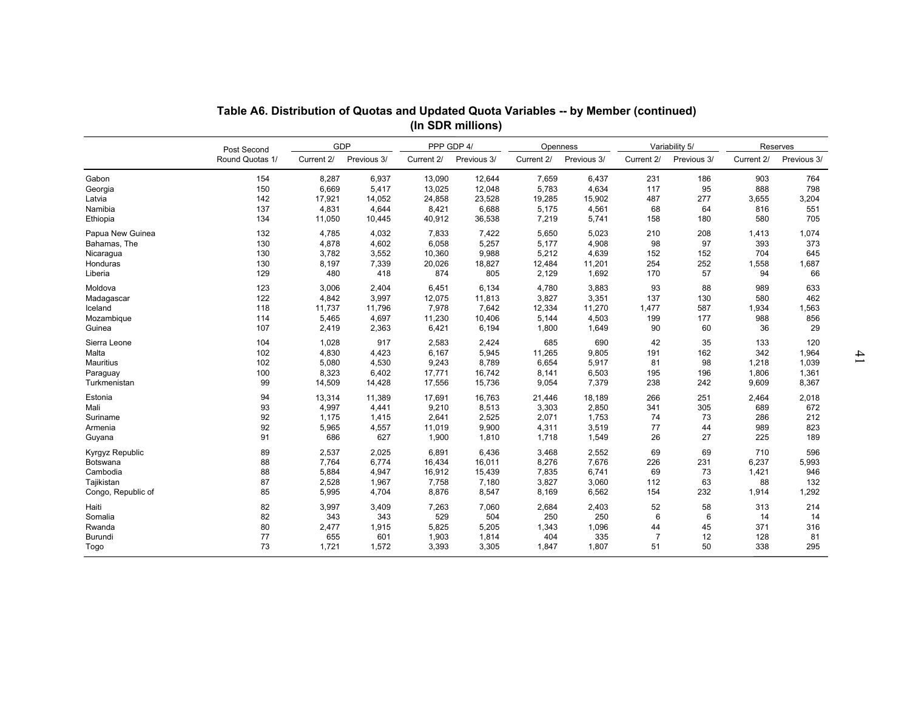## Table A6. Distribution of Quotas and Updated Quota Variables -- by Member (continued)
**(In SDR millions)**

| | Post Second Round Quotas 1/ | GDP | | PPP GDP 4/ | | Openness | | Variability 5/ | | Reserves | |
|---|---|---|---|---|---|---|---|---|---|---|---|
| | | Current 2/ | Previous 3/ | Current 2/ | Previous 3/ | Current 2/ | Previous 3/ | Current 2/ | Previous 3/ | Current 2/ | Previous 3/ |
| Gabon | 154 | 8,287 | 6,937 | 13,090 | 12,644 | 7,659 | 6,437 | 231 | 186 | 903 | 764 |
| Georgia | 150 | 6,669 | 5,417 | 13,025 | 12,048 | 5,783 | 4,634 | 117 | 95 | 888 | 798 |
| Latvia | 142 | 17,921 | 14,052 | 24,858 | 23,528 | 19,285 | 15,902 | 487 | 277 | 3,655 | 3,204 |
| Namibia | 137 | 4,831 | 4,644 | 8,421 | 6,688 | 5,175 | 4,561 | 68 | 64 | 816 | 551 |
| Ethiopia | 134 | 11,050 | 10,445 | 40,912 | 36,538 | 7,219 | 5,741 | 158 | 180 | 580 | 705 |
| Papua New Guinea | 132 | 4,785 | 4,032 | 7,833 | 7,422 | 5,650 | 5,023 | 210 | 208 | 1,413 | 1,074 |
| Bahamas, The | 130 | 4,878 | 4,602 | 6,058 | 5,257 | 5,177 | 4,908 | 98 | 97 | 393 | 373 |
| Nicaragua | 130 | 3,782 | 3,552 | 10,360 | 9,988 | 5,212 | 4,639 | 152 | 152 | 704 | 645 |
| Honduras | 130 | 8,197 | 7,339 | 20,026 | 18,827 | 12,484 | 11,201 | 254 | 252 | 1,558 | 1,687 |
| Liberia | 129 | 480 | 418 | 874 | 805 | 2,129 | 1,692 | 170 | 57 | 94 | 66 |
| Moldova | 123 | 3,006 | 2,404 | 6,451 | 6,134 | 4,780 | 3,883 | 93 | 88 | 989 | 633 |
| Madagascar | 122 | 4,842 | 3,997 | 12,075 | 11,813 | 3,827 | 3,351 | 137 | 130 | 580 | 462 |
| Iceland | 118 | 11,737 | 11,796 | 7,978 | 7,642 | 12,334 | 11,270 | 1,477 | 587 | 1,934 | 1,563 |
| Mozambique | 114 | 5,465 | 4,697 | 11,230 | 10,406 | 5,144 | 4,503 | 199 | 177 | 988 | 856 |
| Guinea | 107 | 2,419 | 2,363 | 6,421 | 6,194 | 1,800 | 1,649 | 90 | 60 | 36 | 29 |
| Sierra Leone | 104 | 1,028 | 917 | 2,583 | 2,424 | 685 | 690 | 42 | 35 | 133 | 120 |
| Malta | 102 | 4,830 | 4,423 | 6,167 | 5,945 | 11,265 | 9,805 | 191 | 162 | 342 | 1,964 |
| Mauritius | 102 | 5,080 | 4,530 | 9,243 | 8,789 | 6,654 | 5,917 | 81 | 98 | 1,218 | 1,039 |
| Paraguay | 100 | 8,323 | 6,402 | 17,771 | 16,742 | 8,141 | 6,503 | 195 | 196 | 1,806 | 1,361 |
| Turkmenistan | 99 | 14,509 | 14,428 | 17,556 | 15,736 | 9,054 | 7,379 | 238 | 242 | 9,609 | 8,367 |
| Estonia | 94 | 13,314 | 11,389 | 17,691 | 16,763 | 21,446 | 18,189 | 266 | 251 | 2,464 | 2,018 |
| Mali | 93 | 4,997 | 4,441 | 9,210 | 8,513 | 3,303 | 2,850 | 341 | 305 | 689 | 672 |
| Suriname | 92 | 1,175 | 1,415 | 2,641 | 2,525 | 2,071 | 1,753 | 74 | 73 | 286 | 212 |
| Armenia | 92 | 5,965 | 4,557 | 11,019 | 9,900 | 4,311 | 3,519 | 77 | 44 | 989 | 823 |
| Guyana | 91 | 686 | 627 | 1,900 | 1,810 | 1,718 | 1,549 | 26 | 27 | 225 | 189 |
| Kyrgyz Republic | 89 | 2,537 | 2,025 | 6,891 | 6,436 | 3,468 | 2,552 | 69 | 69 | 710 | 596 |
| Botswana | 88 | 7,764 | 6,774 | 16,434 | 16,011 | 8,276 | 7,676 | 226 | 231 | 6,237 | 5,993 |
| Cambodia | 88 | 5,884 | 4,947 | 16,912 | 15,439 | 7,835 | 6,741 | 69 | 73 | 1,421 | 946 |
| Tajikistan | 87 | 2,528 | 1,967 | 7,758 | 7,180 | 3,827 | 3,060 | 112 | 63 | 88 | 132 |
| Congo, Republic of | 85 | 5,995 | 4,704 | 8,876 | 8,547 | 8,169 | 6,562 | 154 | 232 | 1,914 | 1,292 |
| Haiti | 82 | 3,997 | 3,409 | 7,263 | 7,060 | 2,684 | 2,403 | 52 | 58 | 313 | 214 |
| Somalia | 82 | 343 | 343 | 529 | 504 | 250 | 250 | 6 | 6 | 14 | 14 |
| Rwanda | 80 | 2,477 | 1,915 | 5,825 | 5,205 | 1,343 | 1,096 | 44 | 45 | 371 | 316 |
| Burundi | 77 | 655 | 601 | 1,903 | 1,814 | 404 | 335 | 7 | 12 | 128 | 81 |
| Togo | 73 | 1,721 | 1,572 | 3,393 | 3,305 | 1,847 | 1,807 | 51 | 50 | 338 | 295 |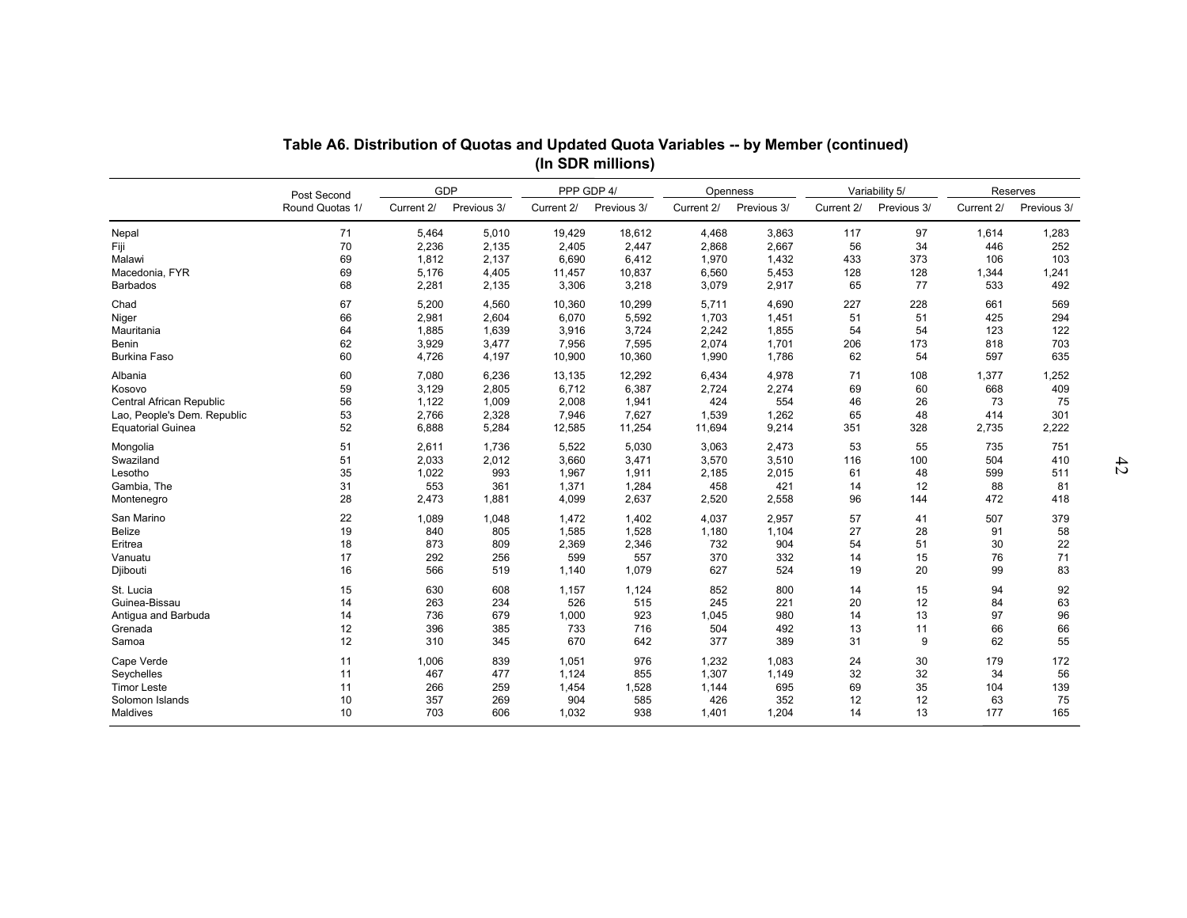**Table A6. Distribution of Quotas and Updated Quota Variables -- by Member (continued)**
**(In SDR millions)**

| | Post Second Round Quotas 1/ | GDP | | PPP GDP 4/ | | Openness | | Variability 5/ | | Reserves | |
|---|---|---|---|---|---|---|---|---|---|---|---|
| | | Current 2/ | Previous 3/ | Current 2/ | Previous 3/ | Current 2/ | Previous 3/ | Current 2/ | Previous 3/ | Current 2/ | Previous 3/ |
| Nepal | 71 | 5,464 | 5,010 | 19,429 | 18,612 | 4,468 | 3,863 | 117 | 97 | 1,614 | 1,283 |
| Fiji | 70 | 2,236 | 2,135 | 2,405 | 2,447 | 2,868 | 2,667 | 56 | 34 | 446 | 252 |
| Malawi | 69 | 1,812 | 2,137 | 6,690 | 6,412 | 1,970 | 1,432 | 433 | 373 | 106 | 103 |
| Macedonia, FYR | 69 | 5,176 | 4,405 | 11,457 | 10,837 | 6,560 | 5,453 | 128 | 128 | 1,344 | 1,241 |
| Barbados | 68 | 2,281 | 2,135 | 3,306 | 3,218 | 3,079 | 2,917 | 65 | 77 | 533 | 492 |
| Chad | 67 | 5,200 | 4,560 | 10,360 | 10,299 | 5,711 | 4,690 | 227 | 228 | 661 | 569 |
| Niger | 66 | 2,981 | 2,604 | 6,070 | 5,592 | 1,703 | 1,451 | 51 | 51 | 425 | 294 |
| Mauritania | 64 | 1,885 | 1,639 | 3,916 | 3,724 | 2,242 | 1,855 | 54 | 54 | 123 | 122 |
| Benin | 62 | 3,929 | 3,477 | 7,956 | 7,595 | 2,074 | 1,701 | 206 | 173 | 818 | 703 |
| Burkina Faso | 60 | 4,726 | 4,197 | 10,900 | 10,360 | 1,990 | 1,786 | 62 | 54 | 597 | 635 |
| Albania | 60 | 7,080 | 6,236 | 13,135 | 12,292 | 6,434 | 4,978 | 71 | 108 | 1,377 | 1,252 |
| Kosovo | 59 | 3,129 | 2,805 | 6,712 | 6,387 | 2,724 | 2,274 | 69 | 60 | 668 | 409 |
| Central African Republic | 56 | 1,122 | 1,009 | 2,008 | 1,941 | 424 | 554 | 46 | 26 | 73 | 75 |
| Lao, People's Dem. Republic | 53 | 2,766 | 2,328 | 7,946 | 7,627 | 1,539 | 1,262 | 65 | 48 | 414 | 301 |
| Equatorial Guinea | 52 | 6,888 | 5,284 | 12,585 | 11,254 | 11,694 | 9,214 | 351 | 328 | 2,735 | 2,222 |
| Mongolia | 51 | 2,611 | 1,736 | 5,522 | 5,030 | 3,063 | 2,473 | 53 | 55 | 735 | 751 |
| Swaziland | 51 | 2,033 | 2,012 | 3,660 | 3,471 | 3,570 | 3,510 | 116 | 100 | 504 | 410 |
| Lesotho | 35 | 1,022 | 993 | 1,967 | 1,911 | 2,185 | 2,015 | 61 | 48 | 599 | 511 |
| Gambia, The | 31 | 553 | 361 | 1,371 | 1,284 | 458 | 421 | 14 | 12 | 88 | 81 |
| Montenegro | 28 | 2,473 | 1,881 | 4,099 | 2,637 | 2,520 | 2,558 | 96 | 144 | 472 | 418 |
| San Marino | 22 | 1,089 | 1,048 | 1,472 | 1,402 | 4,037 | 2,957 | 57 | 41 | 507 | 379 |
| Belize | 19 | 840 | 805 | 1,585 | 1,528 | 1,180 | 1,104 | 27 | 28 | 91 | 58 |
| Eritrea | 18 | 873 | 809 | 2,369 | 2,346 | 732 | 904 | 54 | 51 | 30 | 22 |
| Vanuatu | 17 | 292 | 256 | 599 | 557 | 370 | 332 | 14 | 15 | 76 | 71 |
| Djibouti | 16 | 566 | 519 | 1,140 | 1,079 | 627 | 524 | 19 | 20 | 99 | 83 |
| St. Lucia | 15 | 630 | 608 | 1,157 | 1,124 | 852 | 800 | 14 | 15 | 94 | 92 |
| Guinea-Bissau | 14 | 263 | 234 | 526 | 515 | 245 | 221 | 20 | 12 | 84 | 63 |
| Antigua and Barbuda | 14 | 736 | 679 | 1,000 | 923 | 1,045 | 980 | 14 | 13 | 97 | 96 |
| Grenada | 12 | 396 | 385 | 733 | 716 | 504 | 492 | 13 | 11 | 66 | 66 |
| Samoa | 12 | 310 | 345 | 670 | 642 | 377 | 389 | 31 | 9 | 62 | 55 |
| Cape Verde | 11 | 1,006 | 839 | 1,051 | 976 | 1,232 | 1,083 | 24 | 30 | 179 | 172 |
| Seychelles | 11 | 467 | 477 | 1,124 | 855 | 1,307 | 1,149 | 32 | 32 | 34 | 56 |
| Timor Leste | 11 | 266 | 259 | 1,454 | 1,528 | 1,144 | 695 | 69 | 35 | 104 | 139 |
| Solomon Islands | 10 | 357 | 269 | 904 | 585 | 426 | 352 | 12 | 12 | 63 | 75 |
| Maldives | 10 | 703 | 606 | 1,032 | 938 | 1,401 | 1,204 | 14 | 13 | 177 | 165 |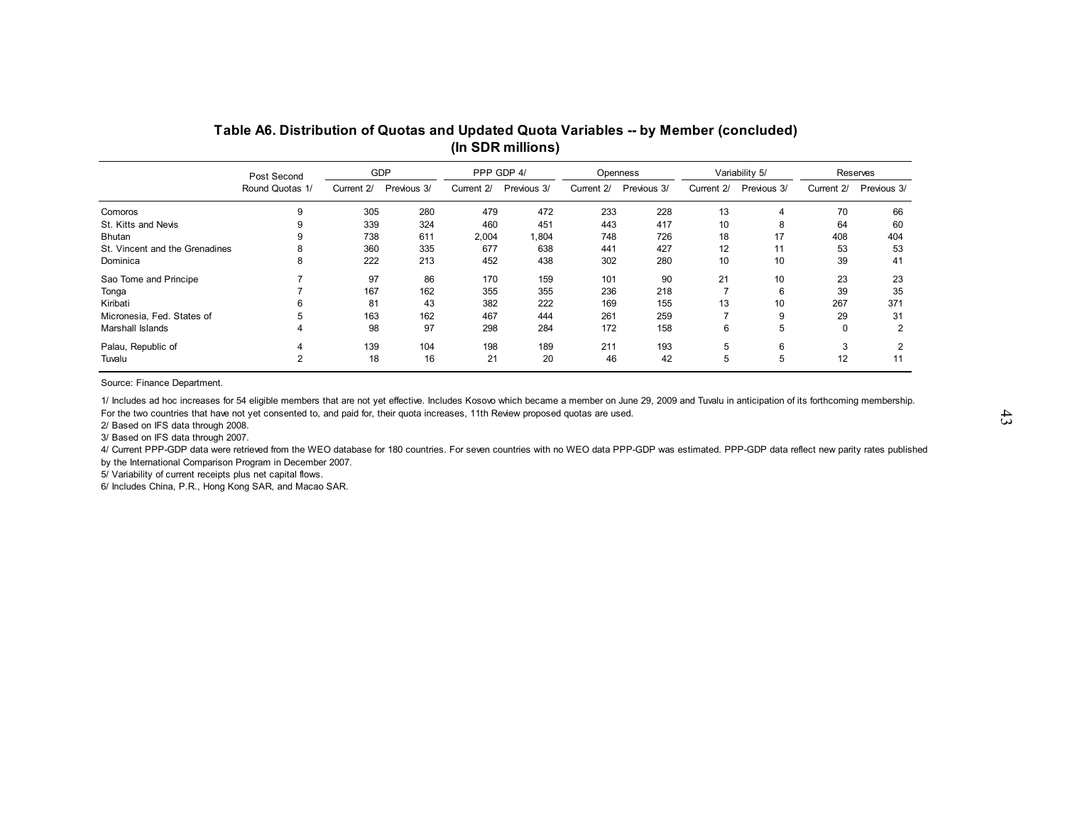## Table A6. Distribution of Quotas and Updated Quota Variables -- by Member (concluded)
**(In SDR millions)**

| | Post Second Round Quotas 1/ | GDP | | PPP GDP 4/ | | Openness | | Variability 5/ | | Reserves | |
|---|---|---|---|---|---|---|---|---|---|---|---|
| | | Current 2/ | Previous 3/ | Current 2/ | Previous 3/ | Current 2/ | Previous 3/ | Current 2/ | Previous 3/ | Current 2/ | Previous 3/ |
| Comoros | 9 | 305 | 280 | 479 | 472 | 233 | 228 | 13 | 4 | 70 | 66 |
| St. Kitts and Nevis | 9 | 339 | 324 | 460 | 451 | 443 | 417 | 10 | 8 | 64 | 60 |
| Bhutan | 9 | 738 | 611 | 2,004 | 1,804 | 748 | 726 | 18 | 17 | 408 | 404 |
| St. Vincent and the Grenadines | 8 | 360 | 335 | 677 | 638 | 441 | 427 | 12 | 11 | 53 | 53 |
| Dominica | 8 | 222 | 213 | 452 | 438 | 302 | 280 | 10 | 10 | 39 | 41 |
| Sao Tome and Principe | 7 | 97 | 86 | 170 | 159 | 101 | 90 | 21 | 10 | 23 | 23 |
| Tonga | 7 | 167 | 162 | 355 | 355 | 236 | 218 | 7 | 6 | 39 | 35 |
| Kiribati | 6 | 81 | 43 | 382 | 222 | 169 | 155 | 13 | 10 | 267 | 371 |
| Micronesia, Fed. States of | 5 | 163 | 162 | 467 | 444 | 261 | 259 | 7 | 9 | 29 | 31 |
| Marshall Islands | 4 | 98 | 97 | 298 | 284 | 172 | 158 | 6 | 5 | 0 | 2 |
| Palau, Republic of | 4 | 139 | 104 | 198 | 189 | 211 | 193 | 5 | 6 | 3 | 2 |
| Tuvalu | 2 | 18 | 16 | 21 | 20 | 46 | 42 | 5 | 5 | 12 | 11 |

Source: Finance Department.

1/ Includes ad hoc increases for 54 eligible members that are not yet effective. Includes Kosovo which became a member on June 29, 2009 and Tuvalu in anticipation of its forthcoming membership. For the two countries that have not yet consented to, and paid for, their quota increases, 11th Review proposed quotas are used.

2/ Based on IFS data through 2008.

3/ Based on IFS data through 2007.

4/ Current PPP-GDP data were retrieved from the WEO database for 180 countries. For seven countries with no WEO data PPP-GDP was estimated. PPP-GDP data reflect new parity rates published by the International Comparison Program in December 2007.

5/ Variability of current receipts plus net capital flows.

6/ Includes China, P.R., Hong Kong SAR, and Macao SAR.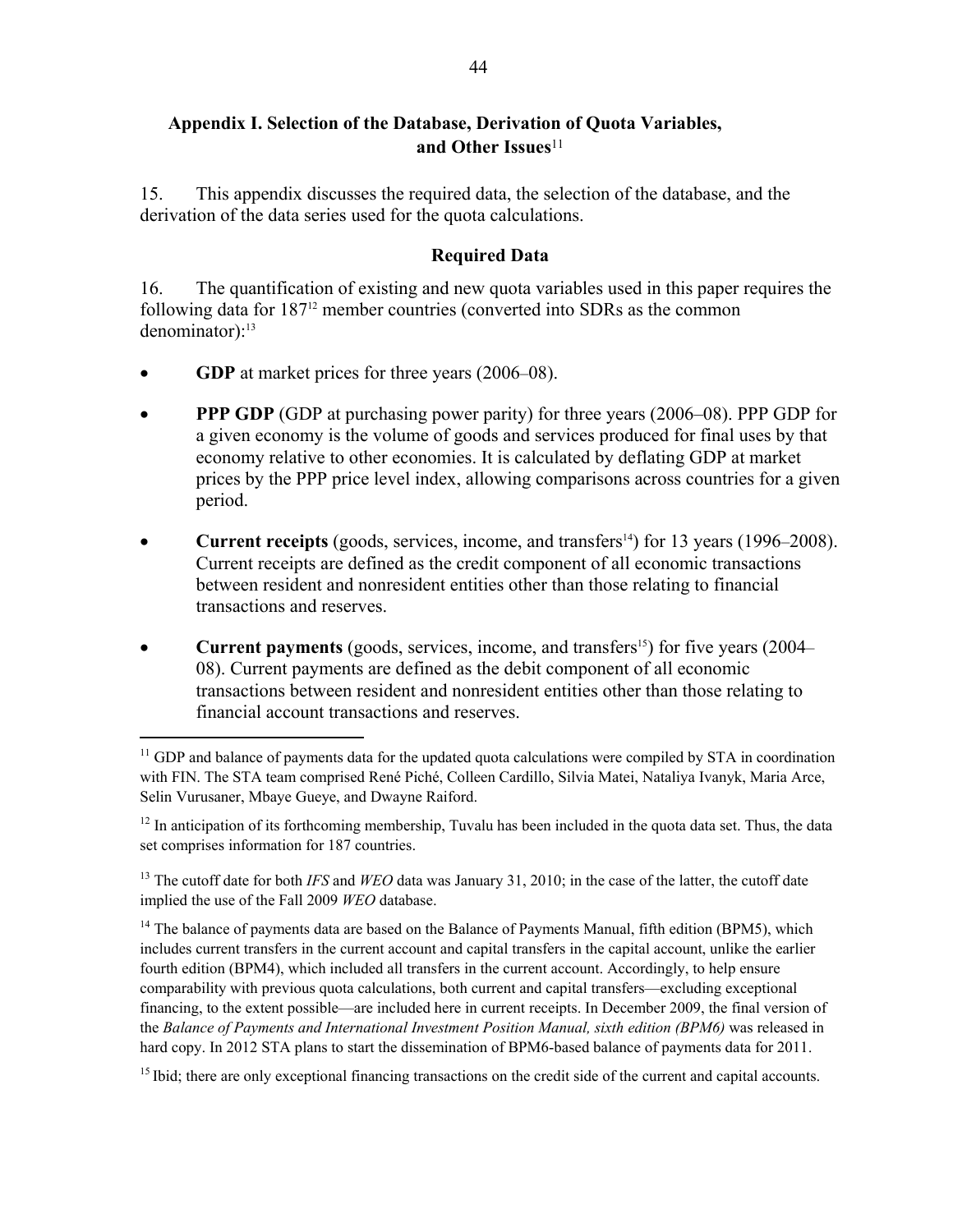## Appendix I. Selection of the Database, Derivation of Quota Variables, and Other Issues[11]

15. This appendix discusses the required data, the selection of the database, and the derivation of the data series used for the quota calculations.

### Required Data

16. The quantification of existing and new quota variables used in this paper requires the following data for 187[12] member countries (converted into SDRs as the common denominator):[13]

- **GDP** at market prices for three years (2006–08).
- **PPP GDP** (GDP at purchasing power parity) for three years (2006–08). PPP GDP for a given economy is the volume of goods and services produced for final uses by that economy relative to other economies. It is calculated by deflating GDP at market prices by the PPP price level index, allowing comparisons across countries for a given period.
- **Current receipts** (goods, services, income, and transfers[14]) for 13 years (1996–2008). Current receipts are defined as the credit component of all economic transactions between resident and nonresident entities other than those relating to financial transactions and reserves.
- **Current payments** (goods, services, income, and transfers[15]) for five years (2004–08). Current payments are defined as the debit component of all economic transactions between resident and nonresident entities other than those relating to financial account transactions and reserves.

---

[11] GDP and balance of payments data for the updated quota calculations were compiled by STA in coordination with FIN. The STA team comprised René Piché, Colleen Cardillo, Silvia Matei, Nataliya Ivanyk, Maria Arce, Selin Vurusaner, Mbaye Gueye, and Dwayne Raiford.

[12] In anticipation of its forthcoming membership, Tuvalu has been included in the quota data set. Thus, the data set comprises information for 187 countries.

[13] The cutoff date for both *IFS* and *WEO* data was January 31, 2010; in the case of the latter, the cutoff date implied the use of the Fall 2009 *WEO* database.

[14] The balance of payments data are based on the Balance of Payments Manual, fifth edition (BPM5), which includes current transfers in the current account and capital transfers in the capital account, unlike the earlier fourth edition (BPM4), which included all transfers in the current account. Accordingly, to help ensure comparability with previous quota calculations, both current and capital transfers—excluding exceptional financing, to the extent possible—are included here in current receipts. In December 2009, the final version of the *Balance of Payments and International Investment Position Manual, sixth edition (BPM6)* was released in hard copy. In 2012 STA plans to start the dissemination of BPM6-based balance of payments data for 2011.

[15] Ibid; there are only exceptional financing transactions on the credit side of the current and capital accounts.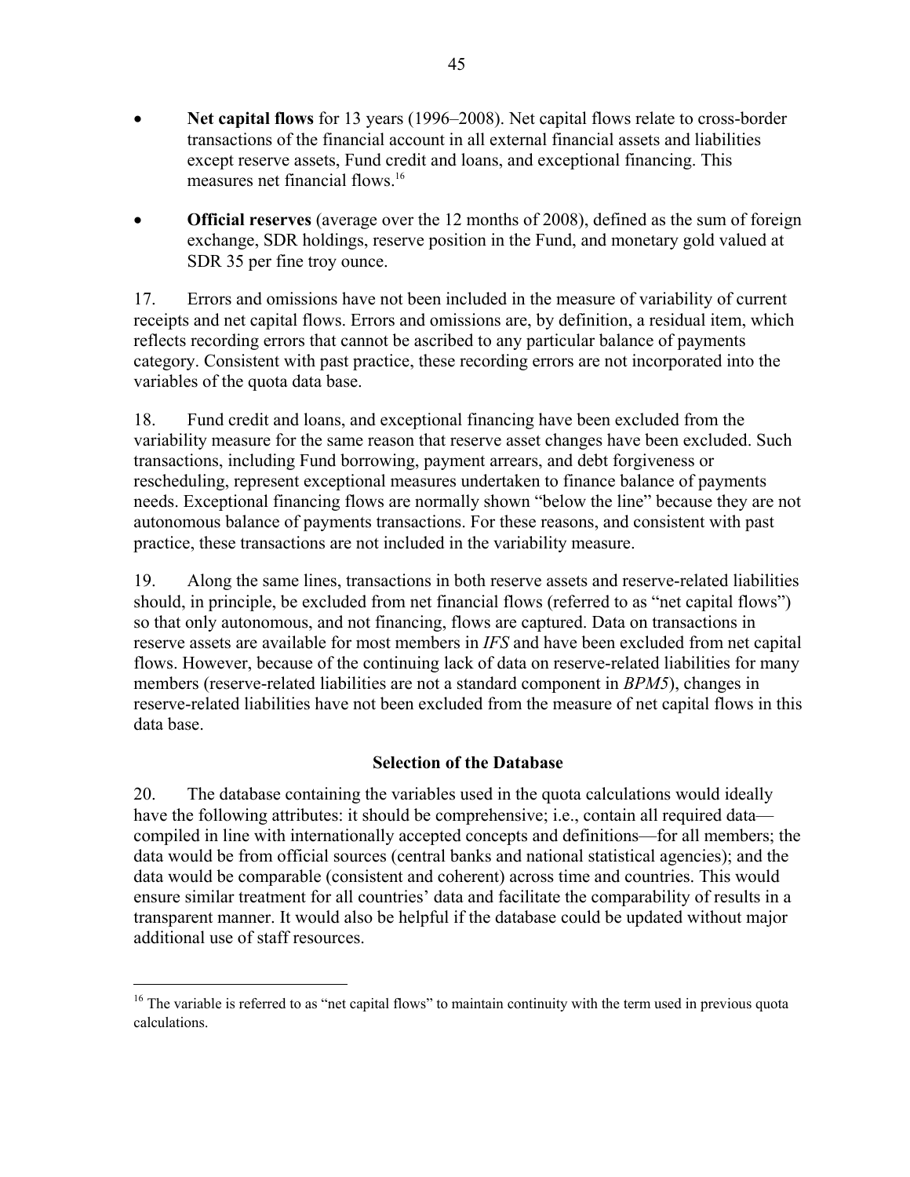- **Net capital flows** for 13 years (1996–2008). Net capital flows relate to cross-border transactions of the financial account in all external financial assets and liabilities except reserve assets, Fund credit and loans, and exceptional financing. This measures net financial flows.[16]

- **Official reserves** (average over the 12 months of 2008), defined as the sum of foreign exchange, SDR holdings, reserve position in the Fund, and monetary gold valued at SDR 35 per fine troy ounce.

17. Errors and omissions have not been included in the measure of variability of current receipts and net capital flows. Errors and omissions are, by definition, a residual item, which reflects recording errors that cannot be ascribed to any particular balance of payments category. Consistent with past practice, these recording errors are not incorporated into the variables of the quota data base.

18. Fund credit and loans, and exceptional financing have been excluded from the variability measure for the same reason that reserve asset changes have been excluded. Such transactions, including Fund borrowing, payment arrears, and debt forgiveness or rescheduling, represent exceptional measures undertaken to finance balance of payments needs. Exceptional financing flows are normally shown "below the line" because they are not autonomous balance of payments transactions. For these reasons, and consistent with past practice, these transactions are not included in the variability measure.

19. Along the same lines, transactions in both reserve assets and reserve-related liabilities should, in principle, be excluded from net financial flows (referred to as "net capital flows") so that only autonomous, and not financing, flows are captured. Data on transactions in reserve assets are available for most members in *IFS* and have been excluded from net capital flows. However, because of the continuing lack of data on reserve-related liabilities for many members (reserve-related liabilities are not a standard component in *BPM5*), changes in reserve-related liabilities have not been excluded from the measure of net capital flows in this data base.

### Selection of the Database

20. The database containing the variables used in the quota calculations would ideally have the following attributes: it should be comprehensive; i.e., contain all required data—compiled in line with internationally accepted concepts and definitions—for all members; the data would be from official sources (central banks and national statistical agencies); and the data would be comparable (consistent and coherent) across time and countries. This would ensure similar treatment for all countries' data and facilitate the comparability of results in a transparent manner. It would also be helpful if the database could be updated without major additional use of staff resources.

---

[16] The variable is referred to as "net capital flows" to maintain continuity with the term used in previous quota calculations.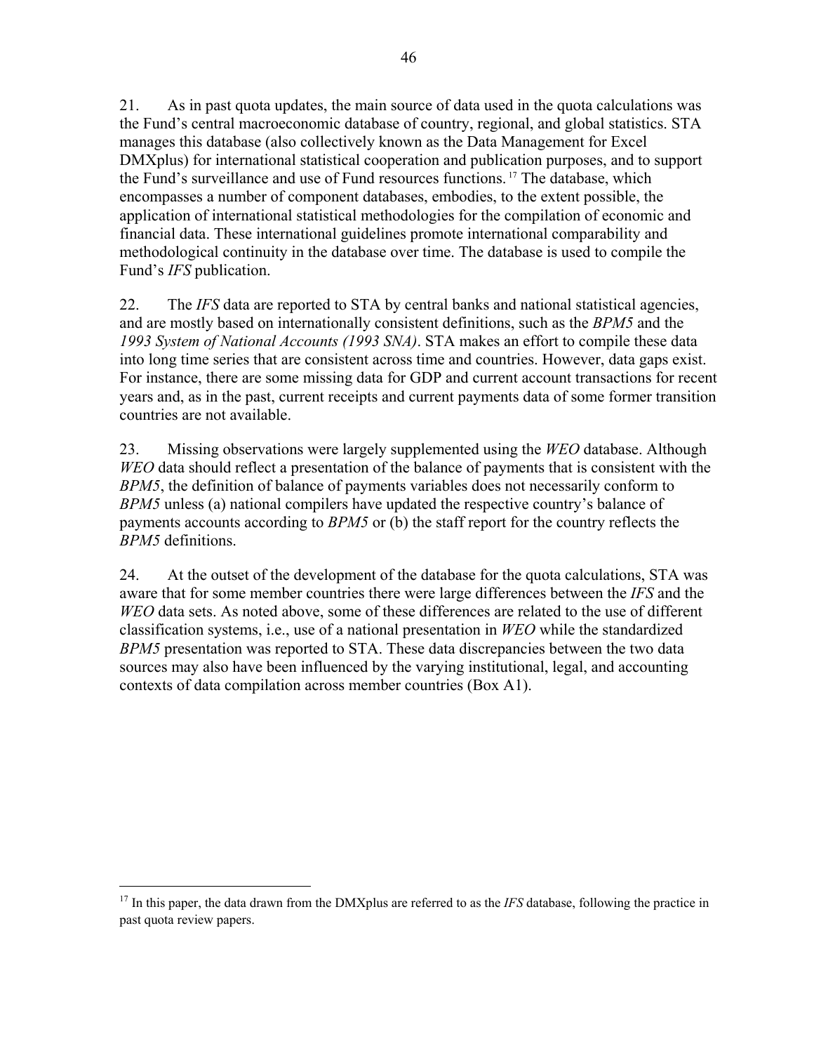21. As in past quota updates, the main source of data used in the quota calculations was the Fund's central macroeconomic database of country, regional, and global statistics. STA manages this database (also collectively known as the Data Management for Excel DMXplus) for international statistical cooperation and publication purposes, and to support the Fund's surveillance and use of Fund resources functions.[17] The database, which encompasses a number of component databases, embodies, to the extent possible, the application of international statistical methodologies for the compilation of economic and financial data. These international guidelines promote international comparability and methodological continuity in the database over time. The database is used to compile the Fund's *IFS* publication.

22. The *IFS* data are reported to STA by central banks and national statistical agencies, and are mostly based on internationally consistent definitions, such as the *BPM5* and the *1993 System of National Accounts (1993 SNA)*. STA makes an effort to compile these data into long time series that are consistent across time and countries. However, data gaps exist. For instance, there are some missing data for GDP and current account transactions for recent years and, as in the past, current receipts and current payments data of some former transition countries are not available.

23. Missing observations were largely supplemented using the *WEO* database. Although *WEO* data should reflect a presentation of the balance of payments that is consistent with the *BPM5*, the definition of balance of payments variables does not necessarily conform to *BPM5* unless (a) national compilers have updated the respective country's balance of payments accounts according to *BPM5* or (b) the staff report for the country reflects the *BPM5* definitions.

24. At the outset of the development of the database for the quota calculations, STA was aware that for some member countries there were large differences between the *IFS* and the *WEO* data sets. As noted above, some of these differences are related to the use of different classification systems, i.e., use of a national presentation in *WEO* while the standardized *BPM5* presentation was reported to STA. These data discrepancies between the two data sources may also have been influenced by the varying institutional, legal, and accounting contexts of data compilation across member countries (Box A1).

---

[17] In this paper, the data drawn from the DMXplus are referred to as the *IFS* database, following the practice in past quota review papers.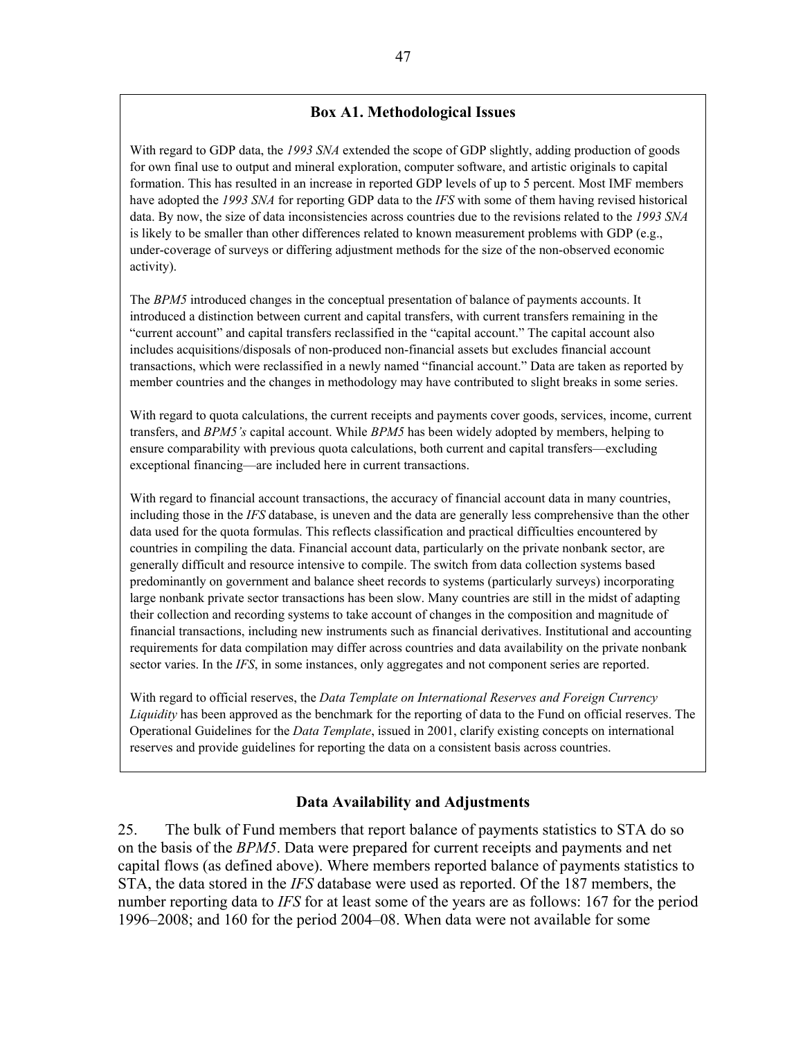### Box A1. Methodological Issues

With regard to GDP data, the *1993 SNA* extended the scope of GDP slightly, adding production of goods for own final use to output and mineral exploration, computer software, and artistic originals to capital formation. This has resulted in an increase in reported GDP levels of up to 5 percent. Most IMF members have adopted the *1993 SNA* for reporting GDP data to the *IFS* with some of them having revised historical data. By now, the size of data inconsistencies across countries due to the revisions related to the *1993 SNA* is likely to be smaller than other differences related to known measurement problems with GDP (e.g., under-coverage of surveys or differing adjustment methods for the size of the non-observed economic activity).

The *BPM5* introduced changes in the conceptual presentation of balance of payments accounts. It introduced a distinction between current and capital transfers, with current transfers remaining in the "current account" and capital transfers reclassified in the "capital account." The capital account also includes acquisitions/disposals of non-produced non-financial assets but excludes financial account transactions, which were reclassified in a newly named "financial account." Data are taken as reported by member countries and the changes in methodology may have contributed to slight breaks in some series.

With regard to quota calculations, the current receipts and payments cover goods, services, income, current transfers, and *BPM5's* capital account. While *BPM5* has been widely adopted by members, helping to ensure comparability with previous quota calculations, both current and capital transfers—excluding exceptional financing—are included here in current transactions.

With regard to financial account transactions, the accuracy of financial account data in many countries, including those in the *IFS* database, is uneven and the data are generally less comprehensive than the other data used for the quota formulas. This reflects classification and practical difficulties encountered by countries in compiling the data. Financial account data, particularly on the private nonbank sector, are generally difficult and resource intensive to compile. The switch from data collection systems based predominantly on government and balance sheet records to systems (particularly surveys) incorporating large nonbank private sector transactions has been slow. Many countries are still in the midst of adapting their collection and recording systems to take account of changes in the composition and magnitude of financial transactions, including new instruments such as financial derivatives. Institutional and accounting requirements for data compilation may differ across countries and data availability on the private nonbank sector varies. In the *IFS*, in some instances, only aggregates and not component series are reported.

With regard to official reserves, the *Data Template on International Reserves and Foreign Currency Liquidity* has been approved as the benchmark for the reporting of data to the Fund on official reserves. The Operational Guidelines for the *Data Template*, issued in 2001, clarify existing concepts on international reserves and provide guidelines for reporting the data on a consistent basis across countries.

## Data Availability and Adjustments

25. The bulk of Fund members that report balance of payments statistics to STA do so on the basis of the *BPM5*. Data were prepared for current receipts and payments and net capital flows (as defined above). Where members reported balance of payments statistics to STA, the data stored in the *IFS* database were used as reported. Of the 187 members, the number reporting data to *IFS* for at least some of the years are as follows: 167 for the period 1996–2008; and 160 for the period 2004–08. When data were not available for some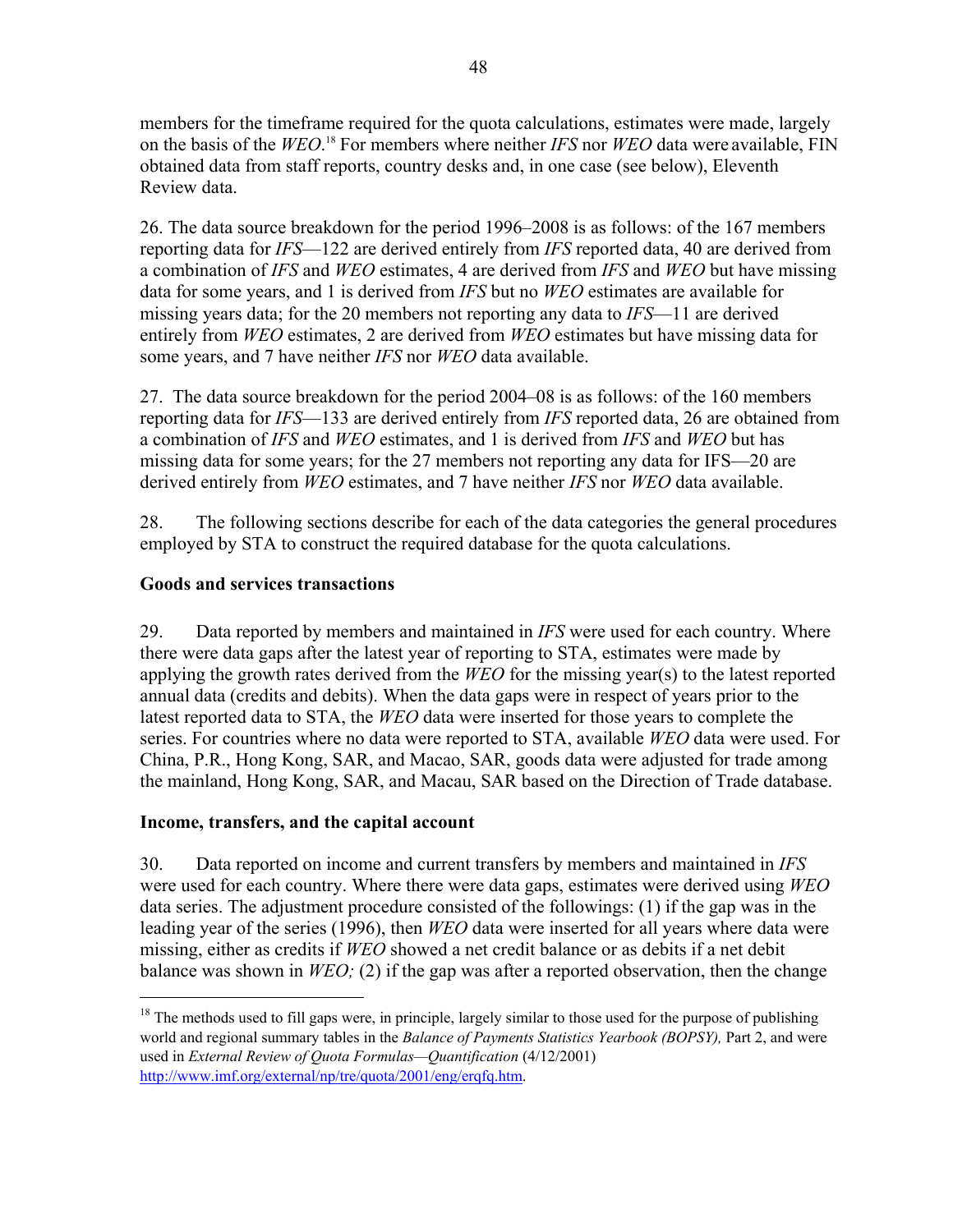members for the timeframe required for the quota calculations, estimates were made, largely on the basis of the *WEO*.[18] For members where neither *IFS* nor *WEO* data were available, FIN obtained data from staff reports, country desks and, in one case (see below), Eleventh Review data.

26. The data source breakdown for the period 1996–2008 is as follows: of the 167 members reporting data for *IFS*—122 are derived entirely from *IFS* reported data, 40 are derived from a combination of *IFS* and *WEO* estimates, 4 are derived from *IFS* and *WEO* but have missing data for some years, and 1 is derived from *IFS* but no *WEO* estimates are available for missing years data; for the 20 members not reporting any data to *IFS*—11 are derived entirely from *WEO* estimates, 2 are derived from *WEO* estimates but have missing data for some years, and 7 have neither *IFS* nor *WEO* data available.

27. The data source breakdown for the period 2004–08 is as follows: of the 160 members reporting data for *IFS*—133 are derived entirely from *IFS* reported data, 26 are obtained from a combination of *IFS* and *WEO* estimates, and 1 is derived from *IFS* and *WEO* but has missing data for some years; for the 27 members not reporting any data for IFS—20 are derived entirely from *WEO* estimates, and 7 have neither *IFS* nor *WEO* data available.

28. The following sections describe for each of the data categories the general procedures employed by STA to construct the required database for the quota calculations.

**Goods and services transactions**

29. Data reported by members and maintained in *IFS* were used for each country. Where there were data gaps after the latest year of reporting to STA, estimates were made by applying the growth rates derived from the *WEO* for the missing year(s) to the latest reported annual data (credits and debits). When the data gaps were in respect of years prior to the latest reported data to STA, the *WEO* data were inserted for those years to complete the series. For countries where no data were reported to STA, available *WEO* data were used. For China, P.R., Hong Kong, SAR, and Macao, SAR, goods data were adjusted for trade among the mainland, Hong Kong, SAR, and Macau, SAR based on the Direction of Trade database.

**Income, transfers, and the capital account**

30. Data reported on income and current transfers by members and maintained in *IFS* were used for each country. Where there were data gaps, estimates were derived using *WEO* data series. The adjustment procedure consisted of the followings: (1) if the gap was in the leading year of the series (1996), then *WEO* data were inserted for all years where data were missing, either as credits if *WEO* showed a net credit balance or as debits if a net debit balance was shown in *WEO;* (2) if the gap was after a reported observation, then the change

[18] The methods used to fill gaps were, in principle, largely similar to those used for the purpose of publishing world and regional summary tables in the *Balance of Payments Statistics Yearbook (BOPSY),* Part 2, and were used in *External Review of Quota Formulas—Quantification* (4/12/2001) http://www.imf.org/external/np/tre/quota/2001/eng/erqfq.htm.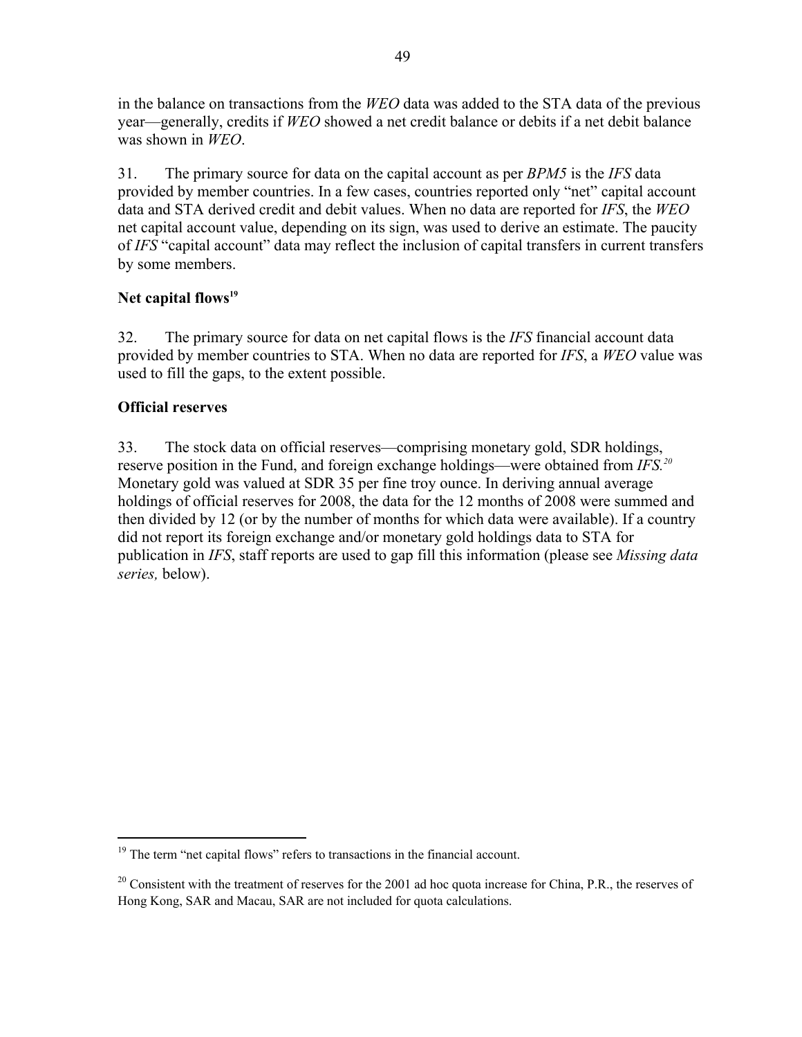in the balance on transactions from the *WEO* data was added to the STA data of the previous year—generally, credits if *WEO* showed a net credit balance or debits if a net debit balance was shown in *WEO*.

31. The primary source for data on the capital account as per *BPM5* is the *IFS* data provided by member countries. In a few cases, countries reported only "net" capital account data and STA derived credit and debit values. When no data are reported for *IFS*, the *WEO* net capital account value, depending on its sign, was used to derive an estimate. The paucity of *IFS* "capital account" data may reflect the inclusion of capital transfers in current transfers by some members.

### Net capital flows[19]

32. The primary source for data on net capital flows is the *IFS* financial account data provided by member countries to STA. When no data are reported for *IFS*, a *WEO* value was used to fill the gaps, to the extent possible.

### Official reserves

33. The stock data on official reserves—comprising monetary gold, SDR holdings, reserve position in the Fund, and foreign exchange holdings—were obtained from *IFS.*[20] Monetary gold was valued at SDR 35 per fine troy ounce. In deriving annual average holdings of official reserves for 2008, the data for the 12 months of 2008 were summed and then divided by 12 (or by the number of months for which data were available). If a country did not report its foreign exchange and/or monetary gold holdings data to STA for publication in *IFS*, staff reports are used to gap fill this information (please see *Missing data series,* below).

---

[19] The term "net capital flows" refers to transactions in the financial account.

[20] Consistent with the treatment of reserves for the 2001 ad hoc quota increase for China, P.R., the reserves of Hong Kong, SAR and Macau, SAR are not included for quota calculations.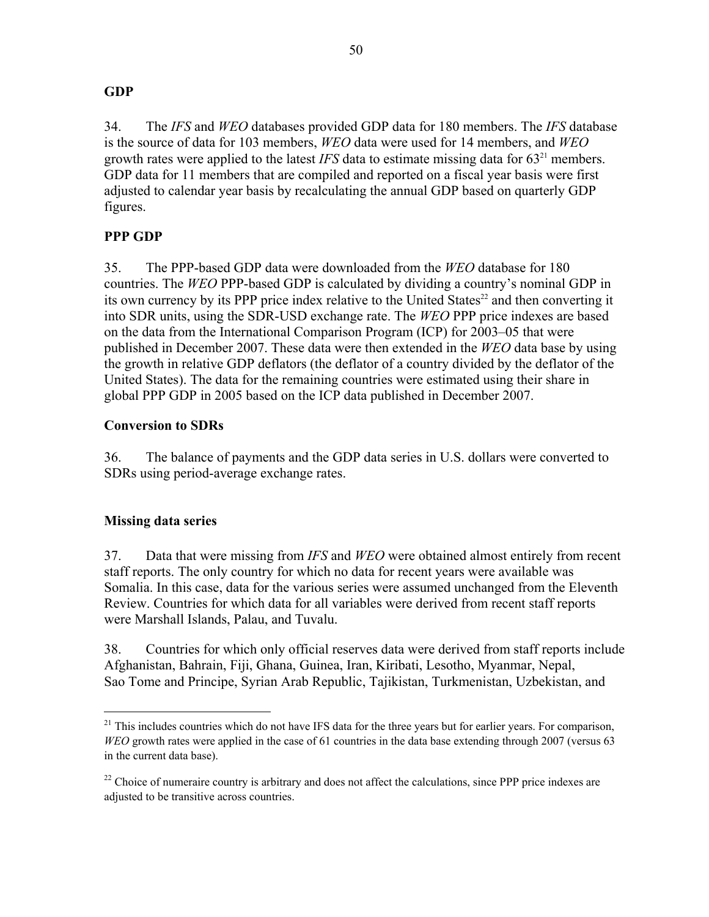## GDP

34. The *IFS* and *WEO* databases provided GDP data for 180 members. The *IFS* database is the source of data for 103 members, *WEO* data were used for 14 members, and *WEO* growth rates were applied to the latest *IFS* data to estimate missing data for 63[21] members. GDP data for 11 members that are compiled and reported on a fiscal year basis were first adjusted to calendar year basis by recalculating the annual GDP based on quarterly GDP figures.

## PPP GDP

35. The PPP-based GDP data were downloaded from the *WEO* database for 180 countries. The *WEO* PPP-based GDP is calculated by dividing a country's nominal GDP in its own currency by its PPP price index relative to the United States[22] and then converting it into SDR units, using the SDR-USD exchange rate. The *WEO* PPP price indexes are based on the data from the International Comparison Program (ICP) for 2003–05 that were published in December 2007. These data were then extended in the *WEO* data base by using the growth in relative GDP deflators (the deflator of a country divided by the deflator of the United States). The data for the remaining countries were estimated using their share in global PPP GDP in 2005 based on the ICP data published in December 2007.

## Conversion to SDRs

36. The balance of payments and the GDP data series in U.S. dollars were converted to SDRs using period-average exchange rates.

## Missing data series

37. Data that were missing from *IFS* and *WEO* were obtained almost entirely from recent staff reports. The only country for which no data for recent years were available was Somalia. In this case, data for the various series were assumed unchanged from the Eleventh Review. Countries for which data for all variables were derived from recent staff reports were Marshall Islands, Palau, and Tuvalu.

38. Countries for which only official reserves data were derived from staff reports include Afghanistan, Bahrain, Fiji, Ghana, Guinea, Iran, Kiribati, Lesotho, Myanmar, Nepal, Sao Tome and Principe, Syrian Arab Republic, Tajikistan, Turkmenistan, Uzbekistan, and

---

[21] This includes countries which do not have IFS data for the three years but for earlier years. For comparison, *WEO* growth rates were applied in the case of 61 countries in the data base extending through 2007 (versus 63 in the current data base).

[22] Choice of numeraire country is arbitrary and does not affect the calculations, since PPP price indexes are adjusted to be transitive across countries.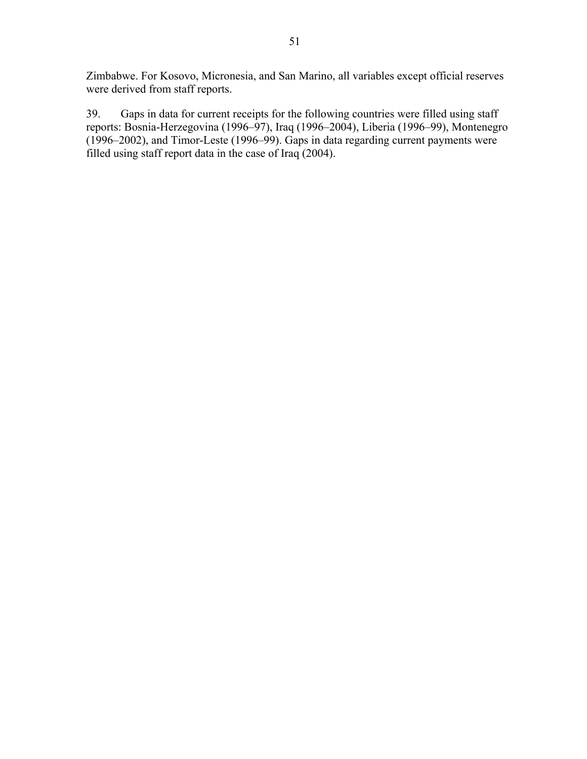Zimbabwe. For Kosovo, Micronesia, and San Marino, all variables except official reserves were derived from staff reports.

39. Gaps in data for current receipts for the following countries were filled using staff reports: Bosnia-Herzegovina (1996–97), Iraq (1996–2004), Liberia (1996–99), Montenegro (1996–2002), and Timor-Leste (1996–99). Gaps in data regarding current payments were filled using staff report data in the case of Iraq (2004).